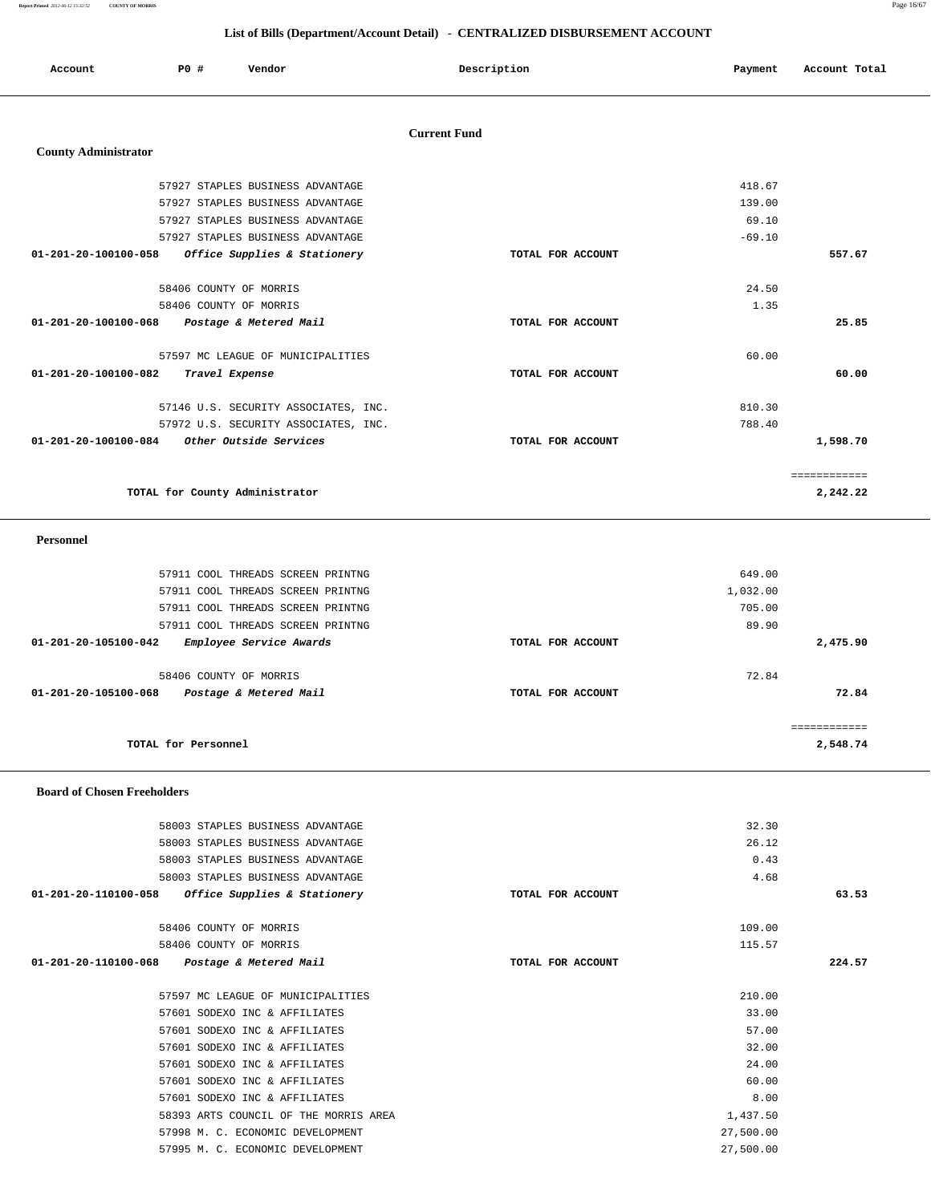## List of Bills (Department/Account Detail) - CENTRALIZED DISBURSEMENT ACCOUNT

| Account | PO # | Vendor | Description | Payment | Account Total |
|---|---|---|---|---|---|

### Current Fund

**County Administrator**

| Account | PO # | Vendor | Description | Payment | Account Total |
|---|---|---|---|---|---|
| | 57927 | STAPLES BUSINESS ADVANTAGE | | 418.67 | |
| | 57927 | STAPLES BUSINESS ADVANTAGE | | 139.00 | |
| | 57927 | STAPLES BUSINESS ADVANTAGE | | 69.10 | |
| | 57927 | STAPLES BUSINESS ADVANTAGE | | -69.10 | |
| 01-201-20-100100-058 | | *Office Supplies & Stationery* | TOTAL FOR ACCOUNT | | 557.67 |
| | 58406 | COUNTY OF MORRIS | | 24.50 | |
| | 58406 | COUNTY OF MORRIS | | 1.35 | |
| 01-201-20-100100-068 | | *Postage & Metered Mail* | TOTAL FOR ACCOUNT | | 25.85 |
| | 57597 | MC LEAGUE OF MUNICIPALITIES | | 60.00 | |
| 01-201-20-100100-082 | | *Travel Expense* | TOTAL FOR ACCOUNT | | 60.00 |
| | 57146 | U.S. SECURITY ASSOCIATES, INC. | | 810.30 | |
| | 57972 | U.S. SECURITY ASSOCIATES, INC. | | 788.40 | |
| 01-201-20-100100-084 | | *Other Outside Services* | TOTAL FOR ACCOUNT | | 1,598.70 |
| | | | | | ============ |
| | | TOTAL for County Administrator | | | 2,242.22 |

**Personnel**

| Account | PO # | Vendor | Description | Payment | Account Total |
|---|---|---|---|---|---|
| | 57911 | COOL THREADS SCREEN PRINTNG | | 649.00 | |
| | 57911 | COOL THREADS SCREEN PRINTNG | | 1,032.00 | |
| | 57911 | COOL THREADS SCREEN PRINTNG | | 705.00 | |
| | 57911 | COOL THREADS SCREEN PRINTNG | | 89.90 | |
| 01-201-20-105100-042 | | *Employee Service Awards* | TOTAL FOR ACCOUNT | | 2,475.90 |
| | 58406 | COUNTY OF MORRIS | | 72.84 | |
| 01-201-20-105100-068 | | *Postage & Metered Mail* | TOTAL FOR ACCOUNT | | 72.84 |
| | | | | | ============ |
| | | TOTAL for Personnel | | | 2,548.74 |

**Board of Chosen Freeholders**

| Account | PO # | Vendor | Description | Payment | Account Total |
|---|---|---|---|---|---|
| | 58003 | STAPLES BUSINESS ADVANTAGE | | 32.30 | |
| | 58003 | STAPLES BUSINESS ADVANTAGE | | 26.12 | |
| | 58003 | STAPLES BUSINESS ADVANTAGE | | 0.43 | |
| | 58003 | STAPLES BUSINESS ADVANTAGE | | 4.68 | |
| 01-201-20-110100-058 | | *Office Supplies & Stationery* | TOTAL FOR ACCOUNT | | 63.53 |
| | 58406 | COUNTY OF MORRIS | | 109.00 | |
| | 58406 | COUNTY OF MORRIS | | 115.57 | |
| 01-201-20-110100-068 | | *Postage & Metered Mail* | TOTAL FOR ACCOUNT | | 224.57 |
| | 57597 | MC LEAGUE OF MUNICIPALITIES | | 210.00 | |
| | 57601 | SODEXO INC & AFFILIATES | | 33.00 | |
| | 57601 | SODEXO INC & AFFILIATES | | 57.00 | |
| | 57601 | SODEXO INC & AFFILIATES | | 32.00 | |
| | 57601 | SODEXO INC & AFFILIATES | | 24.00 | |
| | 57601 | SODEXO INC & AFFILIATES | | 60.00 | |
| | 57601 | SODEXO INC & AFFILIATES | | 8.00 | |
| | 58393 | ARTS COUNCIL OF THE MORRIS AREA | | 1,437.50 | |
| | 57998 | M. C. ECONOMIC DEVELOPMENT | | 27,500.00 | |
| | 57995 | M. C. ECONOMIC DEVELOPMENT | | 27,500.00 | |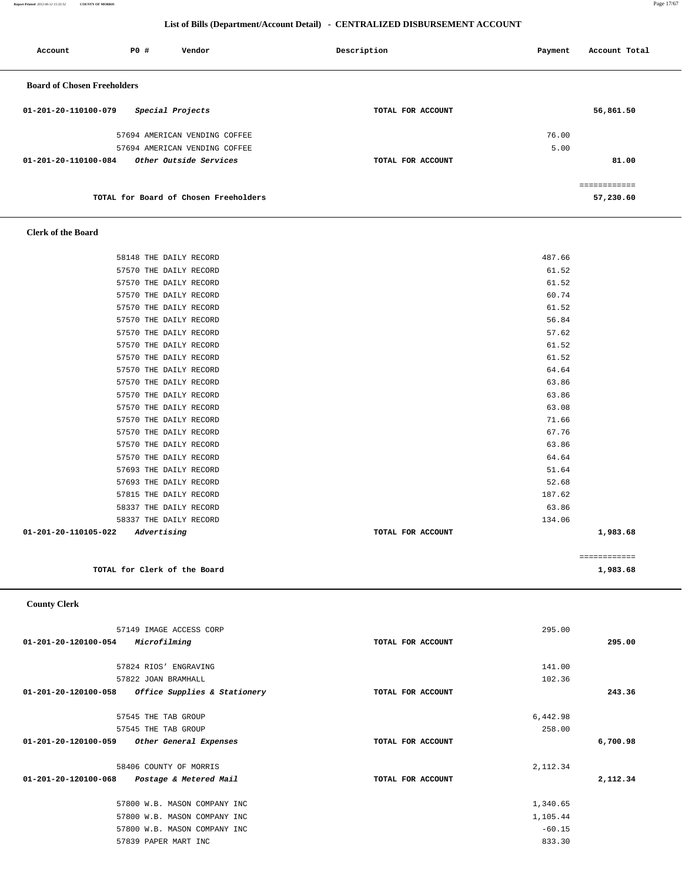## List of Bills (Department/Account Detail) - CENTRALIZED DISBURSEMENT ACCOUNT

| Account | PO # | Vendor | Description | Payment | Account Total |
|---|---|---|---|---|---|

### Board of Chosen Freeholders

| Account | PO # | Vendor | Description | Payment | Account Total |
|---|---|---|---|---|---|
| 01-201-20-110100-079 | | *Special Projects* | TOTAL FOR ACCOUNT | | 56,861.50 |
| | 57694 | AMERICAN VENDING COFFEE | | 76.00 | |
| | 57694 | AMERICAN VENDING COFFEE | | 5.00 | |
| 01-201-20-110100-084 | | *Other Outside Services* | TOTAL FOR ACCOUNT | | 81.00 |
| | | | | | ============ |
| | | TOTAL for Board of Chosen Freeholders | | | 57,230.60 |

### Clerk of the Board

| Account | PO # | Vendor | Description | Payment | Account Total |
|---|---|---|---|---|---|
| | 58148 | THE DAILY RECORD | | 487.66 | |
| | 57570 | THE DAILY RECORD | | 61.52 | |
| | 57570 | THE DAILY RECORD | | 61.52 | |
| | 57570 | THE DAILY RECORD | | 60.74 | |
| | 57570 | THE DAILY RECORD | | 61.52 | |
| | 57570 | THE DAILY RECORD | | 56.84 | |
| | 57570 | THE DAILY RECORD | | 57.62 | |
| | 57570 | THE DAILY RECORD | | 61.52 | |
| | 57570 | THE DAILY RECORD | | 61.52 | |
| | 57570 | THE DAILY RECORD | | 64.64 | |
| | 57570 | THE DAILY RECORD | | 63.86 | |
| | 57570 | THE DAILY RECORD | | 63.86 | |
| | 57570 | THE DAILY RECORD | | 63.08 | |
| | 57570 | THE DAILY RECORD | | 71.66 | |
| | 57570 | THE DAILY RECORD | | 67.76 | |
| | 57570 | THE DAILY RECORD | | 63.86 | |
| | 57570 | THE DAILY RECORD | | 64.64 | |
| | 57693 | THE DAILY RECORD | | 51.64 | |
| | 57693 | THE DAILY RECORD | | 52.68 | |
| | 57815 | THE DAILY RECORD | | 187.62 | |
| | 58337 | THE DAILY RECORD | | 63.86 | |
| | 58337 | THE DAILY RECORD | | 134.06 | |
| 01-201-20-110105-022 | | *Advertising* | TOTAL FOR ACCOUNT | | 1,983.68 |
| | | | | | ============ |
| | | TOTAL for Clerk of the Board | | | 1,983.68 |

### County Clerk

| Account | PO # | Vendor | Description | Payment | Account Total |
|---|---|---|---|---|---|
| | 57149 | IMAGE ACCESS CORP | | 295.00 | |
| 01-201-20-120100-054 | | *Microfilming* | TOTAL FOR ACCOUNT | | 295.00 |
| | 57824 | RIOS' ENGRAVING | | 141.00 | |
| | 57822 | JOAN BRAMHALL | | 102.36 | |
| 01-201-20-120100-058 | | *Office Supplies & Stationery* | TOTAL FOR ACCOUNT | | 243.36 |
| | 57545 | THE TAB GROUP | | 6,442.98 | |
| | 57545 | THE TAB GROUP | | 258.00 | |
| 01-201-20-120100-059 | | *Other General Expenses* | TOTAL FOR ACCOUNT | | 6,700.98 |
| | 58406 | COUNTY OF MORRIS | | 2,112.34 | |
| 01-201-20-120100-068 | | *Postage & Metered Mail* | TOTAL FOR ACCOUNT | | 2,112.34 |
| | 57800 | W.B. MASON COMPANY INC | | 1,340.65 | |
| | 57800 | W.B. MASON COMPANY INC | | 1,105.44 | |
| | 57800 | W.B. MASON COMPANY INC | | -60.15 | |
| | 57839 | PAPER MART INC | | 833.30 | |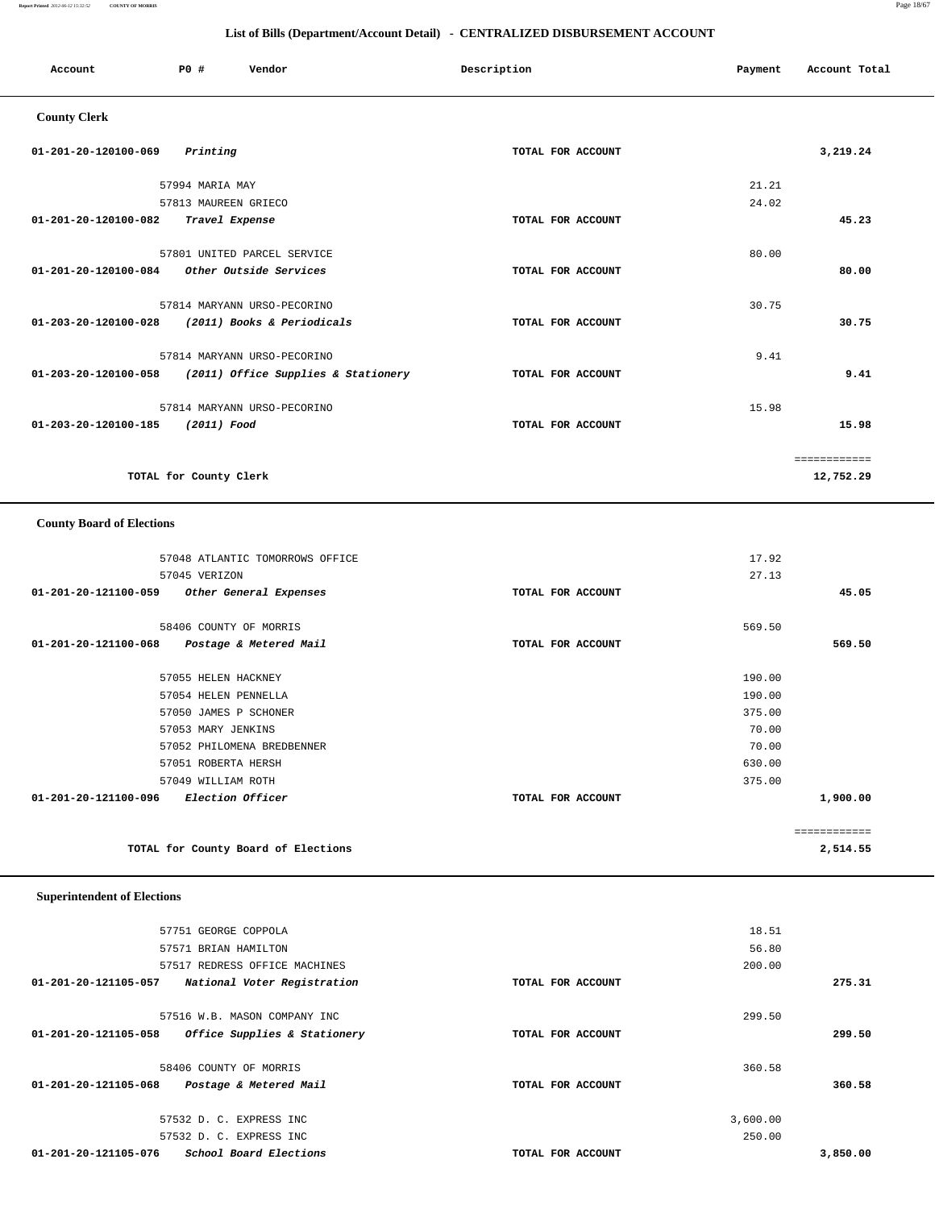## List of Bills (Department/Account Detail) - CENTRALIZED DISBURSEMENT ACCOUNT

| Account | PO # | Vendor | Description | Payment | Account Total |
|---|---|---|---|---|---|

### County Clerk

| Account | PO # | Vendor | Description | Payment | Account Total |
|---|---|---|---|---|---|
| 01-201-20-120100-069 | | *Printing* | TOTAL FOR ACCOUNT | | 3,219.24 |
| | 57994 | MARIA MAY | | 21.21 | |
| | 57813 | MAUREEN GRIECO | | 24.02 | |
| 01-201-20-120100-082 | | *Travel Expense* | TOTAL FOR ACCOUNT | | 45.23 |
| | 57801 | UNITED PARCEL SERVICE | | 80.00 | |
| 01-201-20-120100-084 | | *Other Outside Services* | TOTAL FOR ACCOUNT | | 80.00 |
| | 57814 | MARYANN URSO-PECORINO | | 30.75 | |
| 01-203-20-120100-028 | | *(2011) Books & Periodicals* | TOTAL FOR ACCOUNT | | 30.75 |
| | 57814 | MARYANN URSO-PECORINO | | 9.41 | |
| 01-203-20-120100-058 | | *(2011) Office Supplies & Stationery* | TOTAL FOR ACCOUNT | | 9.41 |
| | 57814 | MARYANN URSO-PECORINO | | 15.98 | |
| 01-203-20-120100-185 | | *(2011) Food* | TOTAL FOR ACCOUNT | | 15.98 |
| | | | | | ============ |
| | | TOTAL for County Clerk | | | 12,752.29 |

### County Board of Elections

| Account | PO # | Vendor | Description | Payment | Account Total |
|---|---|---|---|---|---|
| | 57048 | ATLANTIC TOMORROWS OFFICE | | 17.92 | |
| | 57045 | VERIZON | | 27.13 | |
| 01-201-20-121100-059 | | *Other General Expenses* | TOTAL FOR ACCOUNT | | 45.05 |
| | 58406 | COUNTY OF MORRIS | | 569.50 | |
| 01-201-20-121100-068 | | *Postage & Metered Mail* | TOTAL FOR ACCOUNT | | 569.50 |
| | 57055 | HELEN HACKNEY | | 190.00 | |
| | 57054 | HELEN PENNELLA | | 190.00 | |
| | 57050 | JAMES P SCHONER | | 375.00 | |
| | 57053 | MARY JENKINS | | 70.00 | |
| | 57052 | PHILOMENA BREDBENNER | | 70.00 | |
| | 57051 | ROBERTA HERSH | | 630.00 | |
| | 57049 | WILLIAM ROTH | | 375.00 | |
| 01-201-20-121100-096 | | *Election Officer* | TOTAL FOR ACCOUNT | | 1,900.00 |
| | | | | | ============ |
| | | TOTAL for County Board of Elections | | | 2,514.55 |

### Superintendent of Elections

| Account | PO # | Vendor | Description | Payment | Account Total |
|---|---|---|---|---|---|
| | 57751 | GEORGE COPPOLA | | 18.51 | |
| | 57571 | BRIAN HAMILTON | | 56.80 | |
| | 57517 | REDRESS OFFICE MACHINES | | 200.00 | |
| 01-201-20-121105-057 | | *National Voter Registration* | TOTAL FOR ACCOUNT | | 275.31 |
| | 57516 | W.B. MASON COMPANY INC | | 299.50 | |
| 01-201-20-121105-058 | | *Office Supplies & Stationery* | TOTAL FOR ACCOUNT | | 299.50 |
| | 58406 | COUNTY OF MORRIS | | 360.58 | |
| 01-201-20-121105-068 | | *Postage & Metered Mail* | TOTAL FOR ACCOUNT | | 360.58 |
| | 57532 | D. C. EXPRESS INC | | 3,600.00 | |
| | 57532 | D. C. EXPRESS INC | | 250.00 | |
| 01-201-20-121105-076 | | *School Board Elections* | TOTAL FOR ACCOUNT | | 3,850.00 |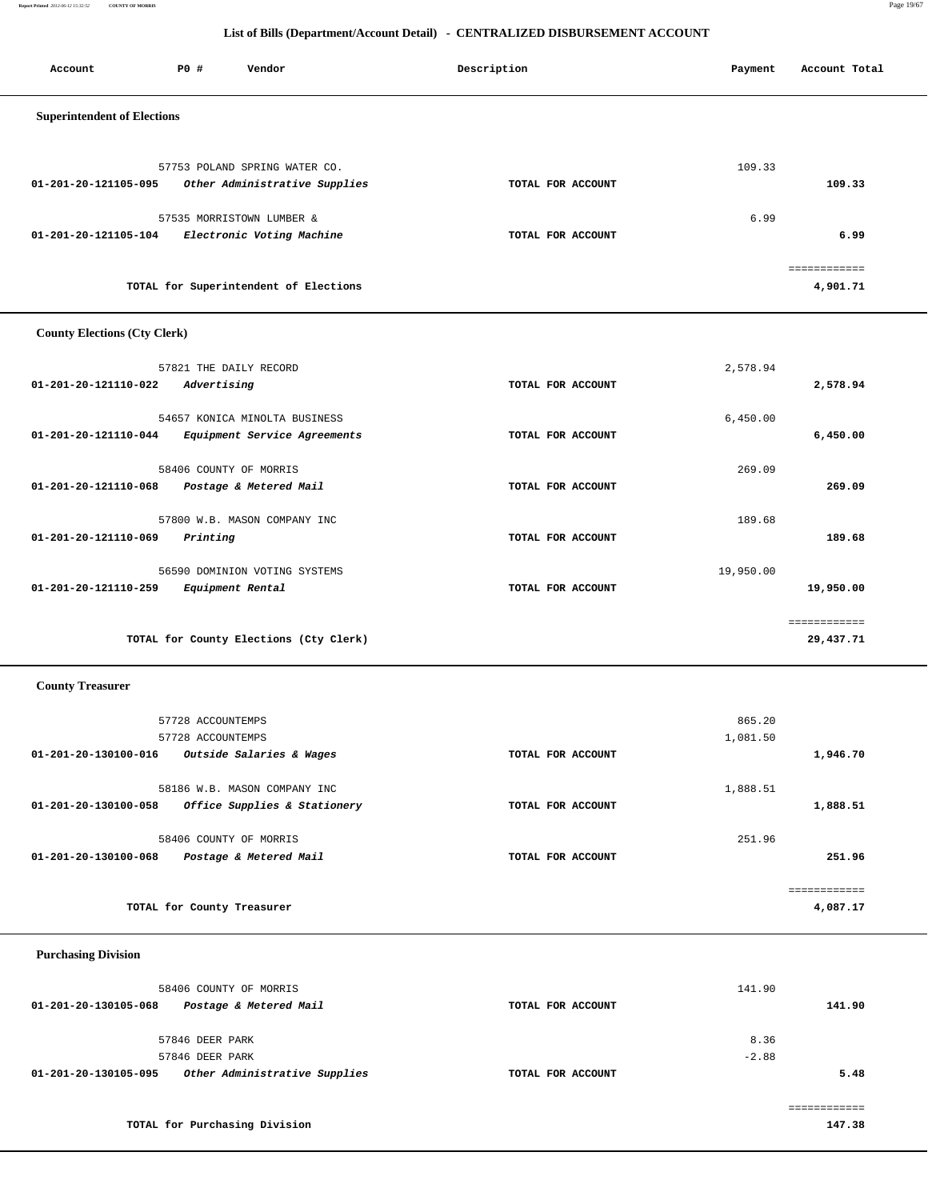## List of Bills (Department/Account Detail) - CENTRALIZED DISBURSEMENT ACCOUNT

| Account | PO # | Vendor | Description | Payment | Account Total |
|---|---|---|---|---|---|

### Superintendent of Elections

| Account | PO # | Vendor | Description | Payment | Account Total |
|---|---|---|---|---|---|
| | 57753 | POLAND SPRING WATER CO. | | 109.33 | |
| 01-201-20-121105-095 | | *Other Administrative Supplies* | TOTAL FOR ACCOUNT | | 109.33 |
| | 57535 | MORRISTOWN LUMBER & | | 6.99 | |
| 01-201-20-121105-104 | | *Electronic Voting Machine* | TOTAL FOR ACCOUNT | | 6.99 |
| | | TOTAL for Superintendent of Elections | | | 4,901.71 |

### County Elections (Cty Clerk)

| Account | PO # | Vendor | Description | Payment | Account Total |
|---|---|---|---|---|---|
| | 57821 | THE DAILY RECORD | | 2,578.94 | |
| 01-201-20-121110-022 | | *Advertising* | TOTAL FOR ACCOUNT | | 2,578.94 |
| | 54657 | KONICA MINOLTA BUSINESS | | 6,450.00 | |
| 01-201-20-121110-044 | | *Equipment Service Agreements* | TOTAL FOR ACCOUNT | | 6,450.00 |
| | 58406 | COUNTY OF MORRIS | | 269.09 | |
| 01-201-20-121110-068 | | *Postage & Metered Mail* | TOTAL FOR ACCOUNT | | 269.09 |
| | 57800 | W.B. MASON COMPANY INC | | 189.68 | |
| 01-201-20-121110-069 | | *Printing* | TOTAL FOR ACCOUNT | | 189.68 |
| | 56590 | DOMINION VOTING SYSTEMS | | 19,950.00 | |
| 01-201-20-121110-259 | | *Equipment Rental* | TOTAL FOR ACCOUNT | | 19,950.00 |
| | | TOTAL for County Elections (Cty Clerk) | | | 29,437.71 |

### County Treasurer

| Account | PO # | Vendor | Description | Payment | Account Total |
|---|---|---|---|---|---|
| | 57728 | ACCOUNTEMPS | | 865.20 | |
| | 57728 | ACCOUNTEMPS | | 1,081.50 | |
| 01-201-20-130100-016 | | *Outside Salaries & Wages* | TOTAL FOR ACCOUNT | | 1,946.70 |
| | 58186 | W.B. MASON COMPANY INC | | 1,888.51 | |
| 01-201-20-130100-058 | | *Office Supplies & Stationery* | TOTAL FOR ACCOUNT | | 1,888.51 |
| | 58406 | COUNTY OF MORRIS | | 251.96 | |
| 01-201-20-130100-068 | | *Postage & Metered Mail* | TOTAL FOR ACCOUNT | | 251.96 |
| | | TOTAL for County Treasurer | | | 4,087.17 |

### Purchasing Division

| Account | PO # | Vendor | Description | Payment | Account Total |
|---|---|---|---|---|---|
| | 58406 | COUNTY OF MORRIS | | 141.90 | |
| 01-201-20-130105-068 | | *Postage & Metered Mail* | TOTAL FOR ACCOUNT | | 141.90 |
| | 57846 | DEER PARK | | 8.36 | |
| | 57846 | DEER PARK | | -2.88 | |
| 01-201-20-130105-095 | | *Other Administrative Supplies* | TOTAL FOR ACCOUNT | | 5.48 |
| | | TOTAL for Purchasing Division | | | 147.38 |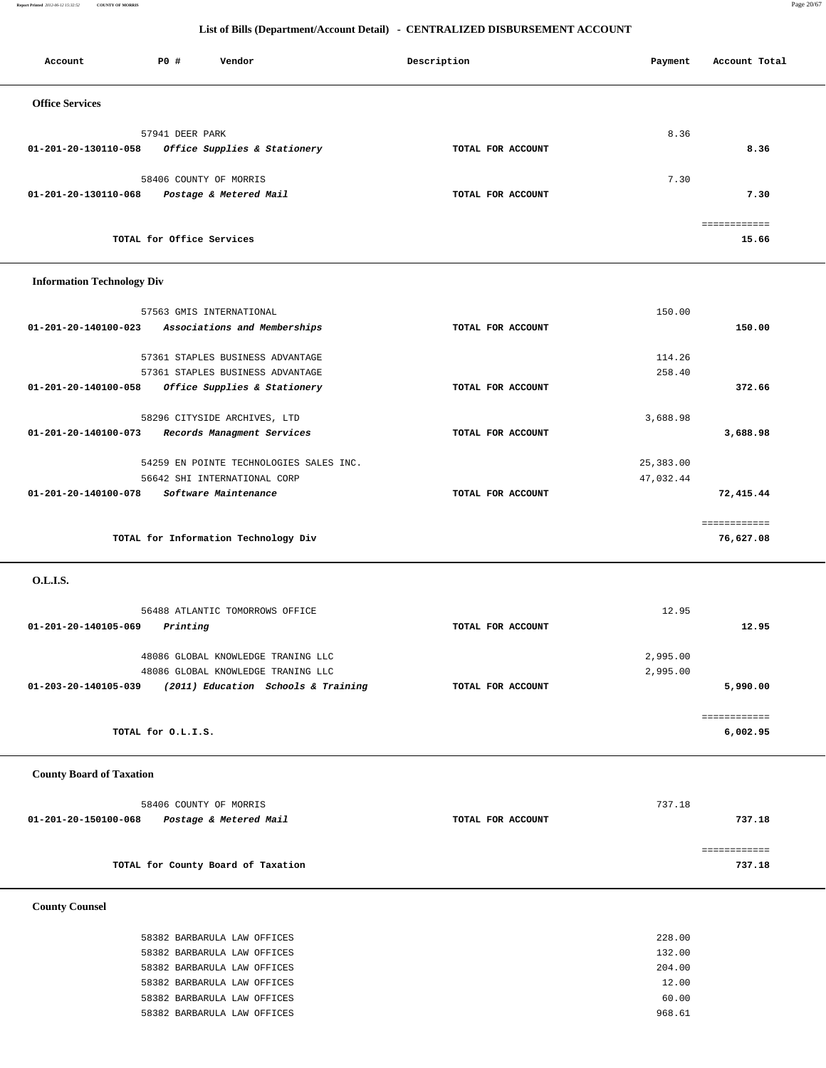## List of Bills (Department/Account Detail) - CENTRALIZED DISBURSEMENT ACCOUNT

| Account | PO # | Vendor | Description | Payment | Account Total |
|---|---|---|---|---|---|

### Office Services

| Account | PO # | Vendor | Description | Payment | Account Total |
|---|---|---|---|---|---|
| | 57941 | DEER PARK | | 8.36 | |
| 01-201-20-130110-058 | | *Office Supplies & Stationery* | TOTAL FOR ACCOUNT | | 8.36 |
| | 58406 | COUNTY OF MORRIS | | 7.30 | |
| 01-201-20-130110-068 | | *Postage & Metered Mail* | TOTAL FOR ACCOUNT | | 7.30 |
| | | | | | ============ |
| | | TOTAL for Office Services | | | 15.66 |

### Information Technology Div

| Account | PO # | Vendor | Description | Payment | Account Total |
|---|---|---|---|---|---|
| | 57563 | GMIS INTERNATIONAL | | 150.00 | |
| 01-201-20-140100-023 | | *Associations and Memberships* | TOTAL FOR ACCOUNT | | 150.00 |
| | 57361 | STAPLES BUSINESS ADVANTAGE | | 114.26 | |
| | 57361 | STAPLES BUSINESS ADVANTAGE | | 258.40 | |
| 01-201-20-140100-058 | | *Office Supplies & Stationery* | TOTAL FOR ACCOUNT | | 372.66 |
| | 58296 | CITYSIDE ARCHIVES, LTD | | 3,688.98 | |
| 01-201-20-140100-073 | | *Records Managment Services* | TOTAL FOR ACCOUNT | | 3,688.98 |
| | 54259 | EN POINTE TECHNOLOGIES SALES INC. | | 25,383.00 | |
| | 56642 | SHI INTERNATIONAL CORP | | 47,032.44 | |
| 01-201-20-140100-078 | | *Software Maintenance* | TOTAL FOR ACCOUNT | | 72,415.44 |
| | | | | | ============ |
| | | TOTAL for Information Technology Div | | | 76,627.08 |

### O.L.I.S.

| Account | PO # | Vendor | Description | Payment | Account Total |
|---|---|---|---|---|---|
| | 56488 | ATLANTIC TOMORROWS OFFICE | | 12.95 | |
| 01-201-20-140105-069 | | *Printing* | TOTAL FOR ACCOUNT | | 12.95 |
| | 48086 | GLOBAL KNOWLEDGE TRANING LLC | | 2,995.00 | |
| | 48086 | GLOBAL KNOWLEDGE TRANING LLC | | 2,995.00 | |
| 01-203-20-140105-039 | | *(2011) Education Schools & Training* | TOTAL FOR ACCOUNT | | 5,990.00 |
| | | | | | ============ |
| | | TOTAL for O.L.I.S. | | | 6,002.95 |

### County Board of Taxation

| Account | PO # | Vendor | Description | Payment | Account Total |
|---|---|---|---|---|---|
| | 58406 | COUNTY OF MORRIS | | 737.18 | |
| 01-201-20-150100-068 | | *Postage & Metered Mail* | TOTAL FOR ACCOUNT | | 737.18 |
| | | | | | ============ |
| | | TOTAL for County Board of Taxation | | | 737.18 |

### County Counsel

| Account | PO # | Vendor | Description | Payment | Account Total |
|---|---|---|---|---|---|
| | 58382 | BARBARULA LAW OFFICES | | 228.00 | |
| | 58382 | BARBARULA LAW OFFICES | | 132.00 | |
| | 58382 | BARBARULA LAW OFFICES | | 204.00 | |
| | 58382 | BARBARULA LAW OFFICES | | 12.00 | |
| | 58382 | BARBARULA LAW OFFICES | | 60.00 | |
| | 58382 | BARBARULA LAW OFFICES | | 968.61 | |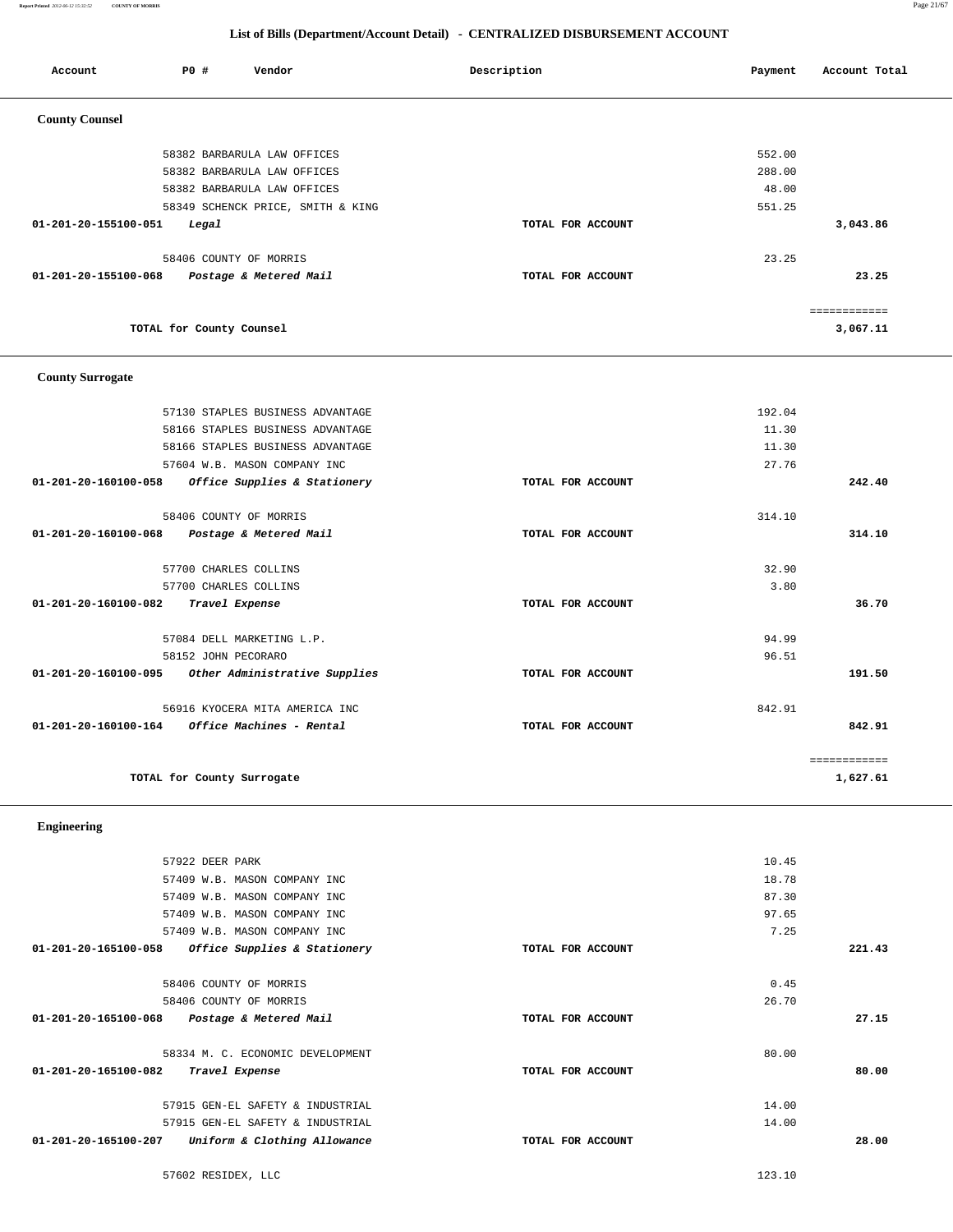## List of Bills (Department/Account Detail) - CENTRALIZED DISBURSEMENT ACCOUNT

| Account | PO # | Vendor | Description | Payment | Account Total |
|---|---|---|---|---|---|

### County Counsel

| Account | PO # | Vendor | Description | Payment | Account Total |
|---|---|---|---|---|---|
| | 58382 | BARBARULA LAW OFFICES | | 552.00 | |
| | 58382 | BARBARULA LAW OFFICES | | 288.00 | |
| | 58382 | BARBARULA LAW OFFICES | | 48.00 | |
| | 58349 | SCHENCK PRICE, SMITH & KING | | 551.25 | |
| **01-201-20-155100-051** | | *Legal* | TOTAL FOR ACCOUNT | | **3,043.86** |
| | 58406 | COUNTY OF MORRIS | | 23.25 | |
| **01-201-20-155100-068** | | *Postage & Metered Mail* | TOTAL FOR ACCOUNT | | **23.25** |
| | | | | | ============ |
| | | **TOTAL for County Counsel** | | | **3,067.11** |

### County Surrogate

| Account | PO # | Vendor | Description | Payment | Account Total |
|---|---|---|---|---|---|
| | 57130 | STAPLES BUSINESS ADVANTAGE | | 192.04 | |
| | 58166 | STAPLES BUSINESS ADVANTAGE | | 11.30 | |
| | 58166 | STAPLES BUSINESS ADVANTAGE | | 11.30 | |
| | 57604 | W.B. MASON COMPANY INC | | 27.76 | |
| **01-201-20-160100-058** | | *Office Supplies & Stationery* | TOTAL FOR ACCOUNT | | **242.40** |
| | 58406 | COUNTY OF MORRIS | | 314.10 | |
| **01-201-20-160100-068** | | *Postage & Metered Mail* | TOTAL FOR ACCOUNT | | **314.10** |
| | 57700 | CHARLES COLLINS | | 32.90 | |
| | 57700 | CHARLES COLLINS | | 3.80 | |
| **01-201-20-160100-082** | | *Travel Expense* | TOTAL FOR ACCOUNT | | **36.70** |
| | 57084 | DELL MARKETING L.P. | | 94.99 | |
| | 58152 | JOHN PECORARO | | 96.51 | |
| **01-201-20-160100-095** | | *Other Administrative Supplies* | TOTAL FOR ACCOUNT | | **191.50** |
| | 56916 | KYOCERA MITA AMERICA INC | | 842.91 | |
| **01-201-20-160100-164** | | *Office Machines - Rental* | TOTAL FOR ACCOUNT | | **842.91** |
| | | | | | ============ |
| | | **TOTAL for County Surrogate** | | | **1,627.61** |

### Engineering

| Account | PO # | Vendor | Description | Payment | Account Total |
|---|---|---|---|---|---|
| | 57922 | DEER PARK | | 10.45 | |
| | 57409 | W.B. MASON COMPANY INC | | 18.78 | |
| | 57409 | W.B. MASON COMPANY INC | | 87.30 | |
| | 57409 | W.B. MASON COMPANY INC | | 97.65 | |
| | 57409 | W.B. MASON COMPANY INC | | 7.25 | |
| **01-201-20-165100-058** | | *Office Supplies & Stationery* | TOTAL FOR ACCOUNT | | **221.43** |
| | 58406 | COUNTY OF MORRIS | | 0.45 | |
| | 58406 | COUNTY OF MORRIS | | 26.70 | |
| **01-201-20-165100-068** | | *Postage & Metered Mail* | TOTAL FOR ACCOUNT | | **27.15** |
| | 58334 | M. C. ECONOMIC DEVELOPMENT | | 80.00 | |
| **01-201-20-165100-082** | | *Travel Expense* | TOTAL FOR ACCOUNT | | **80.00** |
| | 57915 | GEN-EL SAFETY & INDUSTRIAL | | 14.00 | |
| | 57915 | GEN-EL SAFETY & INDUSTRIAL | | 14.00 | |
| **01-201-20-165100-207** | | *Uniform & Clothing Allowance* | TOTAL FOR ACCOUNT | | **28.00** |
| | 57602 | RESIDEX, LLC | | 123.10 | |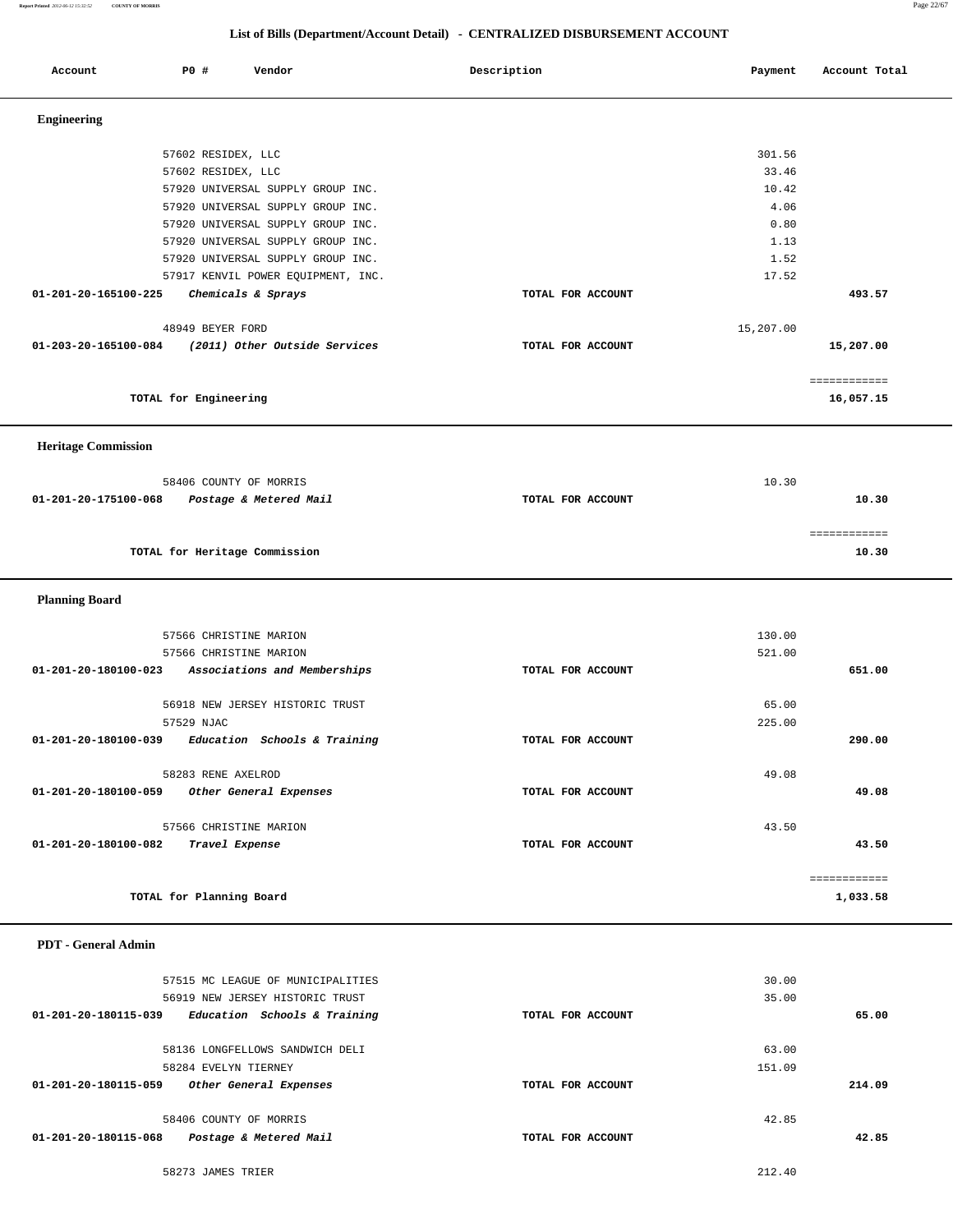## List of Bills (Department/Account Detail) - CENTRALIZED DISBURSEMENT ACCOUNT

| Account | PO # | Vendor | Description | Payment | Account Total |
|---|---|---|---|---|---|

### Engineering

| Account | PO # | Vendor | Description | Payment | Account Total |
|---|---|---|---|---|---|
| | 57602 | RESIDEX, LLC | | 301.56 | |
| | 57602 | RESIDEX, LLC | | 33.46 | |
| | 57920 | UNIVERSAL SUPPLY GROUP INC. | | 10.42 | |
| | 57920 | UNIVERSAL SUPPLY GROUP INC. | | 4.06 | |
| | 57920 | UNIVERSAL SUPPLY GROUP INC. | | 0.80 | |
| | 57920 | UNIVERSAL SUPPLY GROUP INC. | | 1.13 | |
| | 57920 | UNIVERSAL SUPPLY GROUP INC. | | 1.52 | |
| | 57917 | KENVIL POWER EQUIPMENT, INC. | | 17.52 | |
| **01-201-20-165100-225** | | ***Chemicals & Sprays*** | **TOTAL FOR ACCOUNT** | | **493.57** |
| | 48949 | BEYER FORD | | 15,207.00 | |
| **01-203-20-165100-084** | | ***(2011) Other Outside Services*** | **TOTAL FOR ACCOUNT** | | **15,207.00** |
| | | **TOTAL for Engineering** | | | **16,057.15** |

### Heritage Commission

| Account | PO # | Vendor | Description | Payment | Account Total |
|---|---|---|---|---|---|
| | 58406 | COUNTY OF MORRIS | | 10.30 | |
| **01-201-20-175100-068** | | ***Postage & Metered Mail*** | **TOTAL FOR ACCOUNT** | | **10.30** |
| | | **TOTAL for Heritage Commission** | | | **10.30** |

### Planning Board

| Account | PO # | Vendor | Description | Payment | Account Total |
|---|---|---|---|---|---|
| | 57566 | CHRISTINE MARION | | 130.00 | |
| | 57566 | CHRISTINE MARION | | 521.00 | |
| **01-201-20-180100-023** | | ***Associations and Memberships*** | **TOTAL FOR ACCOUNT** | | **651.00** |
| | 56918 | NEW JERSEY HISTORIC TRUST | | 65.00 | |
| | 57529 | NJAC | | 225.00 | |
| **01-201-20-180100-039** | | ***Education Schools & Training*** | **TOTAL FOR ACCOUNT** | | **290.00** |
| | 58283 | RENE AXELROD | | 49.08 | |
| **01-201-20-180100-059** | | ***Other General Expenses*** | **TOTAL FOR ACCOUNT** | | **49.08** |
| | 57566 | CHRISTINE MARION | | 43.50 | |
| **01-201-20-180100-082** | | ***Travel Expense*** | **TOTAL FOR ACCOUNT** | | **43.50** |
| | | **TOTAL for Planning Board** | | | **1,033.58** |

### PDT - General Admin

| Account | PO # | Vendor | Description | Payment | Account Total |
|---|---|---|---|---|---|
| | 57515 | MC LEAGUE OF MUNICIPALITIES | | 30.00 | |
| | 56919 | NEW JERSEY HISTORIC TRUST | | 35.00 | |
| **01-201-20-180115-039** | | ***Education Schools & Training*** | **TOTAL FOR ACCOUNT** | | **65.00** |
| | 58136 | LONGFELLOWS SANDWICH DELI | | 63.00 | |
| | 58284 | EVELYN TIERNEY | | 151.09 | |
| **01-201-20-180115-059** | | ***Other General Expenses*** | **TOTAL FOR ACCOUNT** | | **214.09** |
| | 58406 | COUNTY OF MORRIS | | 42.85 | |
| **01-201-20-180115-068** | | ***Postage & Metered Mail*** | **TOTAL FOR ACCOUNT** | | **42.85** |
| | 58273 | JAMES TRIER | | 212.40 | |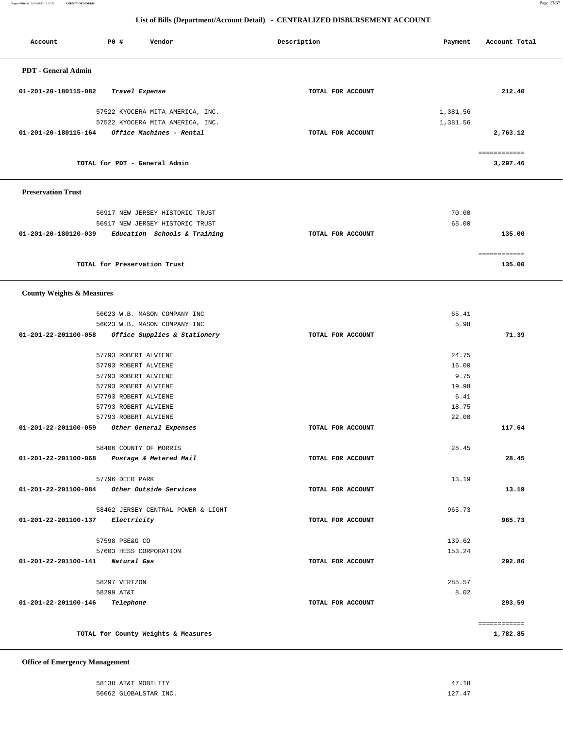## List of Bills (Department/Account Detail) - CENTRALIZED DISBURSEMENT ACCOUNT

| Account | PO # | Vendor | Description | Payment | Account Total |
|---|---|---|---|---|---|

### PDT - General Admin

| Account | PO # | Vendor | Description | Payment | Account Total |
|---|---|---|---|---|---|
| 01-201-20-180115-082 | | *Travel Expense* | TOTAL FOR ACCOUNT | | 212.40 |
| | 57522 | KYOCERA MITA AMERICA, INC. | | 1,381.56 | |
| | 57522 | KYOCERA MITA AMERICA, INC. | | 1,381.56 | |
| 01-201-20-180115-164 | | *Office Machines - Rental* | TOTAL FOR ACCOUNT | | 2,763.12 |
| | | TOTAL for PDT - General Admin | | | 3,297.46 |

### Preservation Trust

| Account | PO # | Vendor | Description | Payment | Account Total |
|---|---|---|---|---|---|
| | 56917 | NEW JERSEY HISTORIC TRUST | | 70.00 | |
| | 56917 | NEW JERSEY HISTORIC TRUST | | 65.00 | |
| 01-201-20-180120-039 | | *Education Schools & Training* | TOTAL FOR ACCOUNT | | 135.00 |
| | | TOTAL for Preservation Trust | | | 135.00 |

### County Weights & Measures

| Account | PO # | Vendor | Description | Payment | Account Total |
|---|---|---|---|---|---|
| | 56023 | W.B. MASON COMPANY INC | | 65.41 | |
| | 56023 | W.B. MASON COMPANY INC | | 5.98 | |
| 01-201-22-201100-058 | | *Office Supplies & Stationery* | TOTAL FOR ACCOUNT | | 71.39 |
| | 57793 | ROBERT ALVIENE | | 24.75 | |
| | 57793 | ROBERT ALVIENE | | 16.00 | |
| | 57793 | ROBERT ALVIENE | | 9.75 | |
| | 57793 | ROBERT ALVIENE | | 19.98 | |
| | 57793 | ROBERT ALVIENE | | 6.41 | |
| | 57793 | ROBERT ALVIENE | | 18.75 | |
| | 57793 | ROBERT ALVIENE | | 22.00 | |
| 01-201-22-201100-059 | | *Other General Expenses* | TOTAL FOR ACCOUNT | | 117.64 |
| | 58406 | COUNTY OF MORRIS | | 28.45 | |
| 01-201-22-201100-068 | | *Postage & Metered Mail* | TOTAL FOR ACCOUNT | | 28.45 |
| | 57796 | DEER PARK | | 13.19 | |
| 01-201-22-201100-084 | | *Other Outside Services* | TOTAL FOR ACCOUNT | | 13.19 |
| | 58462 | JERSEY CENTRAL POWER & LIGHT | | 965.73 | |
| 01-201-22-201100-137 | | *Electricity* | TOTAL FOR ACCOUNT | | 965.73 |
| | 57598 | PSE&G CO | | 139.62 | |
| | 57603 | HESS CORPORATION | | 153.24 | |
| 01-201-22-201100-141 | | *Natural Gas* | TOTAL FOR ACCOUNT | | 292.86 |
| | 58297 | VERIZON | | 285.57 | |
| | 58299 | AT&T | | 8.02 | |
| 01-201-22-201100-146 | | *Telephone* | TOTAL FOR ACCOUNT | | 293.59 |
| | | TOTAL for County Weights & Measures | | | 1,782.85 |

### Office of Emergency Management

| Account | PO # | Vendor | Description | Payment | Account Total |
|---|---|---|---|---|---|
| | 58138 | AT&T MOBILITY | | 47.18 | |
| | 56662 | GLOBALSTAR INC. | | 127.47 | |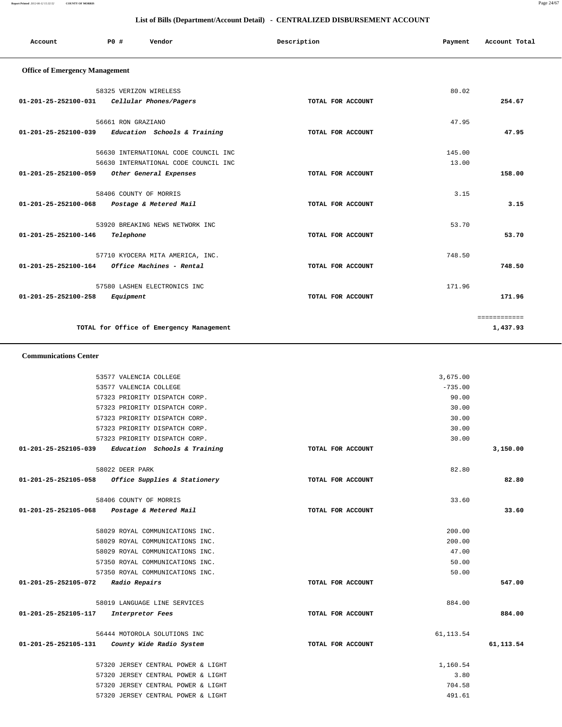## List of Bills (Department/Account Detail) - CENTRALIZED DISBURSEMENT ACCOUNT

| Account | PO # | Vendor | Description | Payment | Account Total |
|---|---|---|---|---|---|

### Office of Emergency Management

| Account | PO # | Vendor | Description | Payment | Account Total |
|---|---|---|---|---|---|
| | 58325 | VERIZON WIRELESS | | 80.02 | |
| 01-201-25-252100-031 | | *Cellular Phones/Pagers* | TOTAL FOR ACCOUNT | | 254.67 |
| | 56661 | RON GRAZIANO | | 47.95 | |
| 01-201-25-252100-039 | | *Education Schools & Training* | TOTAL FOR ACCOUNT | | 47.95 |
| | 56630 | INTERNATIONAL CODE COUNCIL INC | | 145.00 | |
| | 56630 | INTERNATIONAL CODE COUNCIL INC | | 13.00 | |
| 01-201-25-252100-059 | | *Other General Expenses* | TOTAL FOR ACCOUNT | | 158.00 |
| | 58406 | COUNTY OF MORRIS | | 3.15 | |
| 01-201-25-252100-068 | | *Postage & Metered Mail* | TOTAL FOR ACCOUNT | | 3.15 |
| | 53920 | BREAKING NEWS NETWORK INC | | 53.70 | |
| 01-201-25-252100-146 | | *Telephone* | TOTAL FOR ACCOUNT | | 53.70 |
| | 57710 | KYOCERA MITA AMERICA, INC. | | 748.50 | |
| 01-201-25-252100-164 | | *Office Machines - Rental* | TOTAL FOR ACCOUNT | | 748.50 |
| | 57580 | LASHEN ELECTRONICS INC | | 171.96 | |
| 01-201-25-252100-258 | | *Equipment* | TOTAL FOR ACCOUNT | | 171.96 |
| | | | | | ============ |
| | | TOTAL for Office of Emergency Management | | | 1,437.93 |

### Communications Center

| Account | PO # | Vendor | Description | Payment | Account Total |
|---|---|---|---|---|---|
| | 53577 | VALENCIA COLLEGE | | 3,675.00 | |
| | 53577 | VALENCIA COLLEGE | | -735.00 | |
| | 57323 | PRIORITY DISPATCH CORP. | | 90.00 | |
| | 57323 | PRIORITY DISPATCH CORP. | | 30.00 | |
| | 57323 | PRIORITY DISPATCH CORP. | | 30.00 | |
| | 57323 | PRIORITY DISPATCH CORP. | | 30.00 | |
| | 57323 | PRIORITY DISPATCH CORP. | | 30.00 | |
| 01-201-25-252105-039 | | *Education Schools & Training* | TOTAL FOR ACCOUNT | | 3,150.00 |
| | 58022 | DEER PARK | | 82.80 | |
| 01-201-25-252105-058 | | *Office Supplies & Stationery* | TOTAL FOR ACCOUNT | | 82.80 |
| | 58406 | COUNTY OF MORRIS | | 33.60 | |
| 01-201-25-252105-068 | | *Postage & Metered Mail* | TOTAL FOR ACCOUNT | | 33.60 |
| | 58029 | ROYAL COMMUNICATIONS INC. | | 200.00 | |
| | 58029 | ROYAL COMMUNICATIONS INC. | | 200.00 | |
| | 58029 | ROYAL COMMUNICATIONS INC. | | 47.00 | |
| | 57350 | ROYAL COMMUNICATIONS INC. | | 50.00 | |
| | 57350 | ROYAL COMMUNICATIONS INC. | | 50.00 | |
| 01-201-25-252105-072 | | *Radio Repairs* | TOTAL FOR ACCOUNT | | 547.00 |
| | 58019 | LANGUAGE LINE SERVICES | | 884.00 | |
| 01-201-25-252105-117 | | *Interpretor Fees* | TOTAL FOR ACCOUNT | | 884.00 |
| | 56444 | MOTOROLA SOLUTIONS INC | | 61,113.54 | |
| 01-201-25-252105-131 | | *County Wide Radio System* | TOTAL FOR ACCOUNT | | 61,113.54 |
| | 57320 | JERSEY CENTRAL POWER & LIGHT | | 1,160.54 | |
| | 57320 | JERSEY CENTRAL POWER & LIGHT | | 3.80 | |
| | 57320 | JERSEY CENTRAL POWER & LIGHT | | 704.58 | |
| | 57320 | JERSEY CENTRAL POWER & LIGHT | | 491.61 | |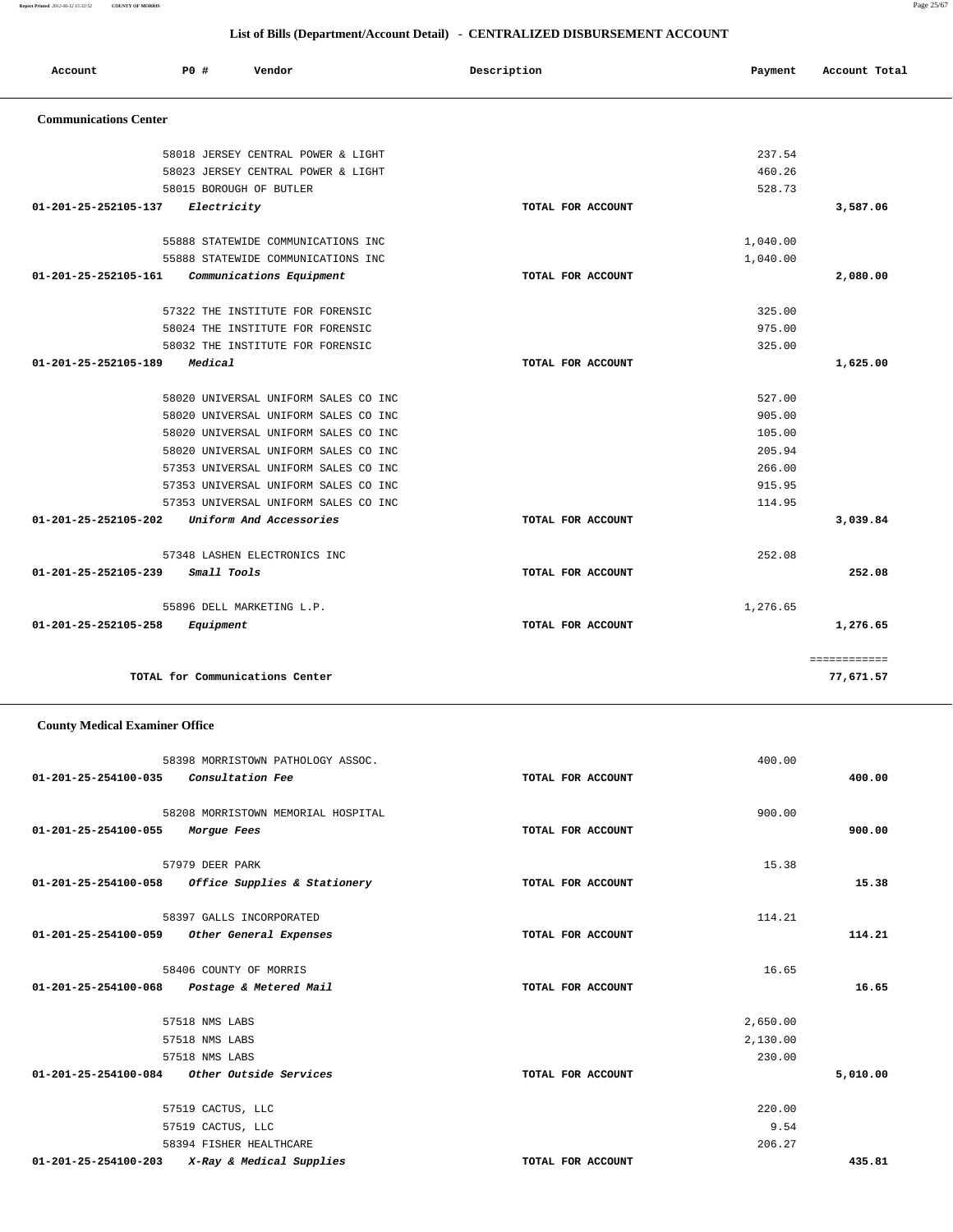## List of Bills (Department/Account Detail) - CENTRALIZED DISBURSEMENT ACCOUNT

| Account | PO # | Vendor | Description | Payment | Account Total |
|---|---|---|---|---|---|

### Communications Center

| Account | PO # | Vendor | Description | Payment | Account Total |
|---|---|---|---|---|---|
| | 58018 | JERSEY CENTRAL POWER & LIGHT | | 237.54 | |
| | 58023 | JERSEY CENTRAL POWER & LIGHT | | 460.26 | |
| | 58015 | BOROUGH OF BUTLER | | 528.73 | |
| 01-201-25-252105-137 | | *Electricity* | TOTAL FOR ACCOUNT | | 3,587.06 |
| | 55888 | STATEWIDE COMMUNICATIONS INC | | 1,040.00 | |
| | 55888 | STATEWIDE COMMUNICATIONS INC | | 1,040.00 | |
| 01-201-25-252105-161 | | *Communications Equipment* | TOTAL FOR ACCOUNT | | 2,080.00 |
| | 57322 | THE INSTITUTE FOR FORENSIC | | 325.00 | |
| | 58024 | THE INSTITUTE FOR FORENSIC | | 975.00 | |
| | 58032 | THE INSTITUTE FOR FORENSIC | | 325.00 | |
| 01-201-25-252105-189 | | *Medical* | TOTAL FOR ACCOUNT | | 1,625.00 |
| | 58020 | UNIVERSAL UNIFORM SALES CO INC | | 527.00 | |
| | 58020 | UNIVERSAL UNIFORM SALES CO INC | | 905.00 | |
| | 58020 | UNIVERSAL UNIFORM SALES CO INC | | 105.00 | |
| | 58020 | UNIVERSAL UNIFORM SALES CO INC | | 205.94 | |
| | 57353 | UNIVERSAL UNIFORM SALES CO INC | | 266.00 | |
| | 57353 | UNIVERSAL UNIFORM SALES CO INC | | 915.95 | |
| | 57353 | UNIVERSAL UNIFORM SALES CO INC | | 114.95 | |
| 01-201-25-252105-202 | | *Uniform And Accessories* | TOTAL FOR ACCOUNT | | 3,039.84 |
| | 57348 | LASHEN ELECTRONICS INC | | 252.08 | |
| 01-201-25-252105-239 | | *Small Tools* | TOTAL FOR ACCOUNT | | 252.08 |
| | 55896 | DELL MARKETING L.P. | | 1,276.65 | |
| 01-201-25-252105-258 | | *Equipment* | TOTAL FOR ACCOUNT | | 1,276.65 |
| | | TOTAL for Communications Center | | | 77,671.57 |

### County Medical Examiner Office

| Account | PO # | Vendor | Description | Payment | Account Total |
|---|---|---|---|---|---|
| | 58398 | MORRISTOWN PATHOLOGY ASSOC. | | 400.00 | |
| 01-201-25-254100-035 | | *Consultation Fee* | TOTAL FOR ACCOUNT | | 400.00 |
| | 58208 | MORRISTOWN MEMORIAL HOSPITAL | | 900.00 | |
| 01-201-25-254100-055 | | *Morgue Fees* | TOTAL FOR ACCOUNT | | 900.00 |
| | 57979 | DEER PARK | | 15.38 | |
| 01-201-25-254100-058 | | *Office Supplies & Stationery* | TOTAL FOR ACCOUNT | | 15.38 |
| | 58397 | GALLS INCORPORATED | | 114.21 | |
| 01-201-25-254100-059 | | *Other General Expenses* | TOTAL FOR ACCOUNT | | 114.21 |
| | 58406 | COUNTY OF MORRIS | | 16.65 | |
| 01-201-25-254100-068 | | *Postage & Metered Mail* | TOTAL FOR ACCOUNT | | 16.65 |
| | 57518 | NMS LABS | | 2,650.00 | |
| | 57518 | NMS LABS | | 2,130.00 | |
| | 57518 | NMS LABS | | 230.00 | |
| 01-201-25-254100-084 | | *Other Outside Services* | TOTAL FOR ACCOUNT | | 5,010.00 |
| | 57519 | CACTUS, LLC | | 220.00 | |
| | 57519 | CACTUS, LLC | | 9.54 | |
| | 58394 | FISHER HEALTHCARE | | 206.27 | |
| 01-201-25-254100-203 | | *X-Ray & Medical Supplies* | TOTAL FOR ACCOUNT | | 435.81 |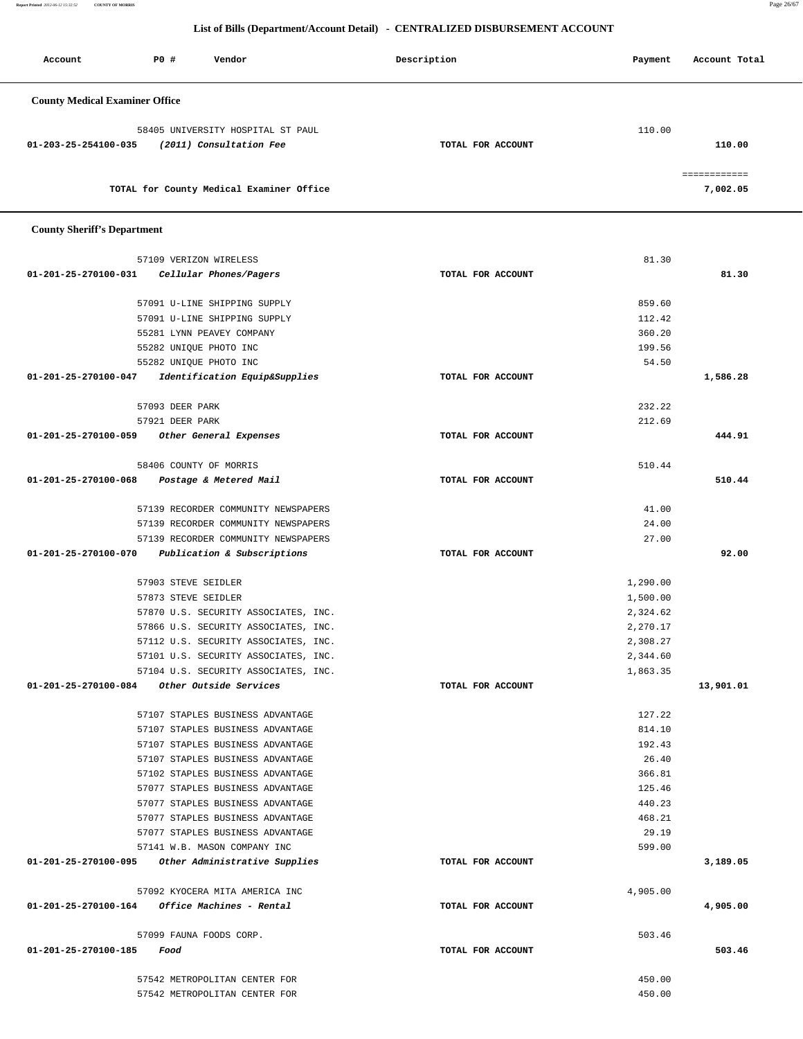## List of Bills (Department/Account Detail) - CENTRALIZED DISBURSEMENT ACCOUNT

| Account | PO # | Vendor | Description | Payment | Account Total |
|---|---|---|---|---|---|

### County Medical Examiner Office

| Account | PO # | Vendor | Description | Payment | Account Total |
|---|---|---|---|---|---|
| | 58405 | UNIVERSITY HOSPITAL ST PAUL | | 110.00 | |
| 01-203-25-254100-035 | | *(2011) Consultation Fee* | TOTAL FOR ACCOUNT | | 110.00 |
| | | | | | ============ |
| | | TOTAL for County Medical Examiner Office | | | 7,002.05 |

### County Sheriff's Department

| Account | PO # | Vendor | Description | Payment | Account Total |
|---|---|---|---|---|---|
| | 57109 | VERIZON WIRELESS | | 81.30 | |
| 01-201-25-270100-031 | | *Cellular Phones/Pagers* | TOTAL FOR ACCOUNT | | 81.30 |
| | 57091 | U-LINE SHIPPING SUPPLY | | 859.60 | |
| | 57091 | U-LINE SHIPPING SUPPLY | | 112.42 | |
| | 55281 | LYNN PEAVEY COMPANY | | 360.20 | |
| | 55282 | UNIQUE PHOTO INC | | 199.56 | |
| | 55282 | UNIQUE PHOTO INC | | 54.50 | |
| 01-201-25-270100-047 | | *Identification Equip&Supplies* | TOTAL FOR ACCOUNT | | 1,586.28 |
| | 57093 | DEER PARK | | 232.22 | |
| | 57921 | DEER PARK | | 212.69 | |
| 01-201-25-270100-059 | | *Other General Expenses* | TOTAL FOR ACCOUNT | | 444.91 |
| | 58406 | COUNTY OF MORRIS | | 510.44 | |
| 01-201-25-270100-068 | | *Postage & Metered Mail* | TOTAL FOR ACCOUNT | | 510.44 |
| | 57139 | RECORDER COMMUNITY NEWSPAPERS | | 41.00 | |
| | 57139 | RECORDER COMMUNITY NEWSPAPERS | | 24.00 | |
| | 57139 | RECORDER COMMUNITY NEWSPAPERS | | 27.00 | |
| 01-201-25-270100-070 | | *Publication & Subscriptions* | TOTAL FOR ACCOUNT | | 92.00 |
| | 57903 | STEVE SEIDLER | | 1,290.00 | |
| | 57873 | STEVE SEIDLER | | 1,500.00 | |
| | 57870 | U.S. SECURITY ASSOCIATES, INC. | | 2,324.62 | |
| | 57866 | U.S. SECURITY ASSOCIATES, INC. | | 2,270.17 | |
| | 57112 | U.S. SECURITY ASSOCIATES, INC. | | 2,308.27 | |
| | 57101 | U.S. SECURITY ASSOCIATES, INC. | | 2,344.60 | |
| | 57104 | U.S. SECURITY ASSOCIATES, INC. | | 1,863.35 | |
| 01-201-25-270100-084 | | *Other Outside Services* | TOTAL FOR ACCOUNT | | 13,901.01 |
| | 57107 | STAPLES BUSINESS ADVANTAGE | | 127.22 | |
| | 57107 | STAPLES BUSINESS ADVANTAGE | | 814.10 | |
| | 57107 | STAPLES BUSINESS ADVANTAGE | | 192.43 | |
| | 57107 | STAPLES BUSINESS ADVANTAGE | | 26.40 | |
| | 57102 | STAPLES BUSINESS ADVANTAGE | | 366.81 | |
| | 57077 | STAPLES BUSINESS ADVANTAGE | | 125.46 | |
| | 57077 | STAPLES BUSINESS ADVANTAGE | | 440.23 | |
| | 57077 | STAPLES BUSINESS ADVANTAGE | | 468.21 | |
| | 57077 | STAPLES BUSINESS ADVANTAGE | | 29.19 | |
| | 57141 | W.B. MASON COMPANY INC | | 599.00 | |
| 01-201-25-270100-095 | | *Other Administrative Supplies* | TOTAL FOR ACCOUNT | | 3,189.05 |
| | 57092 | KYOCERA MITA AMERICA INC | | 4,905.00 | |
| 01-201-25-270100-164 | | *Office Machines - Rental* | TOTAL FOR ACCOUNT | | 4,905.00 |
| | 57099 | FAUNA FOODS CORP. | | 503.46 | |
| 01-201-25-270100-185 | | *Food* | TOTAL FOR ACCOUNT | | 503.46 |
| | 57542 | METROPOLITAN CENTER FOR | | 450.00 | |
| | 57542 | METROPOLITAN CENTER FOR | | 450.00 | |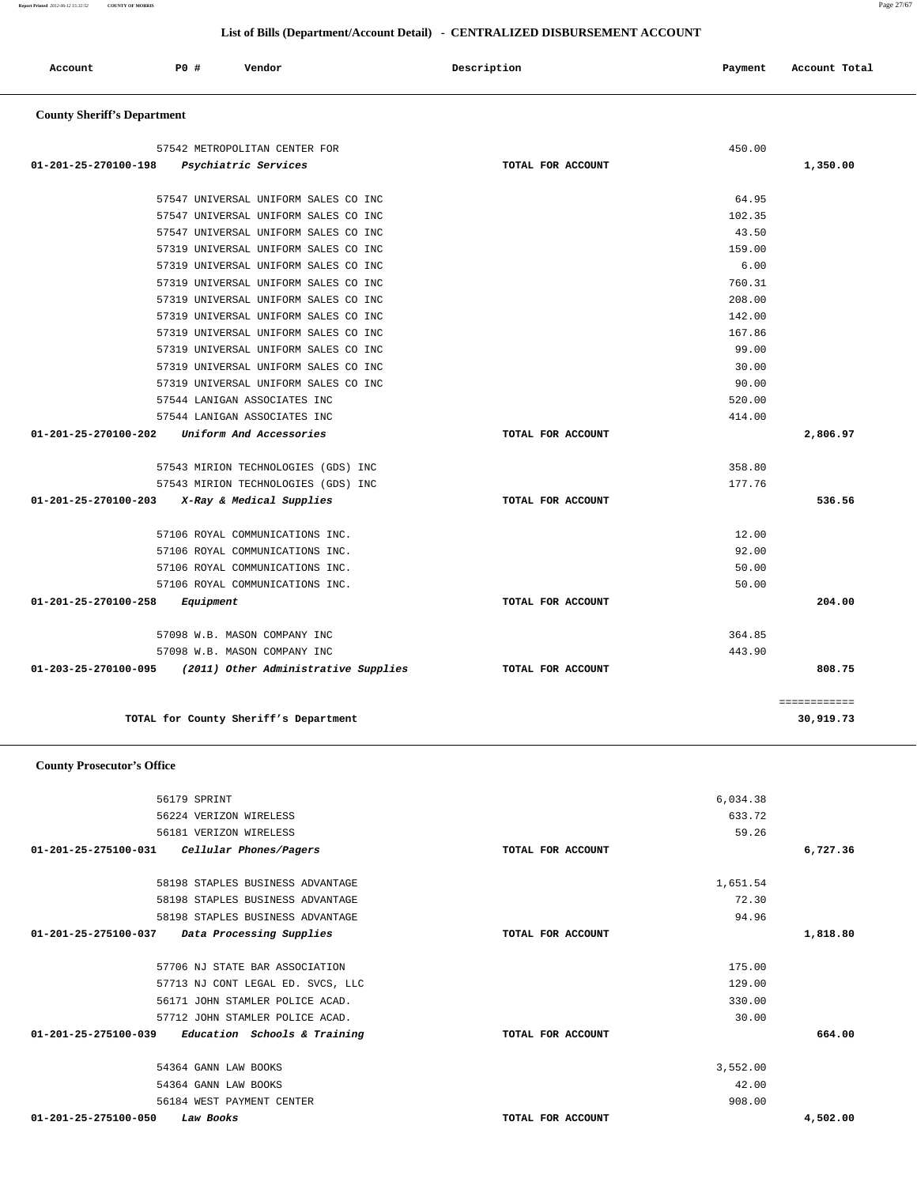## List of Bills (Department/Account Detail) - CENTRALIZED DISBURSEMENT ACCOUNT

| Account | PO # | Vendor | Description | Payment | Account Total |
|---|---|---|---|---|---|

### County Sheriff's Department

| Account | PO # | Vendor | Description | Payment | Account Total |
|---|---|---|---|---|---|
| | 57542 | METROPOLITAN CENTER FOR | | 450.00 | |
| 01-201-25-270100-198 | | *Psychiatric Services* | TOTAL FOR ACCOUNT | | 1,350.00 |
| | 57547 | UNIVERSAL UNIFORM SALES CO INC | | 64.95 | |
| | 57547 | UNIVERSAL UNIFORM SALES CO INC | | 102.35 | |
| | 57547 | UNIVERSAL UNIFORM SALES CO INC | | 43.50 | |
| | 57319 | UNIVERSAL UNIFORM SALES CO INC | | 159.00 | |
| | 57319 | UNIVERSAL UNIFORM SALES CO INC | | 6.00 | |
| | 57319 | UNIVERSAL UNIFORM SALES CO INC | | 760.31 | |
| | 57319 | UNIVERSAL UNIFORM SALES CO INC | | 208.00 | |
| | 57319 | UNIVERSAL UNIFORM SALES CO INC | | 142.00 | |
| | 57319 | UNIVERSAL UNIFORM SALES CO INC | | 167.86 | |
| | 57319 | UNIVERSAL UNIFORM SALES CO INC | | 99.00 | |
| | 57319 | UNIVERSAL UNIFORM SALES CO INC | | 30.00 | |
| | 57319 | UNIVERSAL UNIFORM SALES CO INC | | 90.00 | |
| | 57544 | LANIGAN ASSOCIATES INC | | 520.00 | |
| | 57544 | LANIGAN ASSOCIATES INC | | 414.00 | |
| 01-201-25-270100-202 | | *Uniform And Accessories* | TOTAL FOR ACCOUNT | | 2,806.97 |
| | 57543 | MIRION TECHNOLOGIES (GDS) INC | | 358.80 | |
| | 57543 | MIRION TECHNOLOGIES (GDS) INC | | 177.76 | |
| 01-201-25-270100-203 | | *X-Ray & Medical Supplies* | TOTAL FOR ACCOUNT | | 536.56 |
| | 57106 | ROYAL COMMUNICATIONS INC. | | 12.00 | |
| | 57106 | ROYAL COMMUNICATIONS INC. | | 92.00 | |
| | 57106 | ROYAL COMMUNICATIONS INC. | | 50.00 | |
| | 57106 | ROYAL COMMUNICATIONS INC. | | 50.00 | |
| 01-201-25-270100-258 | | *Equipment* | TOTAL FOR ACCOUNT | | 204.00 |
| | 57098 | W.B. MASON COMPANY INC | | 364.85 | |
| | 57098 | W.B. MASON COMPANY INC | | 443.90 | |
| 01-203-25-270100-095 | | *(2011) Other Administrative Supplies* | TOTAL FOR ACCOUNT | | 808.75 |
| | | | | | ============ |
| | | TOTAL for County Sheriff's Department | | | 30,919.73 |

### County Prosecutor's Office

| Account | PO # | Vendor | Description | Payment | Account Total |
|---|---|---|---|---|---|
| | 56179 | SPRINT | | 6,034.38 | |
| | 56224 | VERIZON WIRELESS | | 633.72 | |
| | 56181 | VERIZON WIRELESS | | 59.26 | |
| 01-201-25-275100-031 | | *Cellular Phones/Pagers* | TOTAL FOR ACCOUNT | | 6,727.36 |
| | 58198 | STAPLES BUSINESS ADVANTAGE | | 1,651.54 | |
| | 58198 | STAPLES BUSINESS ADVANTAGE | | 72.30 | |
| | 58198 | STAPLES BUSINESS ADVANTAGE | | 94.96 | |
| 01-201-25-275100-037 | | *Data Processing Supplies* | TOTAL FOR ACCOUNT | | 1,818.80 |
| | 57706 | NJ STATE BAR ASSOCIATION | | 175.00 | |
| | 57713 | NJ CONT LEGAL ED. SVCS, LLC | | 129.00 | |
| | 56171 | JOHN STAMLER POLICE ACAD. | | 330.00 | |
| | 57712 | JOHN STAMLER POLICE ACAD. | | 30.00 | |
| 01-201-25-275100-039 | | *Education Schools & Training* | TOTAL FOR ACCOUNT | | 664.00 |
| | 54364 | GANN LAW BOOKS | | 3,552.00 | |
| | 54364 | GANN LAW BOOKS | | 42.00 | |
| | 56184 | WEST PAYMENT CENTER | | 908.00 | |
| 01-201-25-275100-050 | | *Law Books* | TOTAL FOR ACCOUNT | | 4,502.00 |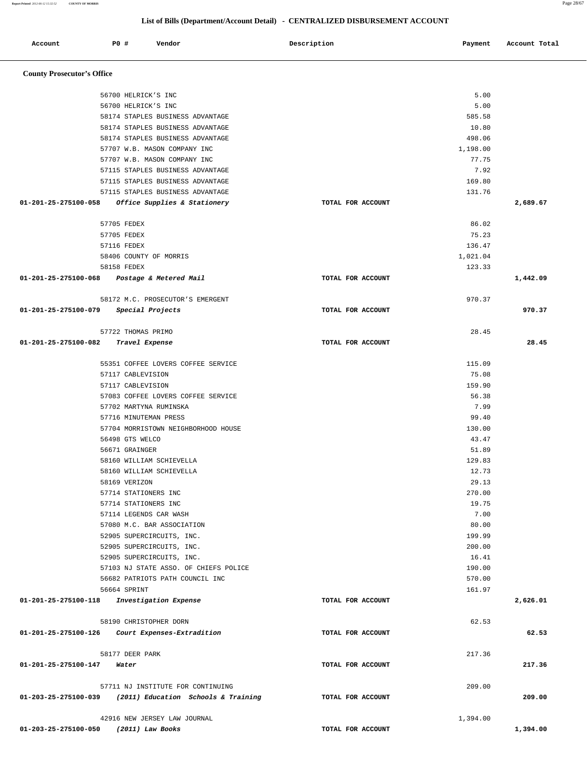## List of Bills (Department/Account Detail) - CENTRALIZED DISBURSEMENT ACCOUNT

| Account | P0 # | Vendor | Description | Payment | Account Total |
|---|---|---|---|---|---|

### County Prosecutor's Office

| Account | P0 # | Vendor | Description | Payment | Account Total |
|---|---|---|---|---|---|
| | 56700 | HELRICK'S INC | | 5.00 | |
| | 56700 | HELRICK'S INC | | 5.00 | |
| | 58174 | STAPLES BUSINESS ADVANTAGE | | 585.58 | |
| | 58174 | STAPLES BUSINESS ADVANTAGE | | 10.80 | |
| | 58174 | STAPLES BUSINESS ADVANTAGE | | 498.06 | |
| | 57707 | W.B. MASON COMPANY INC | | 1,198.00 | |
| | 57707 | W.B. MASON COMPANY INC | | 77.75 | |
| | 57115 | STAPLES BUSINESS ADVANTAGE | | 7.92 | |
| | 57115 | STAPLES BUSINESS ADVANTAGE | | 169.80 | |
| | 57115 | STAPLES BUSINESS ADVANTAGE | | 131.76 | |
| **01-201-25-275100-058** | | ***Office Supplies & Stationery*** | TOTAL FOR ACCOUNT | | **2,689.67** |
| | 57705 | FEDEX | | 86.02 | |
| | 57705 | FEDEX | | 75.23 | |
| | 57116 | FEDEX | | 136.47 | |
| | 58406 | COUNTY OF MORRIS | | 1,021.04 | |
| | 58158 | FEDEX | | 123.33 | |
| **01-201-25-275100-068** | | ***Postage & Metered Mail*** | TOTAL FOR ACCOUNT | | **1,442.09** |
| | 58172 | M.C. PROSECUTOR'S EMERGENT | | 970.37 | |
| **01-201-25-275100-079** | | ***Special Projects*** | TOTAL FOR ACCOUNT | | **970.37** |
| | 57722 | THOMAS PRIMO | | 28.45 | |
| **01-201-25-275100-082** | | ***Travel Expense*** | TOTAL FOR ACCOUNT | | **28.45** |
| | 55351 | COFFEE LOVERS COFFEE SERVICE | | 115.09 | |
| | 57117 | CABLEVISION | | 75.08 | |
| | 57117 | CABLEVISION | | 159.90 | |
| | 57083 | COFFEE LOVERS COFFEE SERVICE | | 56.38 | |
| | 57702 | MARTYNA RUMINSKA | | 7.99 | |
| | 57716 | MINUTEMAN PRESS | | 99.40 | |
| | 57704 | MORRISTOWN NEIGHBORHOOD HOUSE | | 130.00 | |
| | 56498 | GTS WELCO | | 43.47 | |
| | 56671 | GRAINGER | | 51.89 | |
| | 58160 | WILLIAM SCHIEVELLA | | 129.83 | |
| | 58160 | WILLIAM SCHIEVELLA | | 12.73 | |
| | 58169 | VERIZON | | 29.13 | |
| | 57714 | STATIONERS INC | | 270.00 | |
| | 57714 | STATIONERS INC | | 19.75 | |
| | 57114 | LEGENDS CAR WASH | | 7.00 | |
| | 57080 | M.C. BAR ASSOCIATION | | 80.00 | |
| | 52905 | SUPERCIRCUITS, INC. | | 199.99 | |
| | 52905 | SUPERCIRCUITS, INC. | | 200.00 | |
| | 52905 | SUPERCIRCUITS, INC. | | 16.41 | |
| | 57103 | NJ STATE ASSO. OF CHIEFS POLICE | | 190.00 | |
| | 56682 | PATRIOTS PATH COUNCIL INC | | 570.00 | |
| | 56664 | SPRINT | | 161.97 | |
| **01-201-25-275100-118** | | ***Investigation Expense*** | TOTAL FOR ACCOUNT | | **2,626.01** |
| | 58190 | CHRISTOPHER DORN | | 62.53 | |
| **01-201-25-275100-126** | | ***Court Expenses-Extradition*** | TOTAL FOR ACCOUNT | | **62.53** |
| | 58177 | DEER PARK | | 217.36 | |
| **01-201-25-275100-147** | | ***Water*** | TOTAL FOR ACCOUNT | | **217.36** |
| | 57711 | NJ INSTITUTE FOR CONTINUING | | 209.00 | |
| **01-203-25-275100-039** | | ***(2011) Education Schools & Training*** | TOTAL FOR ACCOUNT | | **209.00** |
| | 42916 | NEW JERSEY LAW JOURNAL | | 1,394.00 | |
| **01-203-25-275100-050** | | ***(2011) Law Books*** | TOTAL FOR ACCOUNT | | **1,394.00** |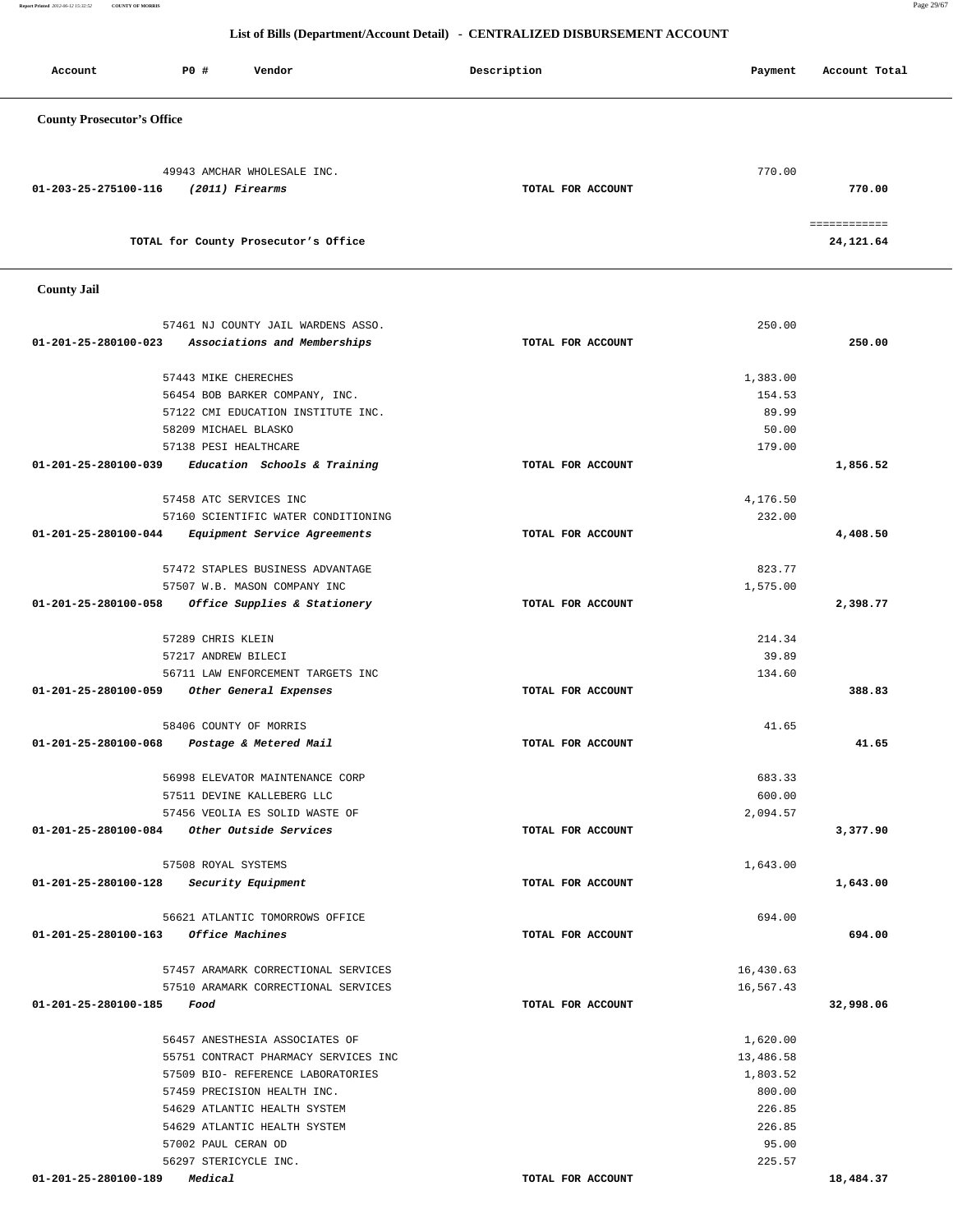## List of Bills (Department/Account Detail) - CENTRALIZED DISBURSEMENT ACCOUNT

| Account | PO # | Vendor | Description | Payment | Account Total |
|---|---|---|---|---|---|

### County Prosecutor's Office

| Account | PO # | Vendor | Description | Payment | Account Total |
|---|---|---|---|---|---|
| | 49943 | AMCHAR WHOLESALE INC. | | 770.00 | |
| 01-203-25-275100-116 | | *(2011) Firearms* | TOTAL FOR ACCOUNT | | 770.00 |
| | | | | | ============ |
| | | TOTAL for County Prosecutor's Office | | | 24,121.64 |

### County Jail

| Account | PO # | Vendor | Description | Payment | Account Total |
|---|---|---|---|---|---|
| | 57461 | NJ COUNTY JAIL WARDENS ASSO. | | 250.00 | |
| 01-201-25-280100-023 | | *Associations and Memberships* | TOTAL FOR ACCOUNT | | 250.00 |
| | 57443 | MIKE CHERECHES | | 1,383.00 | |
| | 56454 | BOB BARKER COMPANY, INC. | | 154.53 | |
| | 57122 | CMI EDUCATION INSTITUTE INC. | | 89.99 | |
| | 58209 | MICHAEL BLASKO | | 50.00 | |
| | 57138 | PESI HEALTHCARE | | 179.00 | |
| 01-201-25-280100-039 | | *Education Schools & Training* | TOTAL FOR ACCOUNT | | 1,856.52 |
| | 57458 | ATC SERVICES INC | | 4,176.50 | |
| | 57160 | SCIENTIFIC WATER CONDITIONING | | 232.00 | |
| 01-201-25-280100-044 | | *Equipment Service Agreements* | TOTAL FOR ACCOUNT | | 4,408.50 |
| | 57472 | STAPLES BUSINESS ADVANTAGE | | 823.77 | |
| | 57507 | W.B. MASON COMPANY INC | | 1,575.00 | |
| 01-201-25-280100-058 | | *Office Supplies & Stationery* | TOTAL FOR ACCOUNT | | 2,398.77 |
| | 57289 | CHRIS KLEIN | | 214.34 | |
| | 57217 | ANDREW BILECI | | 39.89 | |
| | 56711 | LAW ENFORCEMENT TARGETS INC | | 134.60 | |
| 01-201-25-280100-059 | | *Other General Expenses* | TOTAL FOR ACCOUNT | | 388.83 |
| | 58406 | COUNTY OF MORRIS | | 41.65 | |
| 01-201-25-280100-068 | | *Postage & Metered Mail* | TOTAL FOR ACCOUNT | | 41.65 |
| | 56998 | ELEVATOR MAINTENANCE CORP | | 683.33 | |
| | 57511 | DEVINE KALLEBERG LLC | | 600.00 | |
| | 57456 | VEOLIA ES SOLID WASTE OF | | 2,094.57 | |
| 01-201-25-280100-084 | | *Other Outside Services* | TOTAL FOR ACCOUNT | | 3,377.90 |
| | 57508 | ROYAL SYSTEMS | | 1,643.00 | |
| 01-201-25-280100-128 | | *Security Equipment* | TOTAL FOR ACCOUNT | | 1,643.00 |
| | 56621 | ATLANTIC TOMORROWS OFFICE | | 694.00 | |
| 01-201-25-280100-163 | | *Office Machines* | TOTAL FOR ACCOUNT | | 694.00 |
| | 57457 | ARAMARK CORRECTIONAL SERVICES | | 16,430.63 | |
| | 57510 | ARAMARK CORRECTIONAL SERVICES | | 16,567.43 | |
| 01-201-25-280100-185 | | *Food* | TOTAL FOR ACCOUNT | | 32,998.06 |
| | 56457 | ANESTHESIA ASSOCIATES OF | | 1,620.00 | |
| | 55751 | CONTRACT PHARMACY SERVICES INC | | 13,486.58 | |
| | 57509 | BIO- REFERENCE LABORATORIES | | 1,803.52 | |
| | 57459 | PRECISION HEALTH INC. | | 800.00 | |
| | 54629 | ATLANTIC HEALTH SYSTEM | | 226.85 | |
| | 54629 | ATLANTIC HEALTH SYSTEM | | 226.85 | |
| | 57002 | PAUL CERAN OD | | 95.00 | |
| | 56297 | STERICYCLE INC. | | 225.57 | |
| 01-201-25-280100-189 | | *Medical* | TOTAL FOR ACCOUNT | | 18,484.37 |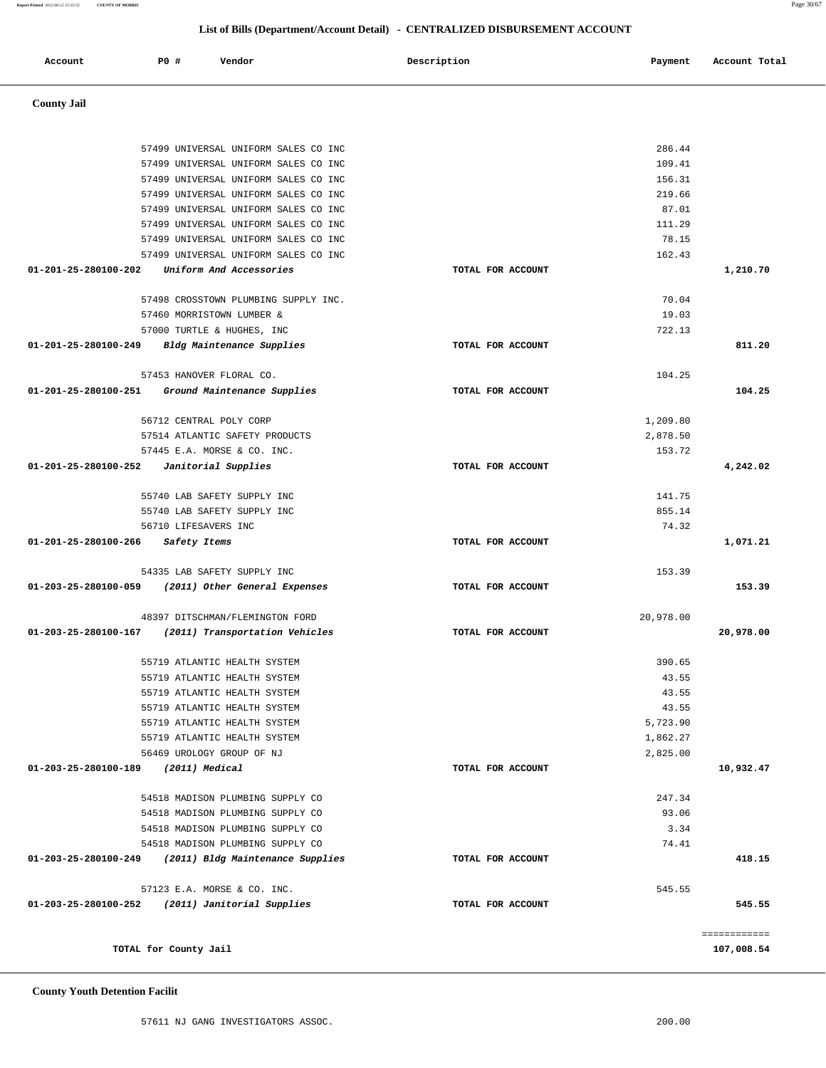## List of Bills (Department/Account Detail) - CENTRALIZED DISBURSEMENT ACCOUNT

| Account | PO # | Vendor | Description | Payment | Account Total |
|---|---|---|---|---|---|

**County Jail**

| Account | PO # | Vendor | Description | Payment | Account Total |
|---|---|---|---|---|---|
| | 57499 | UNIVERSAL UNIFORM SALES CO INC | | 286.44 | |
| | 57499 | UNIVERSAL UNIFORM SALES CO INC | | 109.41 | |
| | 57499 | UNIVERSAL UNIFORM SALES CO INC | | 156.31 | |
| | 57499 | UNIVERSAL UNIFORM SALES CO INC | | 219.66 | |
| | 57499 | UNIVERSAL UNIFORM SALES CO INC | | 87.01 | |
| | 57499 | UNIVERSAL UNIFORM SALES CO INC | | 111.29 | |
| | 57499 | UNIVERSAL UNIFORM SALES CO INC | | 78.15 | |
| | 57499 | UNIVERSAL UNIFORM SALES CO INC | | 162.43 | |
| 01-201-25-280100-202 | | *Uniform And Accessories* | TOTAL FOR ACCOUNT | | 1,210.70 |
| | 57498 | CROSSTOWN PLUMBING SUPPLY INC. | | 70.04 | |
| | 57460 | MORRISTOWN LUMBER & | | 19.03 | |
| | 57000 | TURTLE & HUGHES, INC | | 722.13 | |
| 01-201-25-280100-249 | | *Bldg Maintenance Supplies* | TOTAL FOR ACCOUNT | | 811.20 |
| | 57453 | HANOVER FLORAL CO. | | 104.25 | |
| 01-201-25-280100-251 | | *Ground Maintenance Supplies* | TOTAL FOR ACCOUNT | | 104.25 |
| | 56712 | CENTRAL POLY CORP | | 1,209.80 | |
| | 57514 | ATLANTIC SAFETY PRODUCTS | | 2,878.50 | |
| | 57445 | E.A. MORSE & CO. INC. | | 153.72 | |
| 01-201-25-280100-252 | | *Janitorial Supplies* | TOTAL FOR ACCOUNT | | 4,242.02 |
| | 55740 | LAB SAFETY SUPPLY INC | | 141.75 | |
| | 55740 | LAB SAFETY SUPPLY INC | | 855.14 | |
| | 56710 | LIFESAVERS INC | | 74.32 | |
| 01-201-25-280100-266 | | *Safety Items* | TOTAL FOR ACCOUNT | | 1,071.21 |
| | 54335 | LAB SAFETY SUPPLY INC | | 153.39 | |
| 01-203-25-280100-059 | | *(2011) Other General Expenses* | TOTAL FOR ACCOUNT | | 153.39 |
| | 48397 | DITSCHMAN/FLEMINGTON FORD | | 20,978.00 | |
| 01-203-25-280100-167 | | *(2011) Transportation Vehicles* | TOTAL FOR ACCOUNT | | 20,978.00 |
| | 55719 | ATLANTIC HEALTH SYSTEM | | 390.65 | |
| | 55719 | ATLANTIC HEALTH SYSTEM | | 43.55 | |
| | 55719 | ATLANTIC HEALTH SYSTEM | | 43.55 | |
| | 55719 | ATLANTIC HEALTH SYSTEM | | 43.55 | |
| | 55719 | ATLANTIC HEALTH SYSTEM | | 5,723.90 | |
| | 55719 | ATLANTIC HEALTH SYSTEM | | 1,862.27 | |
| | 56469 | UROLOGY GROUP OF NJ | | 2,825.00 | |
| 01-203-25-280100-189 | | *(2011) Medical* | TOTAL FOR ACCOUNT | | 10,932.47 |
| | 54518 | MADISON PLUMBING SUPPLY CO | | 247.34 | |
| | 54518 | MADISON PLUMBING SUPPLY CO | | 93.06 | |
| | 54518 | MADISON PLUMBING SUPPLY CO | | 3.34 | |
| | 54518 | MADISON PLUMBING SUPPLY CO | | 74.41 | |
| 01-203-25-280100-249 | | *(2011) Bldg Maintenance Supplies* | TOTAL FOR ACCOUNT | | 418.15 |
| | 57123 | E.A. MORSE & CO. INC. | | 545.55 | |
| 01-203-25-280100-252 | | *(2011) Janitorial Supplies* | TOTAL FOR ACCOUNT | | 545.55 |
| | | | | | ============ |
| | | **TOTAL for County Jail** | | | 107,008.54 |

**County Youth Detention Facilit**

| Account | PO # | Vendor | Description | Payment | Account Total |
|---|---|---|---|---|---|
| | 57611 | NJ GANG INVESTIGATORS ASSOC. | | 200.00 | |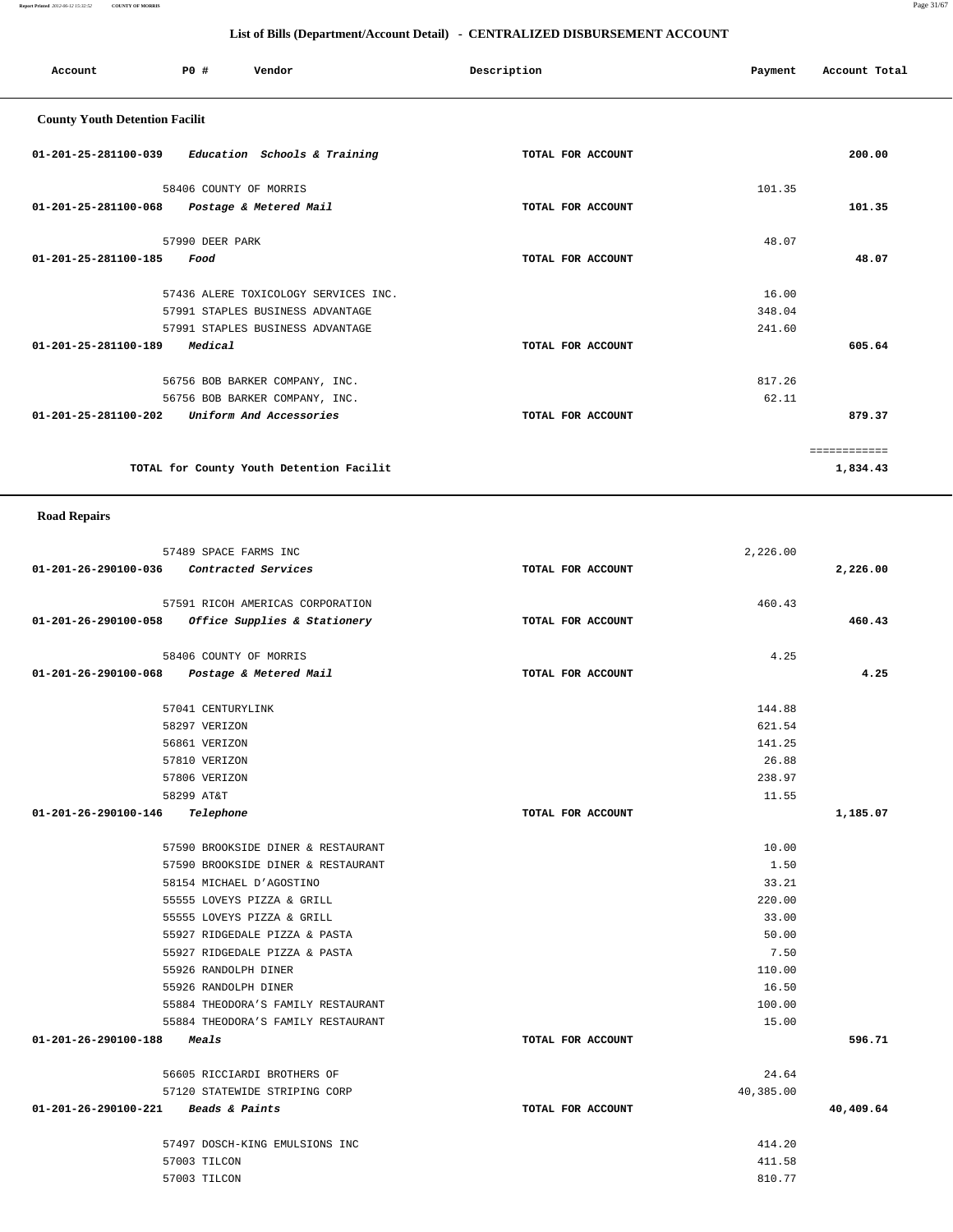## List of Bills (Department/Account Detail) - CENTRALIZED DISBURSEMENT ACCOUNT

| Account | PO # | Vendor | Description | Payment | Account Total |
|---|---|---|---|---|---|

### County Youth Detention Facilit

| Account | PO # | Vendor | Description | Payment | Account Total |
|---|---|---|---|---|---|
| 01-201-25-281100-039 | | *Education Schools & Training* | TOTAL FOR ACCOUNT | | 200.00 |
| | 58406 | COUNTY OF MORRIS | | 101.35 | |
| 01-201-25-281100-068 | | *Postage & Metered Mail* | TOTAL FOR ACCOUNT | | 101.35 |
| | 57990 | DEER PARK | | 48.07 | |
| 01-201-25-281100-185 | | *Food* | TOTAL FOR ACCOUNT | | 48.07 |
| | 57436 | ALERE TOXICOLOGY SERVICES INC. | | 16.00 | |
| | 57991 | STAPLES BUSINESS ADVANTAGE | | 348.04 | |
| | 57991 | STAPLES BUSINESS ADVANTAGE | | 241.60 | |
| 01-201-25-281100-189 | | *Medical* | TOTAL FOR ACCOUNT | | 605.64 |
| | 56756 | BOB BARKER COMPANY, INC. | | 817.26 | |
| | 56756 | BOB BARKER COMPANY, INC. | | 62.11 | |
| 01-201-25-281100-202 | | *Uniform And Accessories* | TOTAL FOR ACCOUNT | | 879.37 |
| | | | | | ============ |
| | | TOTAL for County Youth Detention Facilit | | | 1,834.43 |

### Road Repairs

| Account | PO # | Vendor | Description | Payment | Account Total |
|---|---|---|---|---|---|
| | 57489 | SPACE FARMS INC | | 2,226.00 | |
| 01-201-26-290100-036 | | *Contracted Services* | TOTAL FOR ACCOUNT | | 2,226.00 |
| | 57591 | RICOH AMERICAS CORPORATION | | 460.43 | |
| 01-201-26-290100-058 | | *Office Supplies & Stationery* | TOTAL FOR ACCOUNT | | 460.43 |
| | 58406 | COUNTY OF MORRIS | | 4.25 | |
| 01-201-26-290100-068 | | *Postage & Metered Mail* | TOTAL FOR ACCOUNT | | 4.25 |
| | 57041 | CENTURYLINK | | 144.88 | |
| | 58297 | VERIZON | | 621.54 | |
| | 56861 | VERIZON | | 141.25 | |
| | 57810 | VERIZON | | 26.88 | |
| | 57806 | VERIZON | | 238.97 | |
| | 58299 | AT&T | | 11.55 | |
| 01-201-26-290100-146 | | *Telephone* | TOTAL FOR ACCOUNT | | 1,185.07 |
| | 57590 | BROOKSIDE DINER & RESTAURANT | | 10.00 | |
| | 57590 | BROOKSIDE DINER & RESTAURANT | | 1.50 | |
| | 58154 | MICHAEL D'AGOSTINO | | 33.21 | |
| | 55555 | LOVEYS PIZZA & GRILL | | 220.00 | |
| | 55555 | LOVEYS PIZZA & GRILL | | 33.00 | |
| | 55927 | RIDGEDALE PIZZA & PASTA | | 50.00 | |
| | 55927 | RIDGEDALE PIZZA & PASTA | | 7.50 | |
| | 55926 | RANDOLPH DINER | | 110.00 | |
| | 55926 | RANDOLPH DINER | | 16.50 | |
| | 55884 | THEODORA'S FAMILY RESTAURANT | | 100.00 | |
| | 55884 | THEODORA'S FAMILY RESTAURANT | | 15.00 | |
| 01-201-26-290100-188 | | *Meals* | TOTAL FOR ACCOUNT | | 596.71 |
| | 56605 | RICCIARDI BROTHERS OF | | 24.64 | |
| | 57120 | STATEWIDE STRIPING CORP | | 40,385.00 | |
| 01-201-26-290100-221 | | *Beads & Paints* | TOTAL FOR ACCOUNT | | 40,409.64 |
| | 57497 | DOSCH-KING EMULSIONS INC | | 414.20 | |
| | 57003 | TILCON | | 411.58 | |
| | 57003 | TILCON | | 810.77 | |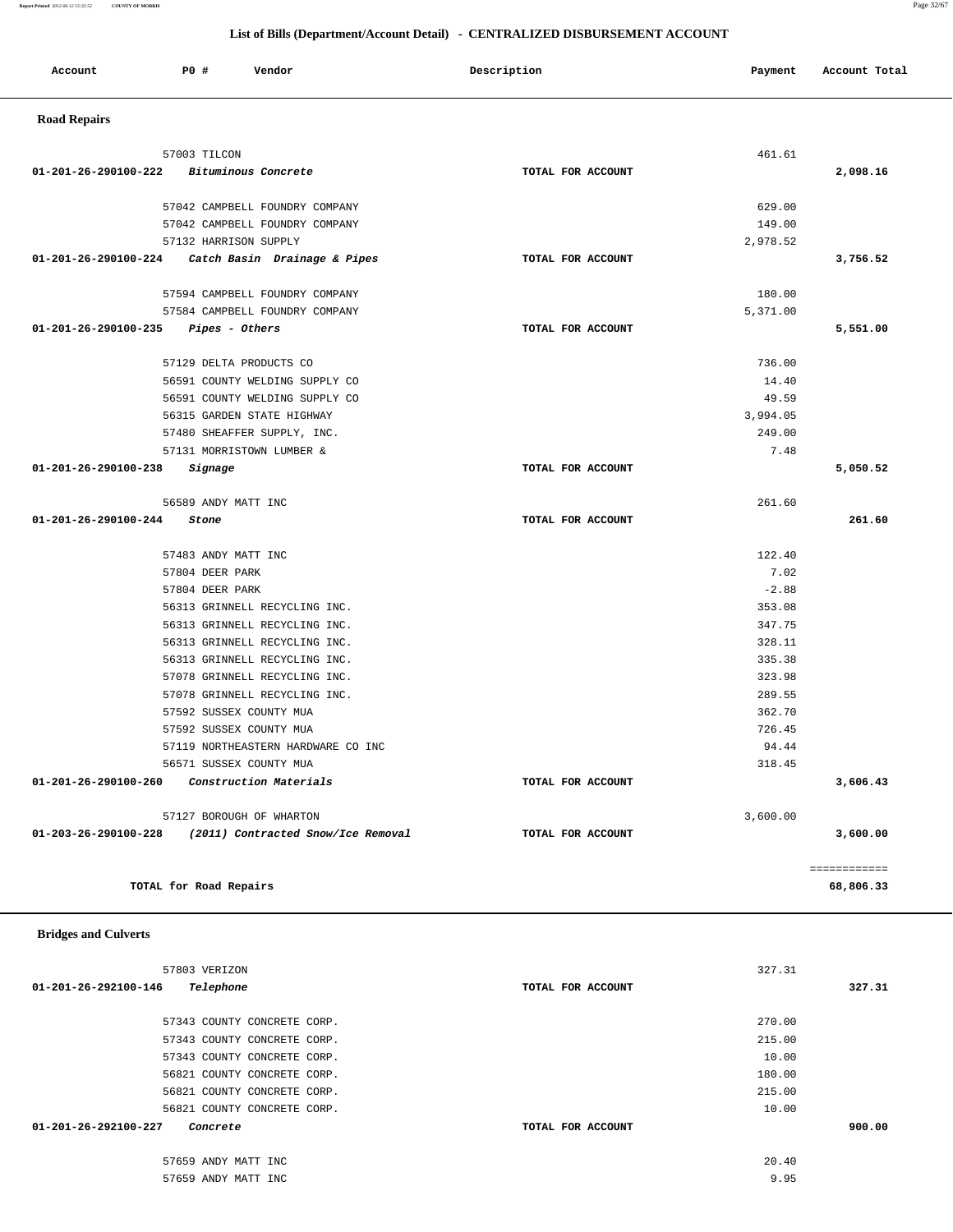## List of Bills (Department/Account Detail) - CENTRALIZED DISBURSEMENT ACCOUNT

| Account | PO # | Vendor | Description | Payment | Account Total |
|---|---|---|---|---|---|

### Road Repairs

| Account | PO # | Vendor | Description | Payment | Account Total |
|---|---|---|---|---|---|
| | 57003 | TILCON | | 461.61 | |
| 01-201-26-290100-222 | | *Bituminous Concrete* | TOTAL FOR ACCOUNT | | 2,098.16 |
| | 57042 | CAMPBELL FOUNDRY COMPANY | | 629.00 | |
| | 57042 | CAMPBELL FOUNDRY COMPANY | | 149.00 | |
| | 57132 | HARRISON SUPPLY | | 2,978.52 | |
| 01-201-26-290100-224 | | *Catch Basin Drainage & Pipes* | TOTAL FOR ACCOUNT | | 3,756.52 |
| | 57594 | CAMPBELL FOUNDRY COMPANY | | 180.00 | |
| | 57584 | CAMPBELL FOUNDRY COMPANY | | 5,371.00 | |
| 01-201-26-290100-235 | | *Pipes - Others* | TOTAL FOR ACCOUNT | | 5,551.00 |
| | 57129 | DELTA PRODUCTS CO | | 736.00 | |
| | 56591 | COUNTY WELDING SUPPLY CO | | 14.40 | |
| | 56591 | COUNTY WELDING SUPPLY CO | | 49.59 | |
| | 56315 | GARDEN STATE HIGHWAY | | 3,994.05 | |
| | 57480 | SHEAFFER SUPPLY, INC. | | 249.00 | |
| | 57131 | MORRISTOWN LUMBER & | | 7.48 | |
| 01-201-26-290100-238 | | *Signage* | TOTAL FOR ACCOUNT | | 5,050.52 |
| | 56589 | ANDY MATT INC | | 261.60 | |
| 01-201-26-290100-244 | | *Stone* | TOTAL FOR ACCOUNT | | 261.60 |
| | 57483 | ANDY MATT INC | | 122.40 | |
| | 57804 | DEER PARK | | 7.02 | |
| | 57804 | DEER PARK | | -2.88 | |
| | 56313 | GRINNELL RECYCLING INC. | | 353.08 | |
| | 56313 | GRINNELL RECYCLING INC. | | 347.75 | |
| | 56313 | GRINNELL RECYCLING INC. | | 328.11 | |
| | 56313 | GRINNELL RECYCLING INC. | | 335.38 | |
| | 57078 | GRINNELL RECYCLING INC. | | 323.98 | |
| | 57078 | GRINNELL RECYCLING INC. | | 289.55 | |
| | 57592 | SUSSEX COUNTY MUA | | 362.70 | |
| | 57592 | SUSSEX COUNTY MUA | | 726.45 | |
| | 57119 | NORTHEASTERN HARDWARE CO INC | | 94.44 | |
| | 56571 | SUSSEX COUNTY MUA | | 318.45 | |
| 01-201-26-290100-260 | | *Construction Materials* | TOTAL FOR ACCOUNT | | 3,606.43 |
| | 57127 | BOROUGH OF WHARTON | | 3,600.00 | |
| 01-203-26-290100-228 | | *(2011) Contracted Snow/Ice Removal* | TOTAL FOR ACCOUNT | | 3,600.00 |
| | | | | | ============ |
| | | TOTAL for Road Repairs | | | 68,806.33 |

### Bridges and Culverts

| Account | PO # | Vendor | Description | Payment | Account Total |
|---|---|---|---|---|---|
| | 57803 | VERIZON | | 327.31 | |
| 01-201-26-292100-146 | | *Telephone* | TOTAL FOR ACCOUNT | | 327.31 |
| | 57343 | COUNTY CONCRETE CORP. | | 270.00 | |
| | 57343 | COUNTY CONCRETE CORP. | | 215.00 | |
| | 57343 | COUNTY CONCRETE CORP. | | 10.00 | |
| | 56821 | COUNTY CONCRETE CORP. | | 180.00 | |
| | 56821 | COUNTY CONCRETE CORP. | | 215.00 | |
| | 56821 | COUNTY CONCRETE CORP. | | 10.00 | |
| 01-201-26-292100-227 | | *Concrete* | TOTAL FOR ACCOUNT | | 900.00 |
| | 57659 | ANDY MATT INC | | 20.40 | |
| | 57659 | ANDY MATT INC | | 9.95 | |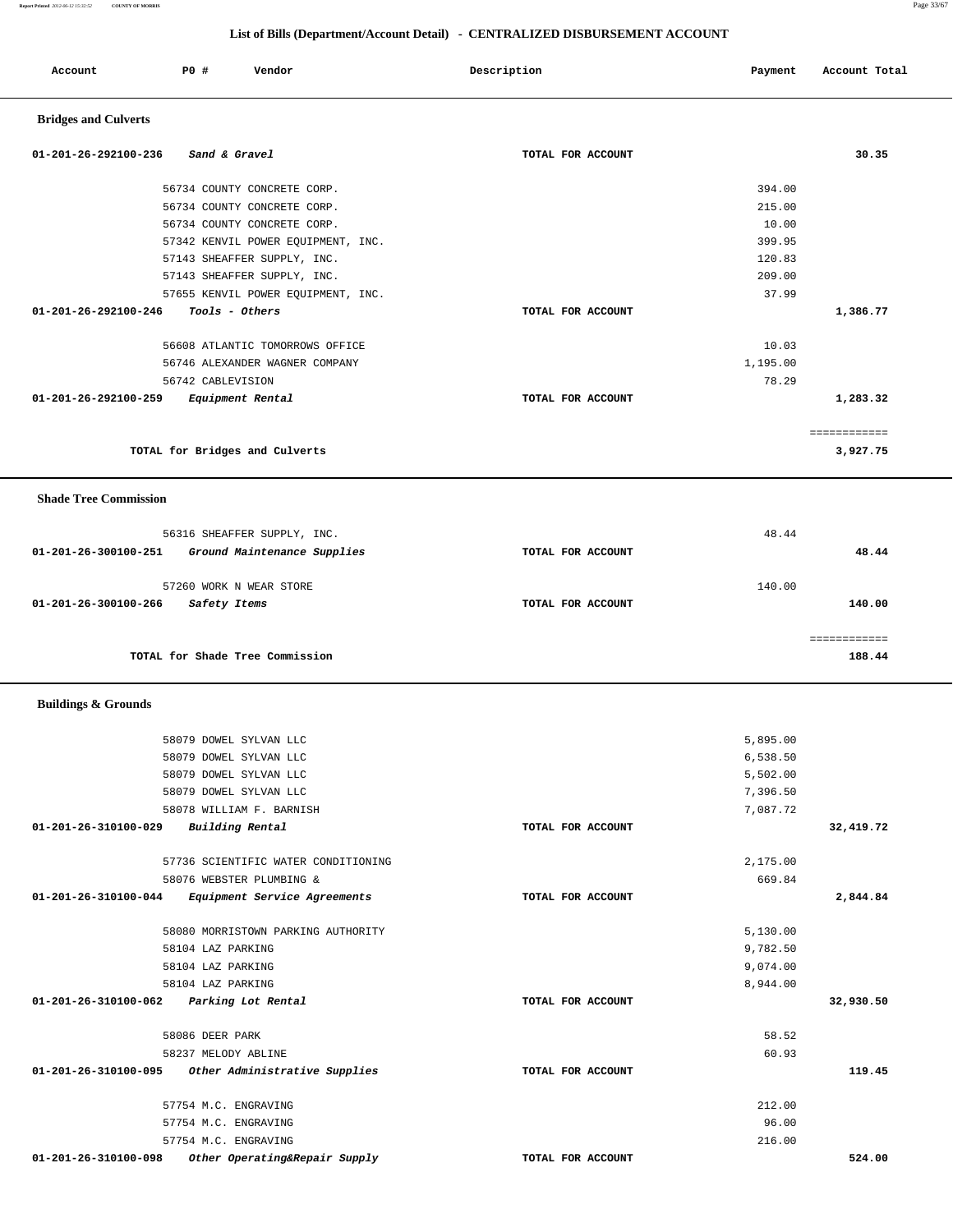## List of Bills (Department/Account Detail) - CENTRALIZED DISBURSEMENT ACCOUNT

| Account | PO # | Vendor | Description | Payment | Account Total |
|---|---|---|---|---|---|

### Bridges and Culverts

| Account | PO # | Vendor | Description | Payment | Account Total |
|---|---|---|---|---|---|
| 01-201-26-292100-236 | | *Sand & Gravel* | TOTAL FOR ACCOUNT | | 30.35 |
| | 56734 | COUNTY CONCRETE CORP. | | 394.00 | |
| | 56734 | COUNTY CONCRETE CORP. | | 215.00 | |
| | 56734 | COUNTY CONCRETE CORP. | | 10.00 | |
| | 57342 | KENVIL POWER EQUIPMENT, INC. | | 399.95 | |
| | 57143 | SHEAFFER SUPPLY, INC. | | 120.83 | |
| | 57143 | SHEAFFER SUPPLY, INC. | | 209.00 | |
| | 57655 | KENVIL POWER EQUIPMENT, INC. | | 37.99 | |
| 01-201-26-292100-246 | | *Tools - Others* | TOTAL FOR ACCOUNT | | 1,386.77 |
| | 56608 | ATLANTIC TOMORROWS OFFICE | | 10.03 | |
| | 56746 | ALEXANDER WAGNER COMPANY | | 1,195.00 | |
| | 56742 | CABLEVISION | | 78.29 | |
| 01-201-26-292100-259 | | *Equipment Rental* | TOTAL FOR ACCOUNT | | 1,283.32 |
| | | TOTAL for Bridges and Culverts | | | 3,927.75 |

### Shade Tree Commission

| Account | PO # | Vendor | Description | Payment | Account Total |
|---|---|---|---|---|---|
| | 56316 | SHEAFFER SUPPLY, INC. | | 48.44 | |
| 01-201-26-300100-251 | | *Ground Maintenance Supplies* | TOTAL FOR ACCOUNT | | 48.44 |
| | 57260 | WORK N WEAR STORE | | 140.00 | |
| 01-201-26-300100-266 | | *Safety Items* | TOTAL FOR ACCOUNT | | 140.00 |
| | | TOTAL for Shade Tree Commission | | | 188.44 |

### Buildings & Grounds

| Account | PO # | Vendor | Description | Payment | Account Total |
|---|---|---|---|---|---|
| | 58079 | DOWEL SYLVAN LLC | | 5,895.00 | |
| | 58079 | DOWEL SYLVAN LLC | | 6,538.50 | |
| | 58079 | DOWEL SYLVAN LLC | | 5,502.00 | |
| | 58079 | DOWEL SYLVAN LLC | | 7,396.50 | |
| | 58078 | WILLIAM F. BARNISH | | 7,087.72 | |
| 01-201-26-310100-029 | | *Building Rental* | TOTAL FOR ACCOUNT | | 32,419.72 |
| | 57736 | SCIENTIFIC WATER CONDITIONING | | 2,175.00 | |
| | 58076 | WEBSTER PLUMBING & | | 669.84 | |
| 01-201-26-310100-044 | | *Equipment Service Agreements* | TOTAL FOR ACCOUNT | | 2,844.84 |
| | 58080 | MORRISTOWN PARKING AUTHORITY | | 5,130.00 | |
| | 58104 | LAZ PARKING | | 9,782.50 | |
| | 58104 | LAZ PARKING | | 9,074.00 | |
| | 58104 | LAZ PARKING | | 8,944.00 | |
| 01-201-26-310100-062 | | *Parking Lot Rental* | TOTAL FOR ACCOUNT | | 32,930.50 |
| | 58086 | DEER PARK | | 58.52 | |
| | 58237 | MELODY ABLINE | | 60.93 | |
| 01-201-26-310100-095 | | *Other Administrative Supplies* | TOTAL FOR ACCOUNT | | 119.45 |
| | 57754 | M.C. ENGRAVING | | 212.00 | |
| | 57754 | M.C. ENGRAVING | | 96.00 | |
| | 57754 | M.C. ENGRAVING | | 216.00 | |
| 01-201-26-310100-098 | | *Other Operating&Repair Supply* | TOTAL FOR ACCOUNT | | 524.00 |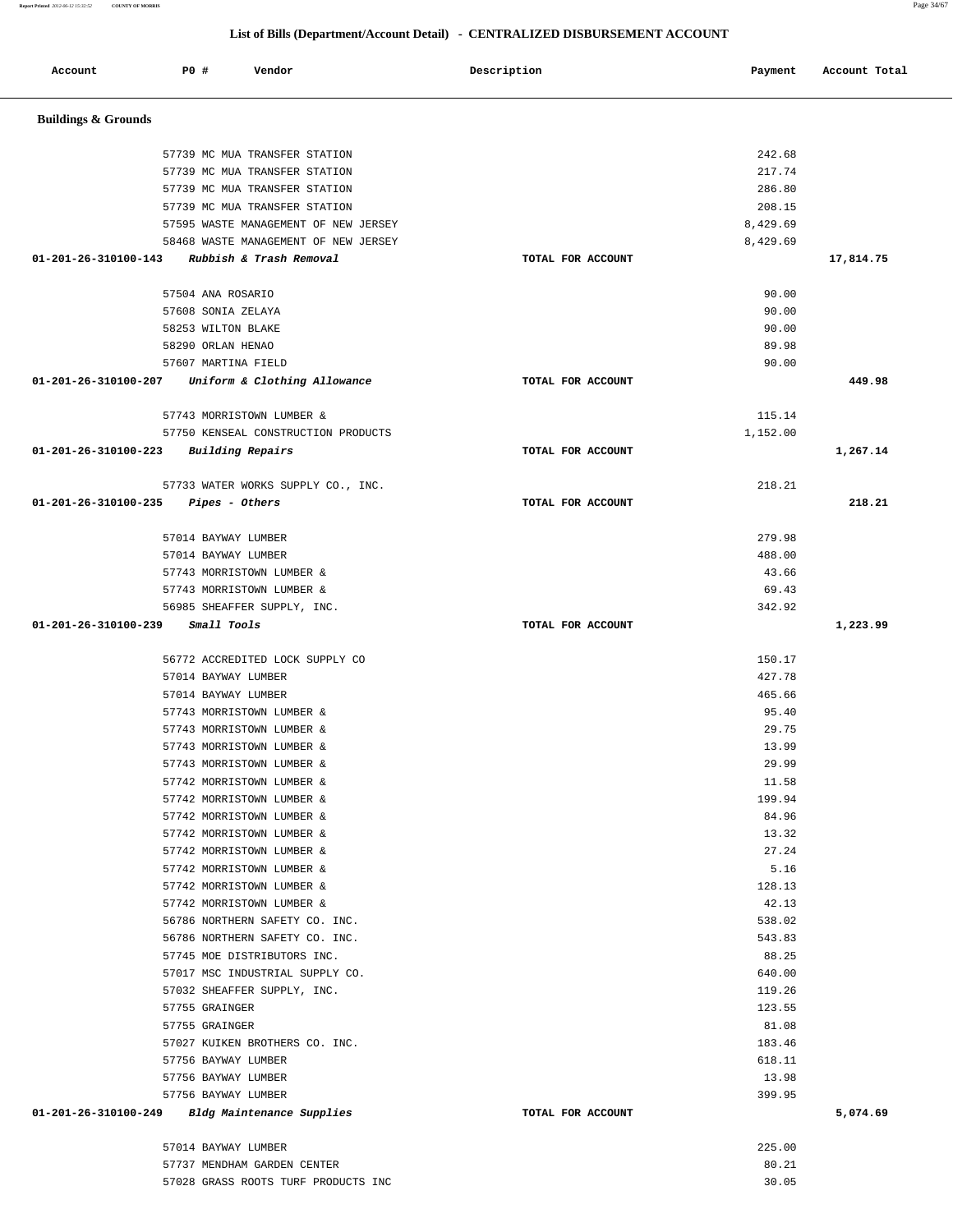## List of Bills (Department/Account Detail) - CENTRALIZED DISBURSEMENT ACCOUNT

| Account | PO # | Vendor | Description | Payment | Account Total |
|---|---|---|---|---|---|
| **Buildings & Grounds** | | | | | |
| | 57739 | MC MUA TRANSFER STATION | | 242.68 | |
| | 57739 | MC MUA TRANSFER STATION | | 217.74 | |
| | 57739 | MC MUA TRANSFER STATION | | 286.80 | |
| | 57739 | MC MUA TRANSFER STATION | | 208.15 | |
| | 57595 | WASTE MANAGEMENT OF NEW JERSEY | | 8,429.69 | |
| | 58468 | WASTE MANAGEMENT OF NEW JERSEY | | 8,429.69 | |
| **01-201-26-310100-143** | | *Rubbish & Trash Removal* | TOTAL FOR ACCOUNT | | **17,814.75** |
| | 57504 | ANA ROSARIO | | 90.00 | |
| | 57608 | SONIA ZELAYA | | 90.00 | |
| | 58253 | WILTON BLAKE | | 90.00 | |
| | 58290 | ORLAN HENAO | | 89.98 | |
| | 57607 | MARTINA FIELD | | 90.00 | |
| **01-201-26-310100-207** | | *Uniform & Clothing Allowance* | TOTAL FOR ACCOUNT | | **449.98** |
| | 57743 | MORRISTOWN LUMBER & | | 115.14 | |
| | 57750 | KENSEAL CONSTRUCTION PRODUCTS | | 1,152.00 | |
| **01-201-26-310100-223** | | *Building Repairs* | TOTAL FOR ACCOUNT | | **1,267.14** |
| | 57733 | WATER WORKS SUPPLY CO., INC. | | 218.21 | |
| **01-201-26-310100-235** | | *Pipes - Others* | TOTAL FOR ACCOUNT | | **218.21** |
| | 57014 | BAYWAY LUMBER | | 279.98 | |
| | 57014 | BAYWAY LUMBER | | 488.00 | |
| | 57743 | MORRISTOWN LUMBER & | | 43.66 | |
| | 57743 | MORRISTOWN LUMBER & | | 69.43 | |
| | 56985 | SHEAFFER SUPPLY, INC. | | 342.92 | |
| **01-201-26-310100-239** | | *Small Tools* | TOTAL FOR ACCOUNT | | **1,223.99** |
| | 56772 | ACCREDITED LOCK SUPPLY CO | | 150.17 | |
| | 57014 | BAYWAY LUMBER | | 427.78 | |
| | 57014 | BAYWAY LUMBER | | 465.66 | |
| | 57743 | MORRISTOWN LUMBER & | | 95.40 | |
| | 57743 | MORRISTOWN LUMBER & | | 29.75 | |
| | 57743 | MORRISTOWN LUMBER & | | 13.99 | |
| | 57743 | MORRISTOWN LUMBER & | | 29.99 | |
| | 57742 | MORRISTOWN LUMBER & | | 11.58 | |
| | 57742 | MORRISTOWN LUMBER & | | 199.94 | |
| | 57742 | MORRISTOWN LUMBER & | | 84.96 | |
| | 57742 | MORRISTOWN LUMBER & | | 13.32 | |
| | 57742 | MORRISTOWN LUMBER & | | 27.24 | |
| | 57742 | MORRISTOWN LUMBER & | | 5.16 | |
| | 57742 | MORRISTOWN LUMBER & | | 128.13 | |
| | 57742 | MORRISTOWN LUMBER & | | 42.13 | |
| | 56786 | NORTHERN SAFETY CO. INC. | | 538.02 | |
| | 56786 | NORTHERN SAFETY CO. INC. | | 543.83 | |
| | 57745 | MOE DISTRIBUTORS INC. | | 88.25 | |
| | 57017 | MSC INDUSTRIAL SUPPLY CO. | | 640.00 | |
| | 57032 | SHEAFFER SUPPLY, INC. | | 119.26 | |
| | 57755 | GRAINGER | | 123.55 | |
| | 57755 | GRAINGER | | 81.08 | |
| | 57027 | KUIKEN BROTHERS CO. INC. | | 183.46 | |
| | 57756 | BAYWAY LUMBER | | 618.11 | |
| | 57756 | BAYWAY LUMBER | | 13.98 | |
| | 57756 | BAYWAY LUMBER | | 399.95 | |
| **01-201-26-310100-249** | | *Bldg Maintenance Supplies* | TOTAL FOR ACCOUNT | | **5,074.69** |
| | 57014 | BAYWAY LUMBER | | 225.00 | |
| | 57737 | MENDHAM GARDEN CENTER | | 80.21 | |
| | 57028 | GRASS ROOTS TURF PRODUCTS INC | | 30.05 | |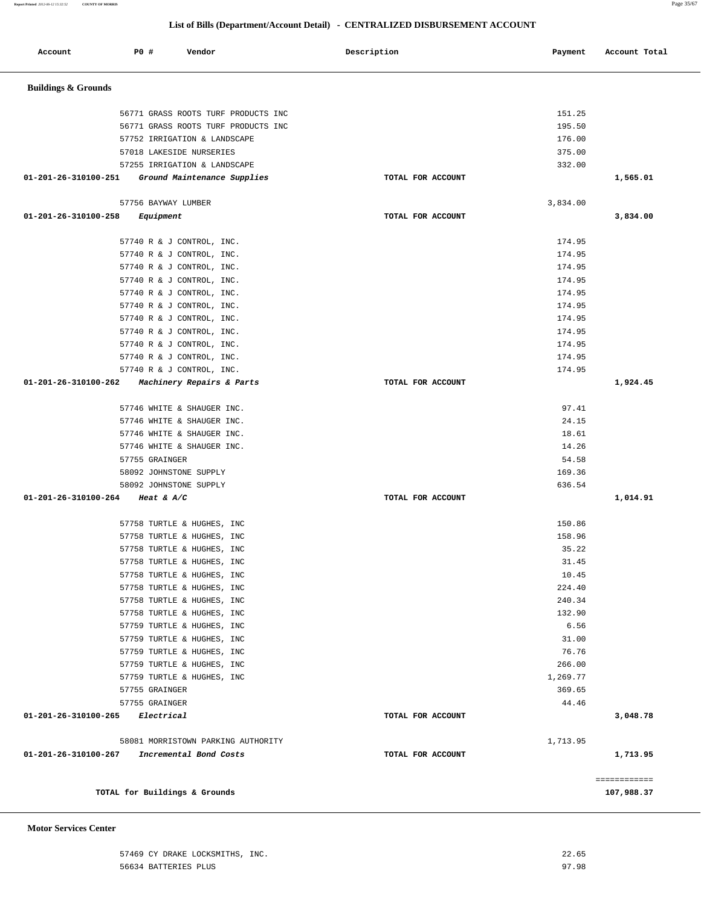## List of Bills (Department/Account Detail) - CENTRALIZED DISBURSEMENT ACCOUNT

| Account | PO # | Vendor | Description | Payment | Account Total |
|---|---|---|---|---|---|
| **Buildings & Grounds** | | | | | |
| | 56771 | GRASS ROOTS TURF PRODUCTS INC | | 151.25 | |
| | 56771 | GRASS ROOTS TURF PRODUCTS INC | | 195.50 | |
| | 57752 | IRRIGATION & LANDSCAPE | | 176.00 | |
| | 57018 | LAKESIDE NURSERIES | | 375.00 | |
| | 57255 | IRRIGATION & LANDSCAPE | | 332.00 | |
| **01-201-26-310100-251** | | *Ground Maintenance Supplies* | TOTAL FOR ACCOUNT | | **1,565.01** |
| | 57756 | BAYWAY LUMBER | | 3,834.00 | |
| **01-201-26-310100-258** | | *Equipment* | TOTAL FOR ACCOUNT | | **3,834.00** |
| | 57740 | R & J CONTROL, INC. | | 174.95 | |
| | 57740 | R & J CONTROL, INC. | | 174.95 | |
| | 57740 | R & J CONTROL, INC. | | 174.95 | |
| | 57740 | R & J CONTROL, INC. | | 174.95 | |
| | 57740 | R & J CONTROL, INC. | | 174.95 | |
| | 57740 | R & J CONTROL, INC. | | 174.95 | |
| | 57740 | R & J CONTROL, INC. | | 174.95 | |
| | 57740 | R & J CONTROL, INC. | | 174.95 | |
| | 57740 | R & J CONTROL, INC. | | 174.95 | |
| | 57740 | R & J CONTROL, INC. | | 174.95 | |
| | 57740 | R & J CONTROL, INC. | | 174.95 | |
| **01-201-26-310100-262** | | *Machinery Repairs & Parts* | TOTAL FOR ACCOUNT | | **1,924.45** |
| | 57746 | WHITE & SHAUGER INC. | | 97.41 | |
| | 57746 | WHITE & SHAUGER INC. | | 24.15 | |
| | 57746 | WHITE & SHAUGER INC. | | 18.61 | |
| | 57746 | WHITE & SHAUGER INC. | | 14.26 | |
| | 57755 | GRAINGER | | 54.58 | |
| | 58092 | JOHNSTONE SUPPLY | | 169.36 | |
| | 58092 | JOHNSTONE SUPPLY | | 636.54 | |
| **01-201-26-310100-264** | | *Heat & A/C* | TOTAL FOR ACCOUNT | | **1,014.91** |
| | 57758 | TURTLE & HUGHES, INC | | 150.86 | |
| | 57758 | TURTLE & HUGHES, INC | | 158.96 | |
| | 57758 | TURTLE & HUGHES, INC | | 35.22 | |
| | 57758 | TURTLE & HUGHES, INC | | 31.45 | |
| | 57758 | TURTLE & HUGHES, INC | | 10.45 | |
| | 57758 | TURTLE & HUGHES, INC | | 224.40 | |
| | 57758 | TURTLE & HUGHES, INC | | 240.34 | |
| | 57758 | TURTLE & HUGHES, INC | | 132.90 | |
| | 57759 | TURTLE & HUGHES, INC | | 6.56 | |
| | 57759 | TURTLE & HUGHES, INC | | 31.00 | |
| | 57759 | TURTLE & HUGHES, INC | | 76.76 | |
| | 57759 | TURTLE & HUGHES, INC | | 266.00 | |
| | 57759 | TURTLE & HUGHES, INC | | 1,269.77 | |
| | 57755 | GRAINGER | | 369.65 | |
| | 57755 | GRAINGER | | 44.46 | |
| **01-201-26-310100-265** | | *Electrical* | TOTAL FOR ACCOUNT | | **3,048.78** |
| | 58081 | MORRISTOWN PARKING AUTHORITY | | 1,713.95 | |
| **01-201-26-310100-267** | | *Incremental Bond Costs* | TOTAL FOR ACCOUNT | | **1,713.95** |
| | | **TOTAL for Buildings & Grounds** | | | **107,988.37** |
| **Motor Services Center** | | | | | |
| | 57469 | CY DRAKE LOCKSMITHS, INC. | | 22.65 | |
| | 56634 | BATTERIES PLUS | | 97.98 | |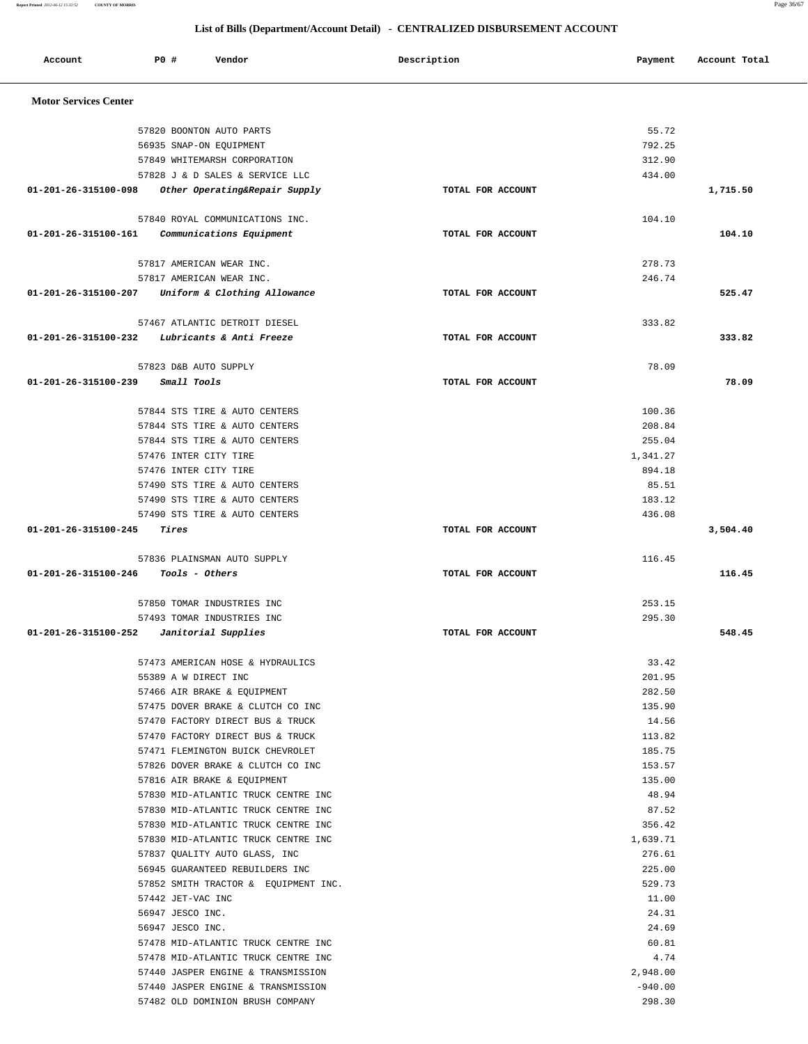## List of Bills (Department/Account Detail) - CENTRALIZED DISBURSEMENT ACCOUNT

| Account | PO # | Vendor | Description | Payment | Account Total |
|---|---|---|---|---|---|
| **Motor Services Center** | | | | | |
| | 57820 | BOONTON AUTO PARTS | | 55.72 | |
| | 56935 | SNAP-ON EQUIPMENT | | 792.25 | |
| | 57849 | WHITEMARSH CORPORATION | | 312.90 | |
| | 57828 | J & D SALES & SERVICE LLC | | 434.00 | |
| **01-201-26-315100-098** | | *Other Operating&Repair Supply* | TOTAL FOR ACCOUNT | | **1,715.50** |
| | 57840 | ROYAL COMMUNICATIONS INC. | | 104.10 | |
| **01-201-26-315100-161** | | *Communications Equipment* | TOTAL FOR ACCOUNT | | **104.10** |
| | 57817 | AMERICAN WEAR INC. | | 278.73 | |
| | 57817 | AMERICAN WEAR INC. | | 246.74 | |
| **01-201-26-315100-207** | | *Uniform & Clothing Allowance* | TOTAL FOR ACCOUNT | | **525.47** |
| | 57467 | ATLANTIC DETROIT DIESEL | | 333.82 | |
| **01-201-26-315100-232** | | *Lubricants & Anti Freeze* | TOTAL FOR ACCOUNT | | **333.82** |
| | 57823 | D&B AUTO SUPPLY | | 78.09 | |
| **01-201-26-315100-239** | | *Small Tools* | TOTAL FOR ACCOUNT | | **78.09** |
| | 57844 | STS TIRE & AUTO CENTERS | | 100.36 | |
| | 57844 | STS TIRE & AUTO CENTERS | | 208.84 | |
| | 57844 | STS TIRE & AUTO CENTERS | | 255.04 | |
| | 57476 | INTER CITY TIRE | | 1,341.27 | |
| | 57476 | INTER CITY TIRE | | 894.18 | |
| | 57490 | STS TIRE & AUTO CENTERS | | 85.51 | |
| | 57490 | STS TIRE & AUTO CENTERS | | 183.12 | |
| | 57490 | STS TIRE & AUTO CENTERS | | 436.08 | |
| **01-201-26-315100-245** | | *Tires* | TOTAL FOR ACCOUNT | | **3,504.40** |
| | 57836 | PLAINSMAN AUTO SUPPLY | | 116.45 | |
| **01-201-26-315100-246** | | *Tools - Others* | TOTAL FOR ACCOUNT | | **116.45** |
| | 57850 | TOMAR INDUSTRIES INC | | 253.15 | |
| | 57493 | TOMAR INDUSTRIES INC | | 295.30 | |
| **01-201-26-315100-252** | | *Janitorial Supplies* | TOTAL FOR ACCOUNT | | **548.45** |
| | 57473 | AMERICAN HOSE & HYDRAULICS | | 33.42 | |
| | 55389 | A W DIRECT INC | | 201.95 | |
| | 57466 | AIR BRAKE & EQUIPMENT | | 282.50 | |
| | 57475 | DOVER BRAKE & CLUTCH CO INC | | 135.90 | |
| | 57470 | FACTORY DIRECT BUS & TRUCK | | 14.56 | |
| | 57470 | FACTORY DIRECT BUS & TRUCK | | 113.82 | |
| | 57471 | FLEMINGTON BUICK CHEVROLET | | 185.75 | |
| | 57826 | DOVER BRAKE & CLUTCH CO INC | | 153.57 | |
| | 57816 | AIR BRAKE & EQUIPMENT | | 135.00 | |
| | 57830 | MID-ATLANTIC TRUCK CENTRE INC | | 48.94 | |
| | 57830 | MID-ATLANTIC TRUCK CENTRE INC | | 87.52 | |
| | 57830 | MID-ATLANTIC TRUCK CENTRE INC | | 356.42 | |
| | 57830 | MID-ATLANTIC TRUCK CENTRE INC | | 1,639.71 | |
| | 57837 | QUALITY AUTO GLASS, INC | | 276.61 | |
| | 56945 | GUARANTEED REBUILDERS INC | | 225.00 | |
| | 57852 | SMITH TRACTOR & EQUIPMENT INC. | | 529.73 | |
| | 57442 | JET-VAC INC | | 11.00 | |
| | 56947 | JESCO INC. | | 24.31 | |
| | 56947 | JESCO INC. | | 24.69 | |
| | 57478 | MID-ATLANTIC TRUCK CENTRE INC | | 60.81 | |
| | 57478 | MID-ATLANTIC TRUCK CENTRE INC | | 4.74 | |
| | 57440 | JASPER ENGINE & TRANSMISSION | | 2,948.00 | |
| | 57440 | JASPER ENGINE & TRANSMISSION | | -940.00 | |
| | 57482 | OLD DOMINION BRUSH COMPANY | | 298.30 | |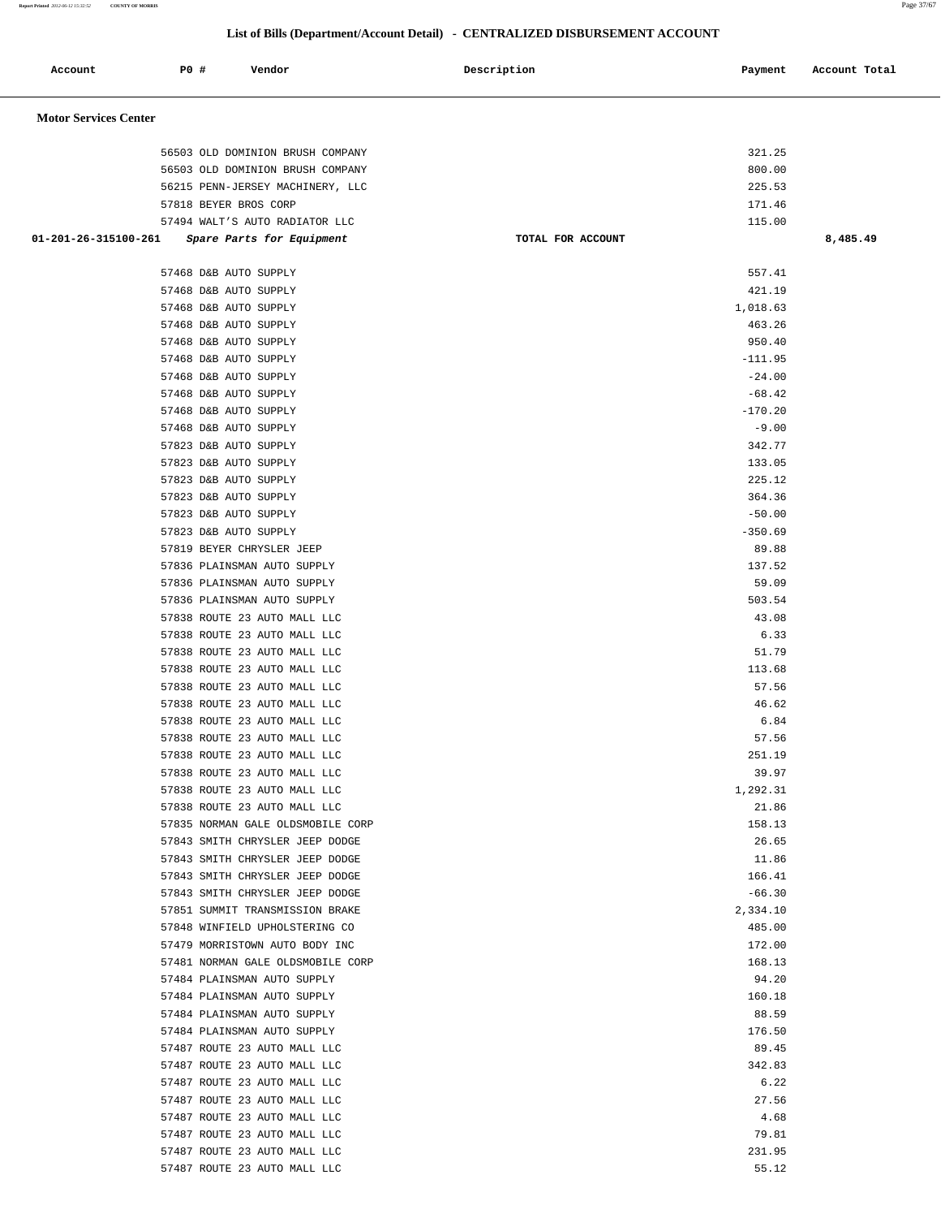## List of Bills (Department/Account Detail) - CENTRALIZED DISBURSEMENT ACCOUNT

| Account | PO # | Vendor | Description | Payment | Account Total |
|---|---|---|---|---|---|

**Motor Services Center**

| Account | PO # | Vendor | Description | Payment | Account Total |
|---|---|---|---|---|---|
| | 56503 | OLD DOMINION BRUSH COMPANY | | 321.25 | |
| | 56503 | OLD DOMINION BRUSH COMPANY | | 800.00 | |
| | 56215 | PENN-JERSEY MACHINERY, LLC | | 225.53 | |
| | 57818 | BEYER BROS CORP | | 171.46 | |
| | 57494 | WALT'S AUTO RADIATOR LLC | | 115.00 | |
| **01-201-26-315100-261** | | *Spare Parts for Equipment* | TOTAL FOR ACCOUNT | | **8,485.49** |
| | 57468 | D&B AUTO SUPPLY | | 557.41 | |
| | 57468 | D&B AUTO SUPPLY | | 421.19 | |
| | 57468 | D&B AUTO SUPPLY | | 1,018.63 | |
| | 57468 | D&B AUTO SUPPLY | | 463.26 | |
| | 57468 | D&B AUTO SUPPLY | | 950.40 | |
| | 57468 | D&B AUTO SUPPLY | | -111.95 | |
| | 57468 | D&B AUTO SUPPLY | | -24.00 | |
| | 57468 | D&B AUTO SUPPLY | | -68.42 | |
| | 57468 | D&B AUTO SUPPLY | | -170.20 | |
| | 57468 | D&B AUTO SUPPLY | | -9.00 | |
| | 57823 | D&B AUTO SUPPLY | | 342.77 | |
| | 57823 | D&B AUTO SUPPLY | | 133.05 | |
| | 57823 | D&B AUTO SUPPLY | | 225.12 | |
| | 57823 | D&B AUTO SUPPLY | | 364.36 | |
| | 57823 | D&B AUTO SUPPLY | | -50.00 | |
| | 57823 | D&B AUTO SUPPLY | | -350.69 | |
| | 57819 | BEYER CHRYSLER JEEP | | 89.88 | |
| | 57836 | PLAINSMAN AUTO SUPPLY | | 137.52 | |
| | 57836 | PLAINSMAN AUTO SUPPLY | | 59.09 | |
| | 57836 | PLAINSMAN AUTO SUPPLY | | 503.54 | |
| | 57838 | ROUTE 23 AUTO MALL LLC | | 43.08 | |
| | 57838 | ROUTE 23 AUTO MALL LLC | | 6.33 | |
| | 57838 | ROUTE 23 AUTO MALL LLC | | 51.79 | |
| | 57838 | ROUTE 23 AUTO MALL LLC | | 113.68 | |
| | 57838 | ROUTE 23 AUTO MALL LLC | | 57.56 | |
| | 57838 | ROUTE 23 AUTO MALL LLC | | 46.62 | |
| | 57838 | ROUTE 23 AUTO MALL LLC | | 6.84 | |
| | 57838 | ROUTE 23 AUTO MALL LLC | | 57.56 | |
| | 57838 | ROUTE 23 AUTO MALL LLC | | 251.19 | |
| | 57838 | ROUTE 23 AUTO MALL LLC | | 39.97 | |
| | 57838 | ROUTE 23 AUTO MALL LLC | | 1,292.31 | |
| | 57838 | ROUTE 23 AUTO MALL LLC | | 21.86 | |
| | 57835 | NORMAN GALE OLDSMOBILE CORP | | 158.13 | |
| | 57843 | SMITH CHRYSLER JEEP DODGE | | 26.65 | |
| | 57843 | SMITH CHRYSLER JEEP DODGE | | 11.86 | |
| | 57843 | SMITH CHRYSLER JEEP DODGE | | 166.41 | |
| | 57843 | SMITH CHRYSLER JEEP DODGE | | -66.30 | |
| | 57851 | SUMMIT TRANSMISSION BRAKE | | 2,334.10 | |
| | 57848 | WINFIELD UPHOLSTERING CO | | 485.00 | |
| | 57479 | MORRISTOWN AUTO BODY INC | | 172.00 | |
| | 57481 | NORMAN GALE OLDSMOBILE CORP | | 168.13 | |
| | 57484 | PLAINSMAN AUTO SUPPLY | | 94.20 | |
| | 57484 | PLAINSMAN AUTO SUPPLY | | 160.18 | |
| | 57484 | PLAINSMAN AUTO SUPPLY | | 88.59 | |
| | 57484 | PLAINSMAN AUTO SUPPLY | | 176.50 | |
| | 57487 | ROUTE 23 AUTO MALL LLC | | 89.45 | |
| | 57487 | ROUTE 23 AUTO MALL LLC | | 342.83 | |
| | 57487 | ROUTE 23 AUTO MALL LLC | | 6.22 | |
| | 57487 | ROUTE 23 AUTO MALL LLC | | 27.56 | |
| | 57487 | ROUTE 23 AUTO MALL LLC | | 4.68 | |
| | 57487 | ROUTE 23 AUTO MALL LLC | | 79.81 | |
| | 57487 | ROUTE 23 AUTO MALL LLC | | 231.95 | |
| | 57487 | ROUTE 23 AUTO MALL LLC | | 55.12 | |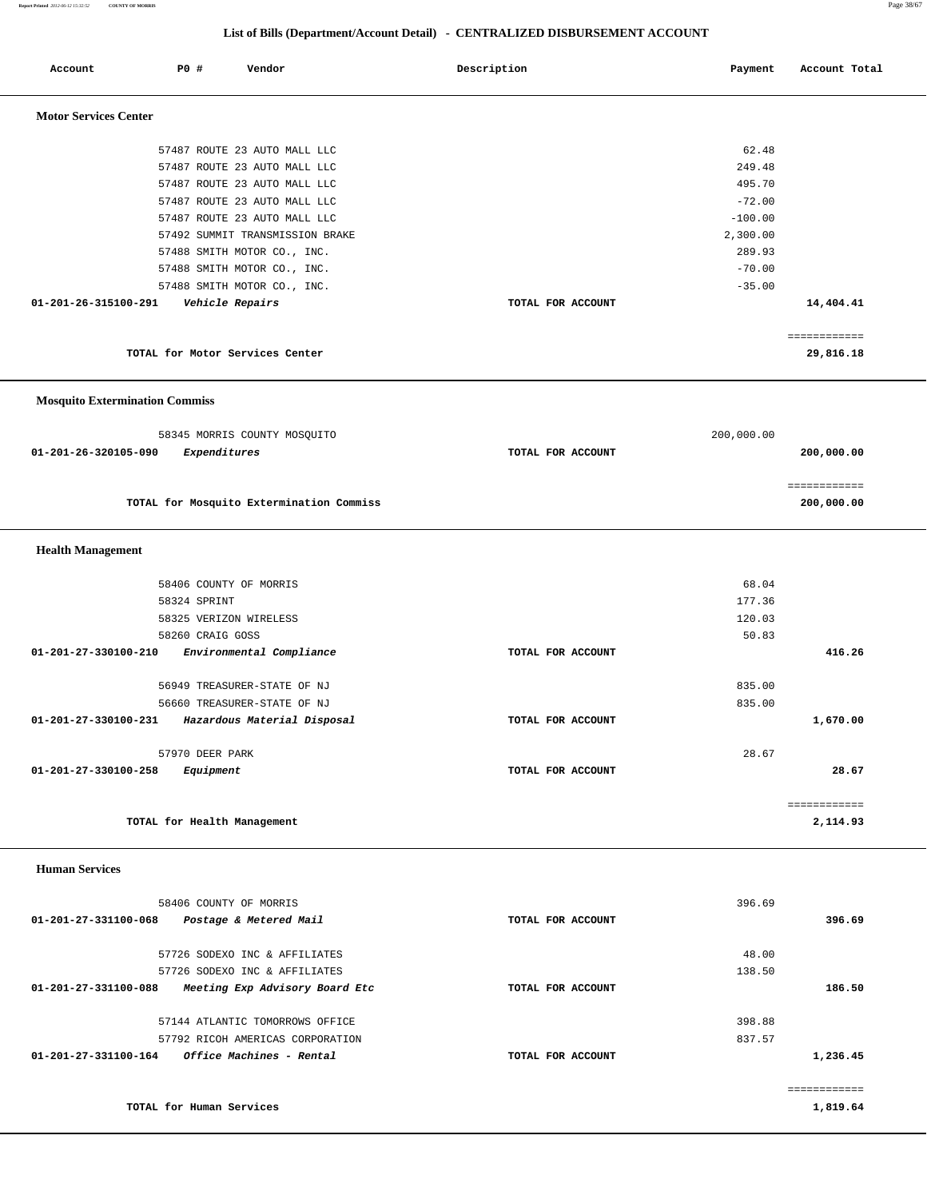## List of Bills (Department/Account Detail) - CENTRALIZED DISBURSEMENT ACCOUNT

| Account | PO # | Vendor | Description | Payment | Account Total |
|---|---|---|---|---|---|

### Motor Services Center

| Account | PO # | Vendor | Description | Payment | Account Total |
|---|---|---|---|---|---|
| | 57487 | ROUTE 23 AUTO MALL LLC | | 62.48 | |
| | 57487 | ROUTE 23 AUTO MALL LLC | | 249.48 | |
| | 57487 | ROUTE 23 AUTO MALL LLC | | 495.70 | |
| | 57487 | ROUTE 23 AUTO MALL LLC | | -72.00 | |
| | 57487 | ROUTE 23 AUTO MALL LLC | | -100.00 | |
| | 57492 | SUMMIT TRANSMISSION BRAKE | | 2,300.00 | |
| | 57488 | SMITH MOTOR CO., INC. | | 289.93 | |
| | 57488 | SMITH MOTOR CO., INC. | | -70.00 | |
| | 57488 | SMITH MOTOR CO., INC. | | -35.00 | |
| **01-201-26-315100-291** | | ***Vehicle Repairs*** | **TOTAL FOR ACCOUNT** | | **14,404.41** |
| | | **TOTAL for Motor Services Center** | | | **29,816.18** |

### Mosquito Extermination Commiss

| Account | PO # | Vendor | Description | Payment | Account Total |
|---|---|---|---|---|---|
| | 58345 | MORRIS COUNTY MOSQUITO | | 200,000.00 | |
| **01-201-26-320105-090** | | ***Expenditures*** | **TOTAL FOR ACCOUNT** | | **200,000.00** |
| | | **TOTAL for Mosquito Extermination Commiss** | | | **200,000.00** |

### Health Management

| Account | PO # | Vendor | Description | Payment | Account Total |
|---|---|---|---|---|---|
| | 58406 | COUNTY OF MORRIS | | 68.04 | |
| | 58324 | SPRINT | | 177.36 | |
| | 58325 | VERIZON WIRELESS | | 120.03 | |
| | 58260 | CRAIG GOSS | | 50.83 | |
| **01-201-27-330100-210** | | ***Environmental Compliance*** | **TOTAL FOR ACCOUNT** | | **416.26** |
| | 56949 | TREASURER-STATE OF NJ | | 835.00 | |
| | 56660 | TREASURER-STATE OF NJ | | 835.00 | |
| **01-201-27-330100-231** | | ***Hazardous Material Disposal*** | **TOTAL FOR ACCOUNT** | | **1,670.00** |
| | 57970 | DEER PARK | | 28.67 | |
| **01-201-27-330100-258** | | ***Equipment*** | **TOTAL FOR ACCOUNT** | | **28.67** |
| | | **TOTAL for Health Management** | | | **2,114.93** |

### Human Services

| Account | PO # | Vendor | Description | Payment | Account Total |
|---|---|---|---|---|---|
| | 58406 | COUNTY OF MORRIS | | 396.69 | |
| **01-201-27-331100-068** | | ***Postage & Metered Mail*** | **TOTAL FOR ACCOUNT** | | **396.69** |
| | 57726 | SODEXO INC & AFFILIATES | | 48.00 | |
| | 57726 | SODEXO INC & AFFILIATES | | 138.50 | |
| **01-201-27-331100-088** | | ***Meeting Exp Advisory Board Etc*** | **TOTAL FOR ACCOUNT** | | **186.50** |
| | 57144 | ATLANTIC TOMORROWS OFFICE | | 398.88 | |
| | 57792 | RICOH AMERICAS CORPORATION | | 837.57 | |
| **01-201-27-331100-164** | | ***Office Machines - Rental*** | **TOTAL FOR ACCOUNT** | | **1,236.45** |
| | | **TOTAL for Human Services** | | | **1,819.64** |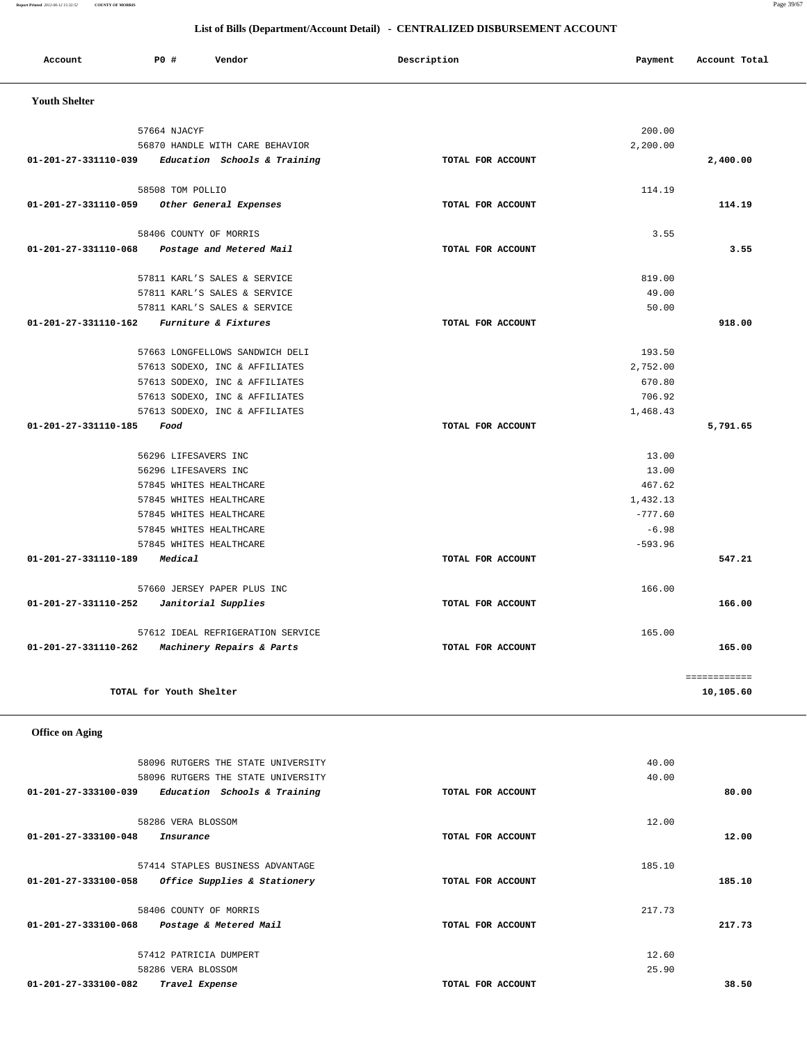## List of Bills (Department/Account Detail) - CENTRALIZED DISBURSEMENT ACCOUNT

| Account | PO # | Vendor | Description | Payment | Account Total |
|---|---|---|---|---|---|

### Youth Shelter

| Account | PO # | Vendor | Description | Payment | Account Total |
|---|---|---|---|---|---|
| | 57664 | NJACYF | | 200.00 | |
| | 56870 | HANDLE WITH CARE BEHAVIOR | | 2,200.00 | |
| 01-201-27-331110-039 | | *Education Schools & Training* | TOTAL FOR ACCOUNT | | 2,400.00 |
| | 58508 | TOM POLLIO | | 114.19 | |
| 01-201-27-331110-059 | | *Other General Expenses* | TOTAL FOR ACCOUNT | | 114.19 |
| | 58406 | COUNTY OF MORRIS | | 3.55 | |
| 01-201-27-331110-068 | | *Postage and Metered Mail* | TOTAL FOR ACCOUNT | | 3.55 |
| | 57811 | KARL'S SALES & SERVICE | | 819.00 | |
| | 57811 | KARL'S SALES & SERVICE | | 49.00 | |
| | 57811 | KARL'S SALES & SERVICE | | 50.00 | |
| 01-201-27-331110-162 | | *Furniture & Fixtures* | TOTAL FOR ACCOUNT | | 918.00 |
| | 57663 | LONGFELLOWS SANDWICH DELI | | 193.50 | |
| | 57613 | SODEXO, INC & AFFILIATES | | 2,752.00 | |
| | 57613 | SODEXO, INC & AFFILIATES | | 670.80 | |
| | 57613 | SODEXO, INC & AFFILIATES | | 706.92 | |
| | 57613 | SODEXO, INC & AFFILIATES | | 1,468.43 | |
| 01-201-27-331110-185 | | *Food* | TOTAL FOR ACCOUNT | | 5,791.65 |
| | 56296 | LIFESAVERS INC | | 13.00 | |
| | 56296 | LIFESAVERS INC | | 13.00 | |
| | 57845 | WHITES HEALTHCARE | | 467.62 | |
| | 57845 | WHITES HEALTHCARE | | 1,432.13 | |
| | 57845 | WHITES HEALTHCARE | | -777.60 | |
| | 57845 | WHITES HEALTHCARE | | -6.98 | |
| | 57845 | WHITES HEALTHCARE | | -593.96 | |
| 01-201-27-331110-189 | | *Medical* | TOTAL FOR ACCOUNT | | 547.21 |
| | 57660 | JERSEY PAPER PLUS INC | | 166.00 | |
| 01-201-27-331110-252 | | *Janitorial Supplies* | TOTAL FOR ACCOUNT | | 166.00 |
| | 57612 | IDEAL REFRIGERATION SERVICE | | 165.00 | |
| 01-201-27-331110-262 | | *Machinery Repairs & Parts* | TOTAL FOR ACCOUNT | | 165.00 |
| | | | | | ============ |
| | | TOTAL for Youth Shelter | | | 10,105.60 |

### Office on Aging

| Account | PO # | Vendor | Description | Payment | Account Total |
|---|---|---|---|---|---|
| | 58096 | RUTGERS THE STATE UNIVERSITY | | 40.00 | |
| | 58096 | RUTGERS THE STATE UNIVERSITY | | 40.00 | |
| 01-201-27-333100-039 | | *Education Schools & Training* | TOTAL FOR ACCOUNT | | 80.00 |
| | 58286 | VERA BLOSSOM | | 12.00 | |
| 01-201-27-333100-048 | | *Insurance* | TOTAL FOR ACCOUNT | | 12.00 |
| | 57414 | STAPLES BUSINESS ADVANTAGE | | 185.10 | |
| 01-201-27-333100-058 | | *Office Supplies & Stationery* | TOTAL FOR ACCOUNT | | 185.10 |
| | 58406 | COUNTY OF MORRIS | | 217.73 | |
| 01-201-27-333100-068 | | *Postage & Metered Mail* | TOTAL FOR ACCOUNT | | 217.73 |
| | 57412 | PATRICIA DUMPERT | | 12.60 | |
| | 58286 | VERA BLOSSOM | | 25.90 | |
| 01-201-27-333100-082 | | *Travel Expense* | TOTAL FOR ACCOUNT | | 38.50 |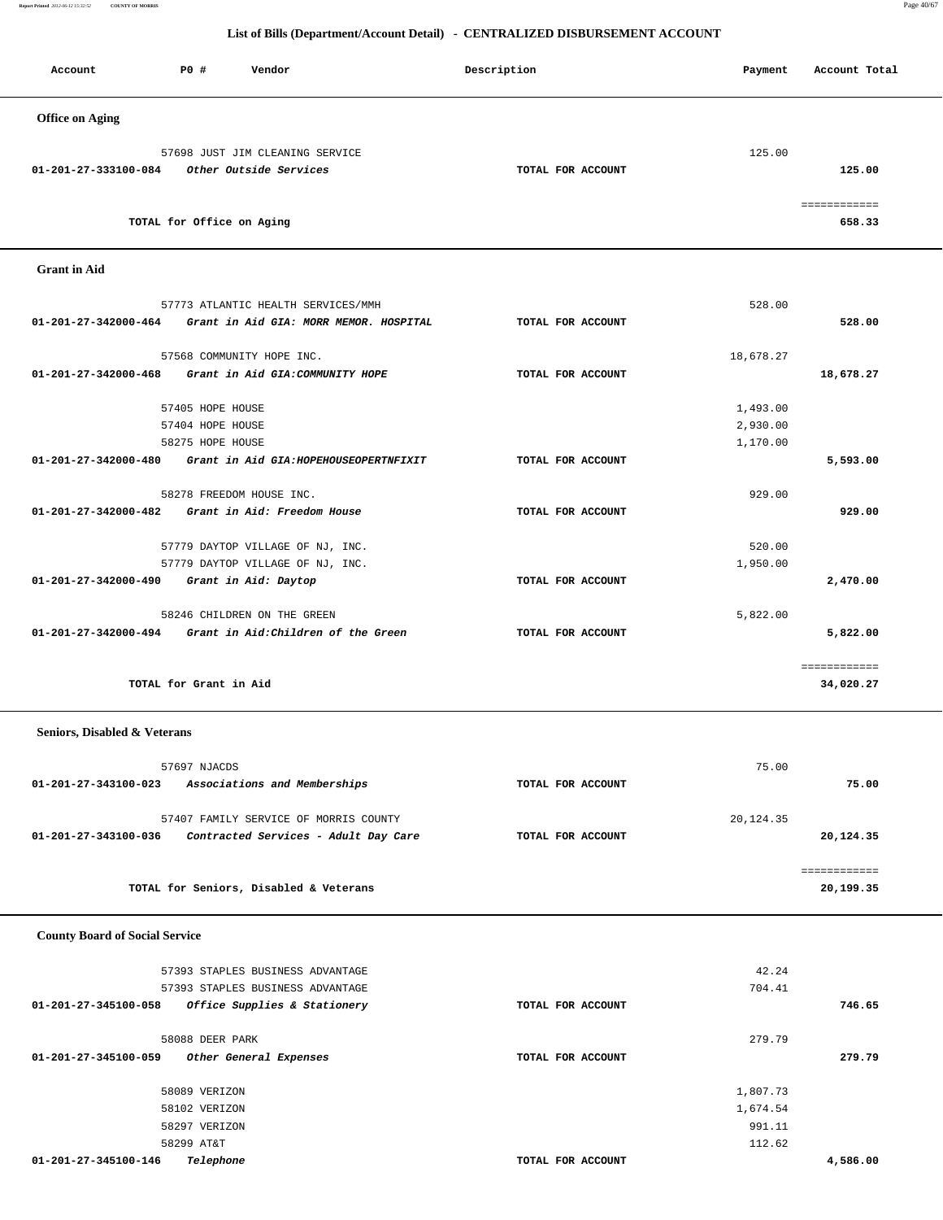## List of Bills (Department/Account Detail) - CENTRALIZED DISBURSEMENT ACCOUNT

| Account | PO # | Vendor | Description | Payment | Account Total |
|---|---|---|---|---|---|

### Office on Aging

| Account | PO # | Vendor | Description | Payment | Account Total |
|---|---|---|---|---|---|
| | 57698 | JUST JIM CLEANING SERVICE | | 125.00 | |
| 01-201-27-333100-084 | | *Other Outside Services* | TOTAL FOR ACCOUNT | | 125.00 |
| | | | | | ============ |
| | | TOTAL for Office on Aging | | | 658.33 |

### Grant in Aid

| Account | PO # | Vendor | Description | Payment | Account Total |
|---|---|---|---|---|---|
| | 57773 | ATLANTIC HEALTH SERVICES/MMH | | 528.00 | |
| 01-201-27-342000-464 | | *Grant in Aid GIA: MORR MEMOR. HOSPITAL* | TOTAL FOR ACCOUNT | | 528.00 |
| | 57568 | COMMUNITY HOPE INC. | | 18,678.27 | |
| 01-201-27-342000-468 | | *Grant in Aid GIA:COMMUNITY HOPE* | TOTAL FOR ACCOUNT | | 18,678.27 |
| | 57405 | HOPE HOUSE | | 1,493.00 | |
| | 57404 | HOPE HOUSE | | 2,930.00 | |
| | 58275 | HOPE HOUSE | | 1,170.00 | |
| 01-201-27-342000-480 | | *Grant in Aid GIA:HOPEHOUSEOPERTNFIXIT* | TOTAL FOR ACCOUNT | | 5,593.00 |
| | 58278 | FREEDOM HOUSE INC. | | 929.00 | |
| 01-201-27-342000-482 | | *Grant in Aid: Freedom House* | TOTAL FOR ACCOUNT | | 929.00 |
| | 57779 | DAYTOP VILLAGE OF NJ, INC. | | 520.00 | |
| | 57779 | DAYTOP VILLAGE OF NJ, INC. | | 1,950.00 | |
| 01-201-27-342000-490 | | *Grant in Aid: Daytop* | TOTAL FOR ACCOUNT | | 2,470.00 |
| | 58246 | CHILDREN ON THE GREEN | | 5,822.00 | |
| 01-201-27-342000-494 | | *Grant in Aid:Children of the Green* | TOTAL FOR ACCOUNT | | 5,822.00 |
| | | | | | ============ |
| | | TOTAL for Grant in Aid | | | 34,020.27 |

### Seniors, Disabled & Veterans

| Account | PO # | Vendor | Description | Payment | Account Total |
|---|---|---|---|---|---|
| | 57697 | NJACDS | | 75.00 | |
| 01-201-27-343100-023 | | *Associations and Memberships* | TOTAL FOR ACCOUNT | | 75.00 |
| | 57407 | FAMILY SERVICE OF MORRIS COUNTY | | 20,124.35 | |
| 01-201-27-343100-036 | | *Contracted Services - Adult Day Care* | TOTAL FOR ACCOUNT | | 20,124.35 |
| | | | | | ============ |
| | | TOTAL for Seniors, Disabled & Veterans | | | 20,199.35 |

### County Board of Social Service

| Account | PO # | Vendor | Description | Payment | Account Total |
|---|---|---|---|---|---|
| | 57393 | STAPLES BUSINESS ADVANTAGE | | 42.24 | |
| | 57393 | STAPLES BUSINESS ADVANTAGE | | 704.41 | |
| 01-201-27-345100-058 | | *Office Supplies & Stationery* | TOTAL FOR ACCOUNT | | 746.65 |
| | 58088 | DEER PARK | | 279.79 | |
| 01-201-27-345100-059 | | *Other General Expenses* | TOTAL FOR ACCOUNT | | 279.79 |
| | 58089 | VERIZON | | 1,807.73 | |
| | 58102 | VERIZON | | 1,674.54 | |
| | 58297 | VERIZON | | 991.11 | |
| | 58299 | AT&T | | 112.62 | |
| 01-201-27-345100-146 | | *Telephone* | TOTAL FOR ACCOUNT | | 4,586.00 |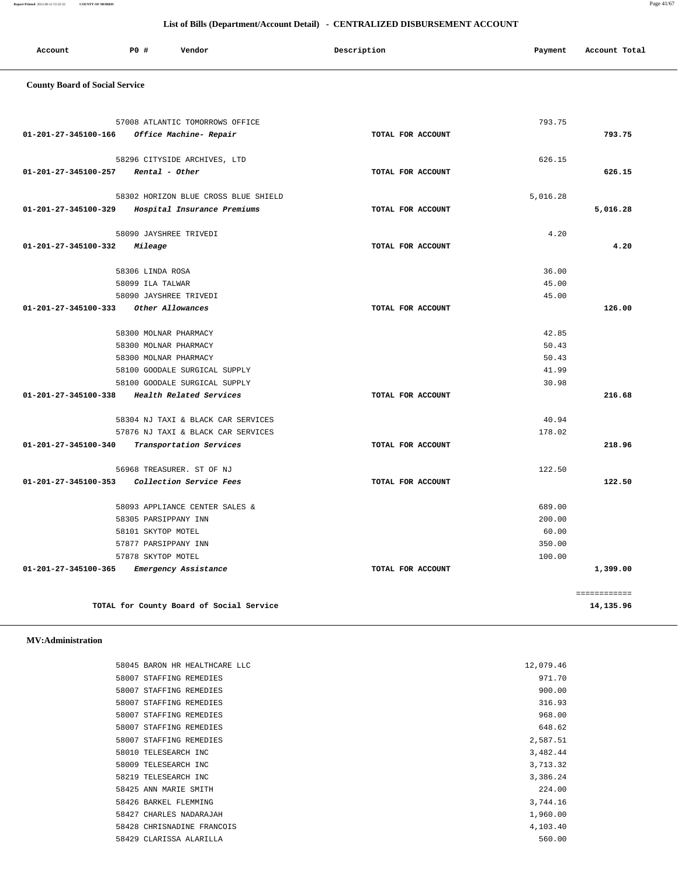## List of Bills (Department/Account Detail) - CENTRALIZED DISBURSEMENT ACCOUNT

| Account | PO # | Vendor | Description | Payment | Account Total |
|---|---|---|---|---|---|

### County Board of Social Service

| Account | PO # | Vendor | Description | Payment | Account Total |
|---|---|---|---|---|---|
| | 57008 | ATLANTIC TOMORROWS OFFICE | | 793.75 | |
| 01-201-27-345100-166 | | *Office Machine- Repair* | TOTAL FOR ACCOUNT | | **793.75** |
| | 58296 | CITYSIDE ARCHIVES, LTD | | 626.15 | |
| 01-201-27-345100-257 | | *Rental - Other* | TOTAL FOR ACCOUNT | | **626.15** |
| | 58302 | HORIZON BLUE CROSS BLUE SHIELD | | 5,016.28 | |
| 01-201-27-345100-329 | | *Hospital Insurance Premiums* | TOTAL FOR ACCOUNT | | **5,016.28** |
| | 58090 | JAYSHREE TRIVEDI | | 4.20 | |
| 01-201-27-345100-332 | | *Mileage* | TOTAL FOR ACCOUNT | | **4.20** |
| | 58306 | LINDA ROSA | | 36.00 | |
| | 58099 | ILA TALWAR | | 45.00 | |
| | 58090 | JAYSHREE TRIVEDI | | 45.00 | |
| 01-201-27-345100-333 | | *Other Allowances* | TOTAL FOR ACCOUNT | | **126.00** |
| | 58300 | MOLNAR PHARMACY | | 42.85 | |
| | 58300 | MOLNAR PHARMACY | | 50.43 | |
| | 58300 | MOLNAR PHARMACY | | 50.43 | |
| | 58100 | GOODALE SURGICAL SUPPLY | | 41.99 | |
| | 58100 | GOODALE SURGICAL SUPPLY | | 30.98 | |
| 01-201-27-345100-338 | | *Health Related Services* | TOTAL FOR ACCOUNT | | **216.68** |
| | 58304 | NJ TAXI & BLACK CAR SERVICES | | 40.94 | |
| | 57876 | NJ TAXI & BLACK CAR SERVICES | | 178.02 | |
| 01-201-27-345100-340 | | *Transportation Services* | TOTAL FOR ACCOUNT | | **218.96** |
| | 56968 | TREASURER. ST OF NJ | | 122.50 | |
| 01-201-27-345100-353 | | *Collection Service Fees* | TOTAL FOR ACCOUNT | | **122.50** |
| | 58093 | APPLIANCE CENTER SALES & | | 689.00 | |
| | 58305 | PARSIPPANY INN | | 200.00 | |
| | 58101 | SKYTOP MOTEL | | 60.00 | |
| | 57877 | PARSIPPANY INN | | 350.00 | |
| | 57878 | SKYTOP MOTEL | | 100.00 | |
| 01-201-27-345100-365 | | *Emergency Assistance* | TOTAL FOR ACCOUNT | | **1,399.00** |
| | | | | | ============ |
| | | **TOTAL for County Board of Social Service** | | | **14,135.96** |

### MV:Administration

| Account | PO # | Vendor | Description | Payment | Account Total |
|---|---|---|---|---|---|
| | 58045 | BARON HR HEALTHCARE LLC | | 12,079.46 | |
| | 58007 | STAFFING REMEDIES | | 971.70 | |
| | 58007 | STAFFING REMEDIES | | 900.00 | |
| | 58007 | STAFFING REMEDIES | | 316.93 | |
| | 58007 | STAFFING REMEDIES | | 968.00 | |
| | 58007 | STAFFING REMEDIES | | 648.62 | |
| | 58007 | STAFFING REMEDIES | | 2,587.51 | |
| | 58010 | TELESEARCH INC | | 3,482.44 | |
| | 58009 | TELESEARCH INC | | 3,713.32 | |
| | 58219 | TELESEARCH INC | | 3,386.24 | |
| | 58425 | ANN MARIE SMITH | | 224.00 | |
| | 58426 | BARKEL FLEMMING | | 3,744.16 | |
| | 58427 | CHARLES NADARAJAH | | 1,960.00 | |
| | 58428 | CHRISNADINE FRANCOIS | | 4,103.40 | |
| | 58429 | CLARISSA ALARILLA | | 560.00 | |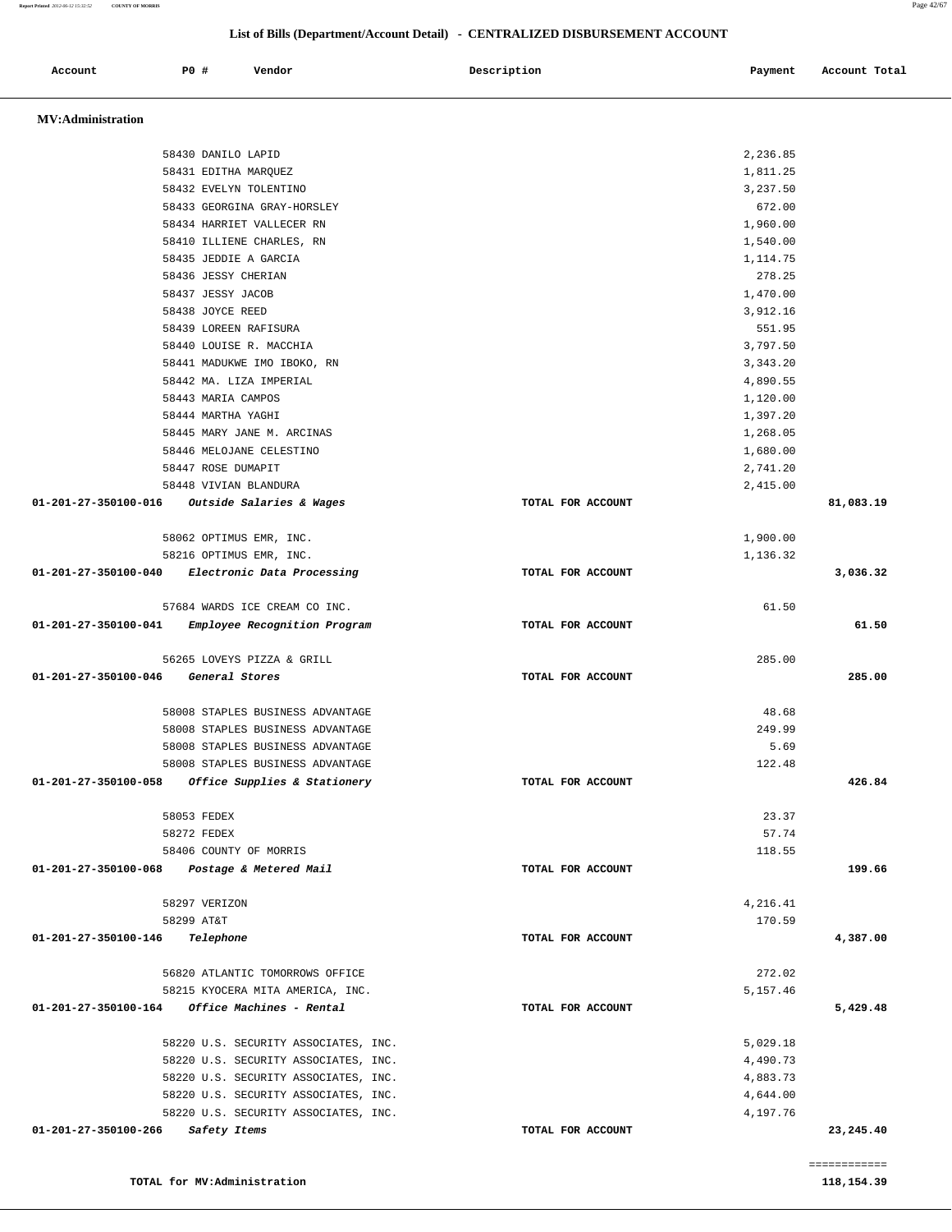# List of Bills (Department/Account Detail) - CENTRALIZED DISBURSEMENT ACCOUNT

| Account | PO # | Vendor | Description | Payment | Account Total |
|---|---|---|---|---|---|

## MV:Administration

| Account | PO # | Vendor | Description | Payment | Account Total |
|---|---|---|---|---|---|
| | 58430 | DANILO LAPID | | 2,236.85 | |
| | 58431 | EDITHA MARQUEZ | | 1,811.25 | |
| | 58432 | EVELYN TOLENTINO | | 3,237.50 | |
| | 58433 | GEORGINA GRAY-HORSLEY | | 672.00 | |
| | 58434 | HARRIET VALLECER RN | | 1,960.00 | |
| | 58410 | ILLIENE CHARLES, RN | | 1,540.00 | |
| | 58435 | JEDDIE A GARCIA | | 1,114.75 | |
| | 58436 | JESSY CHERIAN | | 278.25 | |
| | 58437 | JESSY JACOB | | 1,470.00 | |
| | 58438 | JOYCE REED | | 3,912.16 | |
| | 58439 | LOREEN RAFISURA | | 551.95 | |
| | 58440 | LOUISE R. MACCHIA | | 3,797.50 | |
| | 58441 | MADUKWE IMO IBOKO, RN | | 3,343.20 | |
| | 58442 | MA. LIZA IMPERIAL | | 4,890.55 | |
| | 58443 | MARIA CAMPOS | | 1,120.00 | |
| | 58444 | MARTHA YAGHI | | 1,397.20 | |
| | 58445 | MARY JANE M. ARCINAS | | 1,268.05 | |
| | 58446 | MELOJANE CELESTINO | | 1,680.00 | |
| | 58447 | ROSE DUMAPIT | | 2,741.20 | |
| | 58448 | VIVIAN BLANDURA | | 2,415.00 | |
| **01-201-27-350100-016** | | ***Outside Salaries & Wages*** | TOTAL FOR ACCOUNT | | **81,083.19** |
| | 58062 | OPTIMUS EMR, INC. | | 1,900.00 | |
| | 58216 | OPTIMUS EMR, INC. | | 1,136.32 | |
| **01-201-27-350100-040** | | ***Electronic Data Processing*** | TOTAL FOR ACCOUNT | | **3,036.32** |
| | 57684 | WARDS ICE CREAM CO INC. | | 61.50 | |
| **01-201-27-350100-041** | | ***Employee Recognition Program*** | TOTAL FOR ACCOUNT | | **61.50** |
| | 56265 | LOVEYS PIZZA & GRILL | | 285.00 | |
| **01-201-27-350100-046** | | ***General Stores*** | TOTAL FOR ACCOUNT | | **285.00** |
| | 58008 | STAPLES BUSINESS ADVANTAGE | | 48.68 | |
| | 58008 | STAPLES BUSINESS ADVANTAGE | | 249.99 | |
| | 58008 | STAPLES BUSINESS ADVANTAGE | | 5.69 | |
| | 58008 | STAPLES BUSINESS ADVANTAGE | | 122.48 | |
| **01-201-27-350100-058** | | ***Office Supplies & Stationery*** | TOTAL FOR ACCOUNT | | **426.84** |
| | 58053 | FEDEX | | 23.37 | |
| | 58272 | FEDEX | | 57.74 | |
| | 58406 | COUNTY OF MORRIS | | 118.55 | |
| **01-201-27-350100-068** | | ***Postage & Metered Mail*** | TOTAL FOR ACCOUNT | | **199.66** |
| | 58297 | VERIZON | | 4,216.41 | |
| | 58299 | AT&T | | 170.59 | |
| **01-201-27-350100-146** | | ***Telephone*** | TOTAL FOR ACCOUNT | | **4,387.00** |
| | 56820 | ATLANTIC TOMORROWS OFFICE | | 272.02 | |
| | 58215 | KYOCERA MITA AMERICA, INC. | | 5,157.46 | |
| **01-201-27-350100-164** | | ***Office Machines - Rental*** | TOTAL FOR ACCOUNT | | **5,429.48** |
| | 58220 | U.S. SECURITY ASSOCIATES, INC. | | 5,029.18 | |
| | 58220 | U.S. SECURITY ASSOCIATES, INC. | | 4,490.73 | |
| | 58220 | U.S. SECURITY ASSOCIATES, INC. | | 4,883.73 | |
| | 58220 | U.S. SECURITY ASSOCIATES, INC. | | 4,644.00 | |
| | 58220 | U.S. SECURITY ASSOCIATES, INC. | | 4,197.76 | |
| **01-201-27-350100-266** | | ***Safety Items*** | TOTAL FOR ACCOUNT | | **23,245.40** |

**TOTAL for MV:Administration** **118,154.39**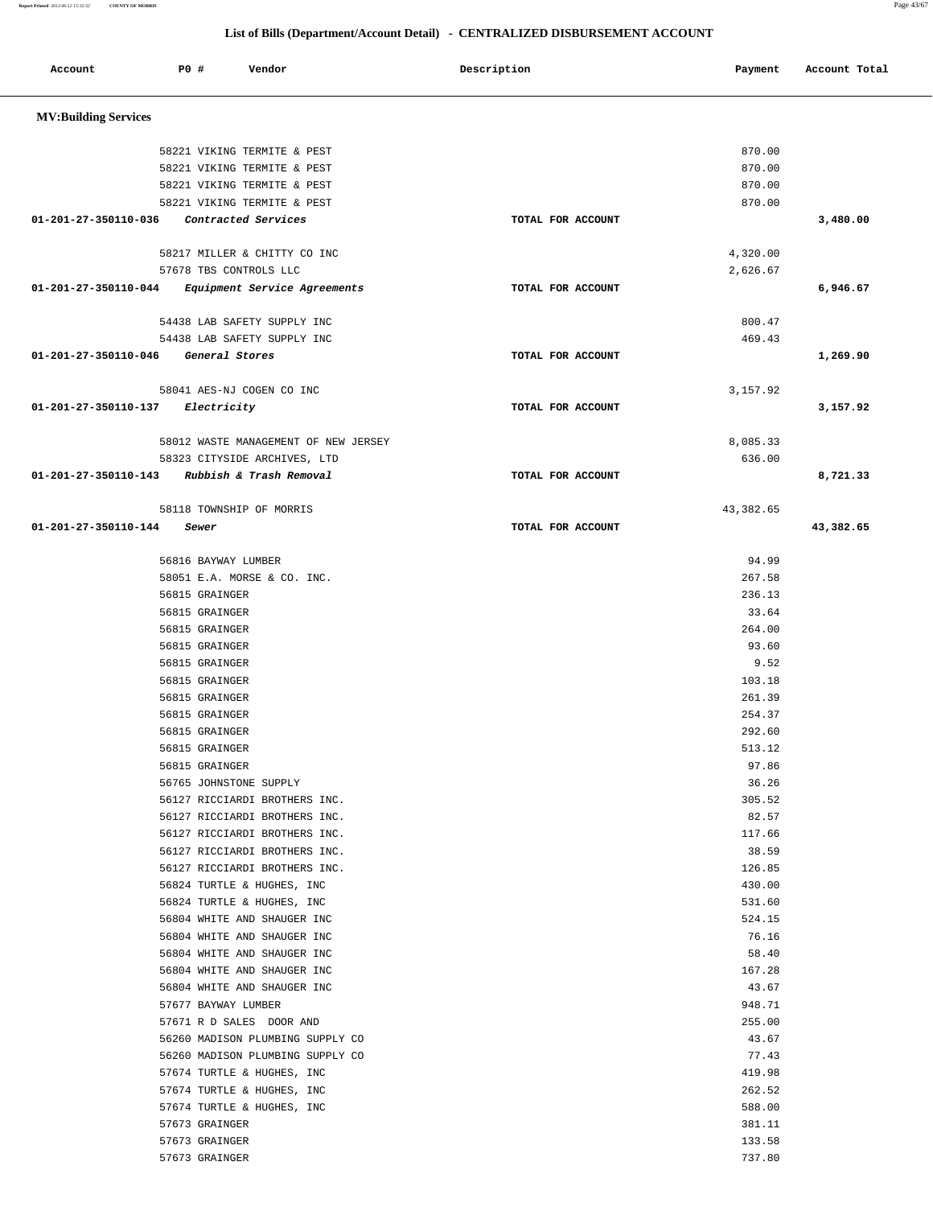## List of Bills (Department/Account Detail) - CENTRALIZED DISBURSEMENT ACCOUNT

| Account | PO # | Vendor | Description | Payment | Account Total |
|---|---|---|---|---|---|
| **MV:Building Services** | | | | | |
| | 58221 | VIKING TERMITE & PEST | | 870.00 | |
| | 58221 | VIKING TERMITE & PEST | | 870.00 | |
| | 58221 | VIKING TERMITE & PEST | | 870.00 | |
| | 58221 | VIKING TERMITE & PEST | | 870.00 | |
| **01-201-27-350110-036** | | *Contracted Services* | **TOTAL FOR ACCOUNT** | | **3,480.00** |
| | 58217 | MILLER & CHITTY CO INC | | 4,320.00 | |
| | 57678 | TBS CONTROLS LLC | | 2,626.67 | |
| **01-201-27-350110-044** | | *Equipment Service Agreements* | **TOTAL FOR ACCOUNT** | | **6,946.67** |
| | 54438 | LAB SAFETY SUPPLY INC | | 800.47 | |
| | 54438 | LAB SAFETY SUPPLY INC | | 469.43 | |
| **01-201-27-350110-046** | | *General Stores* | **TOTAL FOR ACCOUNT** | | **1,269.90** |
| | 58041 | AES-NJ COGEN CO INC | | 3,157.92 | |
| **01-201-27-350110-137** | | *Electricity* | **TOTAL FOR ACCOUNT** | | **3,157.92** |
| | 58012 | WASTE MANAGEMENT OF NEW JERSEY | | 8,085.33 | |
| | 58323 | CITYSIDE ARCHIVES, LTD | | 636.00 | |
| **01-201-27-350110-143** | | *Rubbish & Trash Removal* | **TOTAL FOR ACCOUNT** | | **8,721.33** |
| | 58118 | TOWNSHIP OF MORRIS | | 43,382.65 | |
| **01-201-27-350110-144** | | *Sewer* | **TOTAL FOR ACCOUNT** | | **43,382.65** |
| | 56816 | BAYWAY LUMBER | | 94.99 | |
| | 58051 | E.A. MORSE & CO. INC. | | 267.58 | |
| | 56815 | GRAINGER | | 236.13 | |
| | 56815 | GRAINGER | | 33.64 | |
| | 56815 | GRAINGER | | 264.00 | |
| | 56815 | GRAINGER | | 93.60 | |
| | 56815 | GRAINGER | | 9.52 | |
| | 56815 | GRAINGER | | 103.18 | |
| | 56815 | GRAINGER | | 261.39 | |
| | 56815 | GRAINGER | | 254.37 | |
| | 56815 | GRAINGER | | 292.60 | |
| | 56815 | GRAINGER | | 513.12 | |
| | 56815 | GRAINGER | | 97.86 | |
| | 56765 | JOHNSTONE SUPPLY | | 36.26 | |
| | 56127 | RICCIARDI BROTHERS INC. | | 305.52 | |
| | 56127 | RICCIARDI BROTHERS INC. | | 82.57 | |
| | 56127 | RICCIARDI BROTHERS INC. | | 117.66 | |
| | 56127 | RICCIARDI BROTHERS INC. | | 38.59 | |
| | 56127 | RICCIARDI BROTHERS INC. | | 126.85 | |
| | 56824 | TURTLE & HUGHES, INC | | 430.00 | |
| | 56824 | TURTLE & HUGHES, INC | | 531.60 | |
| | 56804 | WHITE AND SHAUGER INC | | 524.15 | |
| | 56804 | WHITE AND SHAUGER INC | | 76.16 | |
| | 56804 | WHITE AND SHAUGER INC | | 58.40 | |
| | 56804 | WHITE AND SHAUGER INC | | 167.28 | |
| | 56804 | WHITE AND SHAUGER INC | | 43.67 | |
| | 57677 | BAYWAY LUMBER | | 948.71 | |
| | 57671 | R D SALES DOOR AND | | 255.00 | |
| | 56260 | MADISON PLUMBING SUPPLY CO | | 43.67 | |
| | 56260 | MADISON PLUMBING SUPPLY CO | | 77.43 | |
| | 57674 | TURTLE & HUGHES, INC | | 419.98 | |
| | 57674 | TURTLE & HUGHES, INC | | 262.52 | |
| | 57674 | TURTLE & HUGHES, INC | | 588.00 | |
| | 57673 | GRAINGER | | 381.11 | |
| | 57673 | GRAINGER | | 133.58 | |
| | 57673 | GRAINGER | | 737.80 | |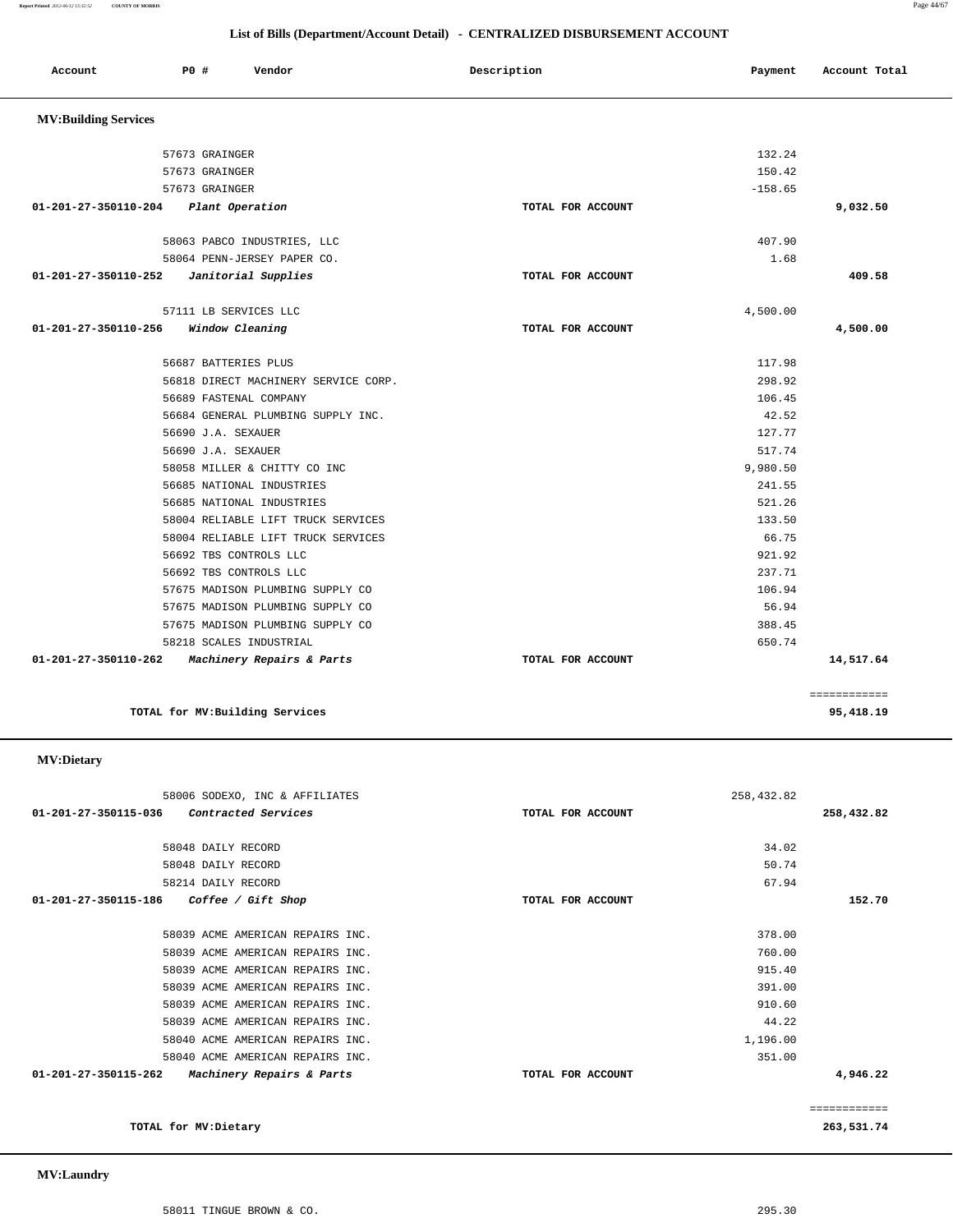## List of Bills (Department/Account Detail) - CENTRALIZED DISBURSEMENT ACCOUNT

| Account | PO # | Vendor | Description | Payment | Account Total |
|---|---|---|---|---|---|

### MV:Building Services

| Account | PO # | Vendor | Description | Payment | Account Total |
|---|---|---|---|---|---|
| | 57673 | GRAINGER | | 132.24 | |
| | 57673 | GRAINGER | | 150.42 | |
| | 57673 | GRAINGER | | -158.65 | |
| 01-201-27-350110-204 | | *Plant Operation* | TOTAL FOR ACCOUNT | | 9,032.50 |
| | 58063 | PABCO INDUSTRIES, LLC | | 407.90 | |
| | 58064 | PENN-JERSEY PAPER CO. | | 1.68 | |
| 01-201-27-350110-252 | | *Janitorial Supplies* | TOTAL FOR ACCOUNT | | 409.58 |
| | 57111 | LB SERVICES LLC | | 4,500.00 | |
| 01-201-27-350110-256 | | *Window Cleaning* | TOTAL FOR ACCOUNT | | 4,500.00 |
| | 56687 | BATTERIES PLUS | | 117.98 | |
| | 56818 | DIRECT MACHINERY SERVICE CORP. | | 298.92 | |
| | 56689 | FASTENAL COMPANY | | 106.45 | |
| | 56684 | GENERAL PLUMBING SUPPLY INC. | | 42.52 | |
| | 56690 | J.A. SEXAUER | | 127.77 | |
| | 56690 | J.A. SEXAUER | | 517.74 | |
| | 58058 | MILLER & CHITTY CO INC | | 9,980.50 | |
| | 56685 | NATIONAL INDUSTRIES | | 241.55 | |
| | 56685 | NATIONAL INDUSTRIES | | 521.26 | |
| | 58004 | RELIABLE LIFT TRUCK SERVICES | | 133.50 | |
| | 58004 | RELIABLE LIFT TRUCK SERVICES | | 66.75 | |
| | 56692 | TBS CONTROLS LLC | | 921.92 | |
| | 56692 | TBS CONTROLS LLC | | 237.71 | |
| | 57675 | MADISON PLUMBING SUPPLY CO | | 106.94 | |
| | 57675 | MADISON PLUMBING SUPPLY CO | | 56.94 | |
| | 57675 | MADISON PLUMBING SUPPLY CO | | 388.45 | |
| | 58218 | SCALES INDUSTRIAL | | 650.74 | |
| 01-201-27-350110-262 | | *Machinery Repairs & Parts* | TOTAL FOR ACCOUNT | | 14,517.64 |
| | | | | | ============ |
| | | TOTAL for MV:Building Services | | | 95,418.19 |

### MV:Dietary

| Account | PO # | Vendor | Description | Payment | Account Total |
|---|---|---|---|---|---|
| | 58006 | SODEXO, INC & AFFILIATES | | 258,432.82 | |
| 01-201-27-350115-036 | | *Contracted Services* | TOTAL FOR ACCOUNT | | 258,432.82 |
| | 58048 | DAILY RECORD | | 34.02 | |
| | 58048 | DAILY RECORD | | 50.74 | |
| | 58214 | DAILY RECORD | | 67.94 | |
| 01-201-27-350115-186 | | *Coffee / Gift Shop* | TOTAL FOR ACCOUNT | | 152.70 |
| | 58039 | ACME AMERICAN REPAIRS INC. | | 378.00 | |
| | 58039 | ACME AMERICAN REPAIRS INC. | | 760.00 | |
| | 58039 | ACME AMERICAN REPAIRS INC. | | 915.40 | |
| | 58039 | ACME AMERICAN REPAIRS INC. | | 391.00 | |
| | 58039 | ACME AMERICAN REPAIRS INC. | | 910.60 | |
| | 58039 | ACME AMERICAN REPAIRS INC. | | 44.22 | |
| | 58040 | ACME AMERICAN REPAIRS INC. | | 1,196.00 | |
| | 58040 | ACME AMERICAN REPAIRS INC. | | 351.00 | |
| 01-201-27-350115-262 | | *Machinery Repairs & Parts* | TOTAL FOR ACCOUNT | | 4,946.22 |
| | | | | | ============ |
| | | TOTAL for MV:Dietary | | | 263,531.74 |

### MV:Laundry

| Account | PO # | Vendor | Description | Payment | Account Total |
|---|---|---|---|---|---|
| | 58011 | TINGUE BROWN & CO. | | 295.30 | |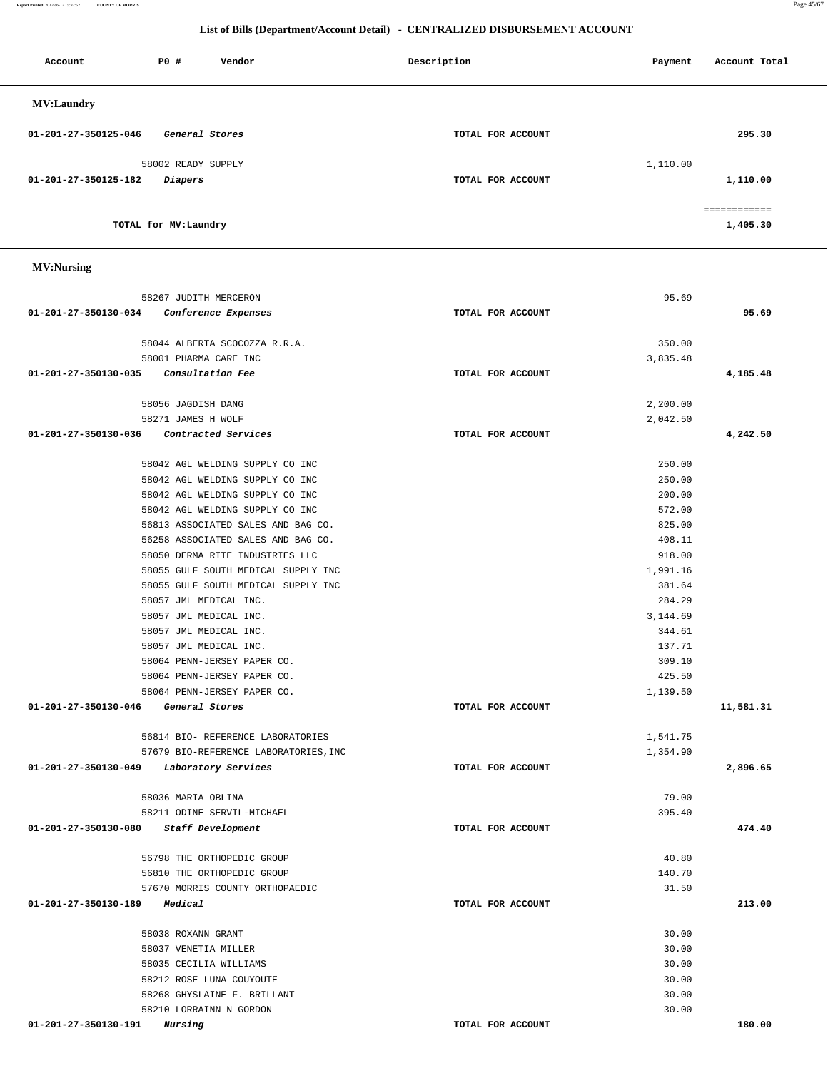## List of Bills (Department/Account Detail) - CENTRALIZED DISBURSEMENT ACCOUNT

| Account | PO # | Vendor | Description | Payment | Account Total |
|---|---|---|---|---|---|

### MV:Laundry

| Account | PO # | Vendor | Description | Payment | Account Total |
|---|---|---|---|---|---|
| 01-201-27-350125-046 | | *General Stores* | TOTAL FOR ACCOUNT | | 295.30 |
| | 58002 | READY SUPPLY | | 1,110.00 | |
| 01-201-27-350125-182 | | *Diapers* | TOTAL FOR ACCOUNT | | 1,110.00 |
| | | | | | ============ |
| | | TOTAL for MV:Laundry | | | 1,405.30 |

### MV:Nursing

| Account | PO # | Vendor | Description | Payment | Account Total |
|---|---|---|---|---|---|
| | 58267 | JUDITH MERCERON | | 95.69 | |
| 01-201-27-350130-034 | | *Conference Expenses* | TOTAL FOR ACCOUNT | | 95.69 |
| | 58044 | ALBERTA SCOCOZZA R.R.A. | | 350.00 | |
| | 58001 | PHARMA CARE INC | | 3,835.48 | |
| 01-201-27-350130-035 | | *Consultation Fee* | TOTAL FOR ACCOUNT | | 4,185.48 |
| | 58056 | JAGDISH DANG | | 2,200.00 | |
| | 58271 | JAMES H WOLF | | 2,042.50 | |
| 01-201-27-350130-036 | | *Contracted Services* | TOTAL FOR ACCOUNT | | 4,242.50 |
| | 58042 | AGL WELDING SUPPLY CO INC | | 250.00 | |
| | 58042 | AGL WELDING SUPPLY CO INC | | 250.00 | |
| | 58042 | AGL WELDING SUPPLY CO INC | | 200.00 | |
| | 58042 | AGL WELDING SUPPLY CO INC | | 572.00 | |
| | 56813 | ASSOCIATED SALES AND BAG CO. | | 825.00 | |
| | 56258 | ASSOCIATED SALES AND BAG CO. | | 408.11 | |
| | 58050 | DERMA RITE INDUSTRIES LLC | | 918.00 | |
| | 58055 | GULF SOUTH MEDICAL SUPPLY INC | | 1,991.16 | |
| | 58055 | GULF SOUTH MEDICAL SUPPLY INC | | 381.64 | |
| | 58057 | JML MEDICAL INC. | | 284.29 | |
| | 58057 | JML MEDICAL INC. | | 3,144.69 | |
| | 58057 | JML MEDICAL INC. | | 344.61 | |
| | 58057 | JML MEDICAL INC. | | 137.71 | |
| | 58064 | PENN-JERSEY PAPER CO. | | 309.10 | |
| | 58064 | PENN-JERSEY PAPER CO. | | 425.50 | |
| | 58064 | PENN-JERSEY PAPER CO. | | 1,139.50 | |
| 01-201-27-350130-046 | | *General Stores* | TOTAL FOR ACCOUNT | | 11,581.31 |
| | 56814 | BIO- REFERENCE LABORATORIES | | 1,541.75 | |
| | 57679 | BIO-REFERENCE LABORATORIES,INC | | 1,354.90 | |
| 01-201-27-350130-049 | | *Laboratory Services* | TOTAL FOR ACCOUNT | | 2,896.65 |
| | 58036 | MARIA OBLINA | | 79.00 | |
| | 58211 | ODINE SERVIL-MICHAEL | | 395.40 | |
| 01-201-27-350130-080 | | *Staff Development* | TOTAL FOR ACCOUNT | | 474.40 |
| | 56798 | THE ORTHOPEDIC GROUP | | 40.80 | |
| | 56810 | THE ORTHOPEDIC GROUP | | 140.70 | |
| | 57670 | MORRIS COUNTY ORTHOPAEDIC | | 31.50 | |
| 01-201-27-350130-189 | | *Medical* | TOTAL FOR ACCOUNT | | 213.00 |
| | 58038 | ROXANN GRANT | | 30.00 | |
| | 58037 | VENETIA MILLER | | 30.00 | |
| | 58035 | CECILIA WILLIAMS | | 30.00 | |
| | 58212 | ROSE LUNA COUYOUTE | | 30.00 | |
| | 58268 | GHYSLAINE F. BRILLANT | | 30.00 | |
| | 58210 | LORRAINN N GORDON | | 30.00 | |
| 01-201-27-350130-191 | | *Nursing* | TOTAL FOR ACCOUNT | | 180.00 |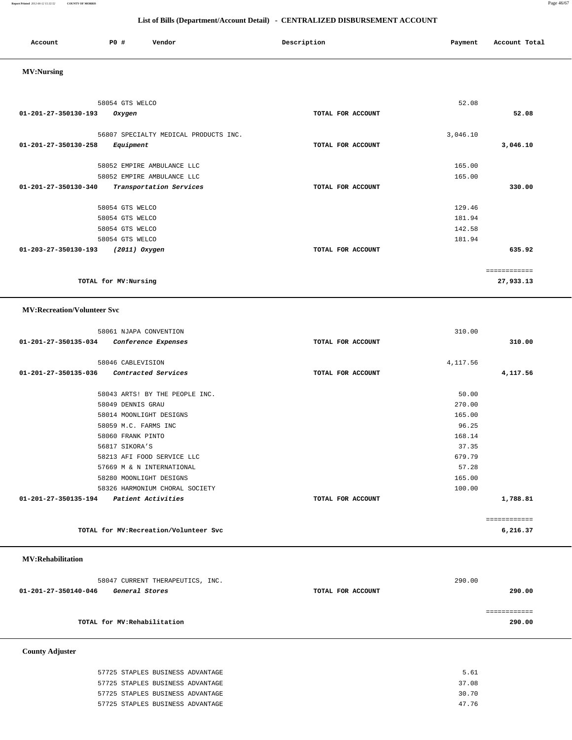## List of Bills (Department/Account Detail) - CENTRALIZED DISBURSEMENT ACCOUNT

| Account | PO # | Vendor | Description | Payment | Account Total |
|---|---|---|---|---|---|

### MV:Nursing

| Account | PO # | Vendor | Description | Payment | Account Total |
|---|---|---|---|---|---|
| | 58054 | GTS WELCO | | 52.08 | |
| **01-201-27-350130-193** | | *Oxygen* | **TOTAL FOR ACCOUNT** | | **52.08** |
| | 56807 | SPECIALTY MEDICAL PRODUCTS INC. | | 3,046.10 | |
| **01-201-27-350130-258** | | *Equipment* | **TOTAL FOR ACCOUNT** | | **3,046.10** |
| | 58052 | EMPIRE AMBULANCE LLC | | 165.00 | |
| | 58052 | EMPIRE AMBULANCE LLC | | 165.00 | |
| **01-201-27-350130-340** | | *Transportation Services* | **TOTAL FOR ACCOUNT** | | **330.00** |
| | 58054 | GTS WELCO | | 129.46 | |
| | 58054 | GTS WELCO | | 181.94 | |
| | 58054 | GTS WELCO | | 142.58 | |
| | 58054 | GTS WELCO | | 181.94 | |
| **01-203-27-350130-193** | | *(2011) Oxygen* | **TOTAL FOR ACCOUNT** | | **635.92** |
| | | | | | ============ |
| | **TOTAL for MV:Nursing** | | | | **27,933.13** |

### MV:Recreation/Volunteer Svc

| Account | PO # | Vendor | Description | Payment | Account Total |
|---|---|---|---|---|---|
| | 58061 | NJAPA CONVENTION | | 310.00 | |
| **01-201-27-350135-034** | | *Conference Expenses* | **TOTAL FOR ACCOUNT** | | **310.00** |
| | 58046 | CABLEVISION | | 4,117.56 | |
| **01-201-27-350135-036** | | *Contracted Services* | **TOTAL FOR ACCOUNT** | | **4,117.56** |
| | 58043 | ARTS! BY THE PEOPLE INC. | | 50.00 | |
| | 58049 | DENNIS GRAU | | 270.00 | |
| | 58014 | MOONLIGHT DESIGNS | | 165.00 | |
| | 58059 | M.C. FARMS INC | | 96.25 | |
| | 58060 | FRANK PINTO | | 168.14 | |
| | 56817 | SIKORA'S | | 37.35 | |
| | 58213 | AFI FOOD SERVICE LLC | | 679.79 | |
| | 57669 | M & N INTERNATIONAL | | 57.28 | |
| | 58280 | MOONLIGHT DESIGNS | | 165.00 | |
| | 58326 | HARMONIUM CHORAL SOCIETY | | 100.00 | |
| **01-201-27-350135-194** | | *Patient Activities* | **TOTAL FOR ACCOUNT** | | **1,788.81** |
| | | | | | ============ |
| | **TOTAL for MV:Recreation/Volunteer Svc** | | | | **6,216.37** |

### MV:Rehabilitation

| Account | PO # | Vendor | Description | Payment | Account Total |
|---|---|---|---|---|---|
| | 58047 | CURRENT THERAPEUTICS, INC. | | 290.00 | |
| **01-201-27-350140-046** | | *General Stores* | **TOTAL FOR ACCOUNT** | | **290.00** |
| | | | | | ============ |
| | **TOTAL for MV:Rehabilitation** | | | | **290.00** |

### County Adjuster

| Account | PO # | Vendor | Description | Payment | Account Total |
|---|---|---|---|---|---|
| | 57725 | STAPLES BUSINESS ADVANTAGE | | 5.61 | |
| | 57725 | STAPLES BUSINESS ADVANTAGE | | 37.08 | |
| | 57725 | STAPLES BUSINESS ADVANTAGE | | 30.70 | |
| | 57725 | STAPLES BUSINESS ADVANTAGE | | 47.76 | |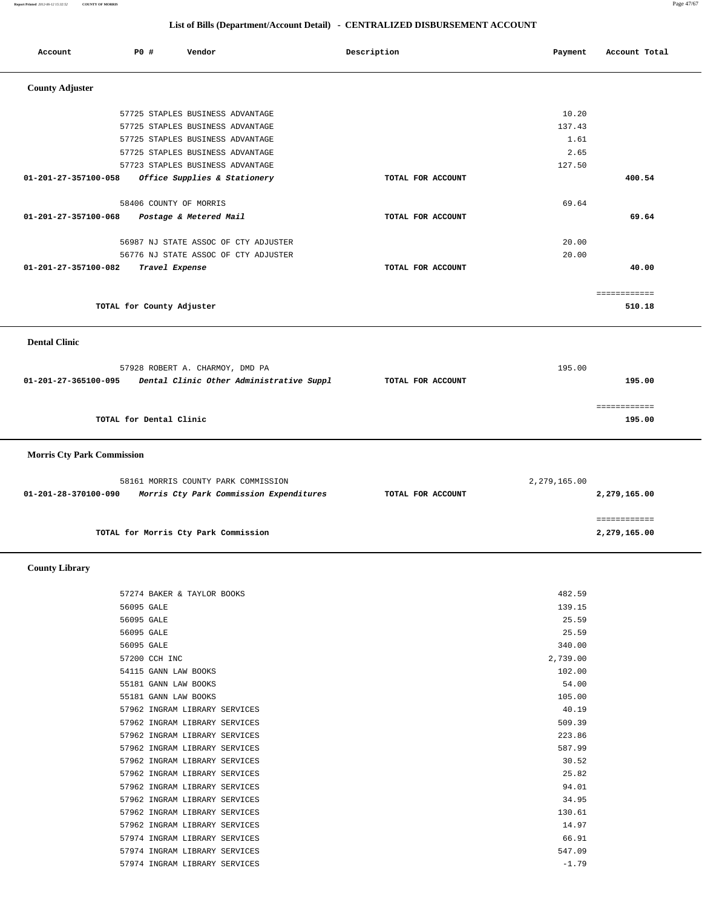## List of Bills (Department/Account Detail) - CENTRALIZED DISBURSEMENT ACCOUNT

| Account | PO # | Vendor | Description | Payment | Account Total |
|---|---|---|---|---|---|

**County Adjuster**

| Account | PO # | Vendor | Description | Payment | Account Total |
|---|---|---|---|---|---|
| | 57725 | STAPLES BUSINESS ADVANTAGE | | 10.20 | |
| | 57725 | STAPLES BUSINESS ADVANTAGE | | 137.43 | |
| | 57725 | STAPLES BUSINESS ADVANTAGE | | 1.61 | |
| | 57725 | STAPLES BUSINESS ADVANTAGE | | 2.65 | |
| | 57723 | STAPLES BUSINESS ADVANTAGE | | 127.50 | |
| **01-201-27-357100-058** | | ***Office Supplies & Stationery*** | TOTAL FOR ACCOUNT | | **400.54** |
| | 58406 | COUNTY OF MORRIS | | 69.64 | |
| **01-201-27-357100-068** | | ***Postage & Metered Mail*** | TOTAL FOR ACCOUNT | | **69.64** |
| | 56987 | NJ STATE ASSOC OF CTY ADJUSTER | | 20.00 | |
| | 56776 | NJ STATE ASSOC OF CTY ADJUSTER | | 20.00 | |
| **01-201-27-357100-082** | | ***Travel Expense*** | TOTAL FOR ACCOUNT | | **40.00** |
| | | | | | ============ |
| | | **TOTAL for County Adjuster** | | | **510.18** |

**Dental Clinic**

| Account | PO # | Vendor | Description | Payment | Account Total |
|---|---|---|---|---|---|
| | 57928 | ROBERT A. CHARMOY, DMD PA | | 195.00 | |
| **01-201-27-365100-095** | | ***Dental Clinic Other Administrative Suppl*** | TOTAL FOR ACCOUNT | | **195.00** |
| | | | | | ============ |
| | | **TOTAL for Dental Clinic** | | | **195.00** |

**Morris Cty Park Commission**

| Account | PO # | Vendor | Description | Payment | Account Total |
|---|---|---|---|---|---|
| | 58161 | MORRIS COUNTY PARK COMMISSION | | 2,279,165.00 | |
| **01-201-28-370100-090** | | ***Morris Cty Park Commission Expenditures*** | TOTAL FOR ACCOUNT | | **2,279,165.00** |
| | | | | | ============ |
| | | **TOTAL for Morris Cty Park Commission** | | | **2,279,165.00** |

**County Library**

| Account | PO # | Vendor | Description | Payment | Account Total |
|---|---|---|---|---|---|
| | 57274 | BAKER & TAYLOR BOOKS | | 482.59 | |
| | 56095 | GALE | | 139.15 | |
| | 56095 | GALE | | 25.59 | |
| | 56095 | GALE | | 25.59 | |
| | 56095 | GALE | | 340.00 | |
| | 57200 | CCH INC | | 2,739.00 | |
| | 54115 | GANN LAW BOOKS | | 102.00 | |
| | 55181 | GANN LAW BOOKS | | 54.00 | |
| | 55181 | GANN LAW BOOKS | | 105.00 | |
| | 57962 | INGRAM LIBRARY SERVICES | | 40.19 | |
| | 57962 | INGRAM LIBRARY SERVICES | | 509.39 | |
| | 57962 | INGRAM LIBRARY SERVICES | | 223.86 | |
| | 57962 | INGRAM LIBRARY SERVICES | | 587.99 | |
| | 57962 | INGRAM LIBRARY SERVICES | | 30.52 | |
| | 57962 | INGRAM LIBRARY SERVICES | | 25.82 | |
| | 57962 | INGRAM LIBRARY SERVICES | | 94.01 | |
| | 57962 | INGRAM LIBRARY SERVICES | | 34.95 | |
| | 57962 | INGRAM LIBRARY SERVICES | | 130.61 | |
| | 57962 | INGRAM LIBRARY SERVICES | | 14.97 | |
| | 57974 | INGRAM LIBRARY SERVICES | | 66.91 | |
| | 57974 | INGRAM LIBRARY SERVICES | | 547.09 | |
| | 57974 | INGRAM LIBRARY SERVICES | | -1.79 | |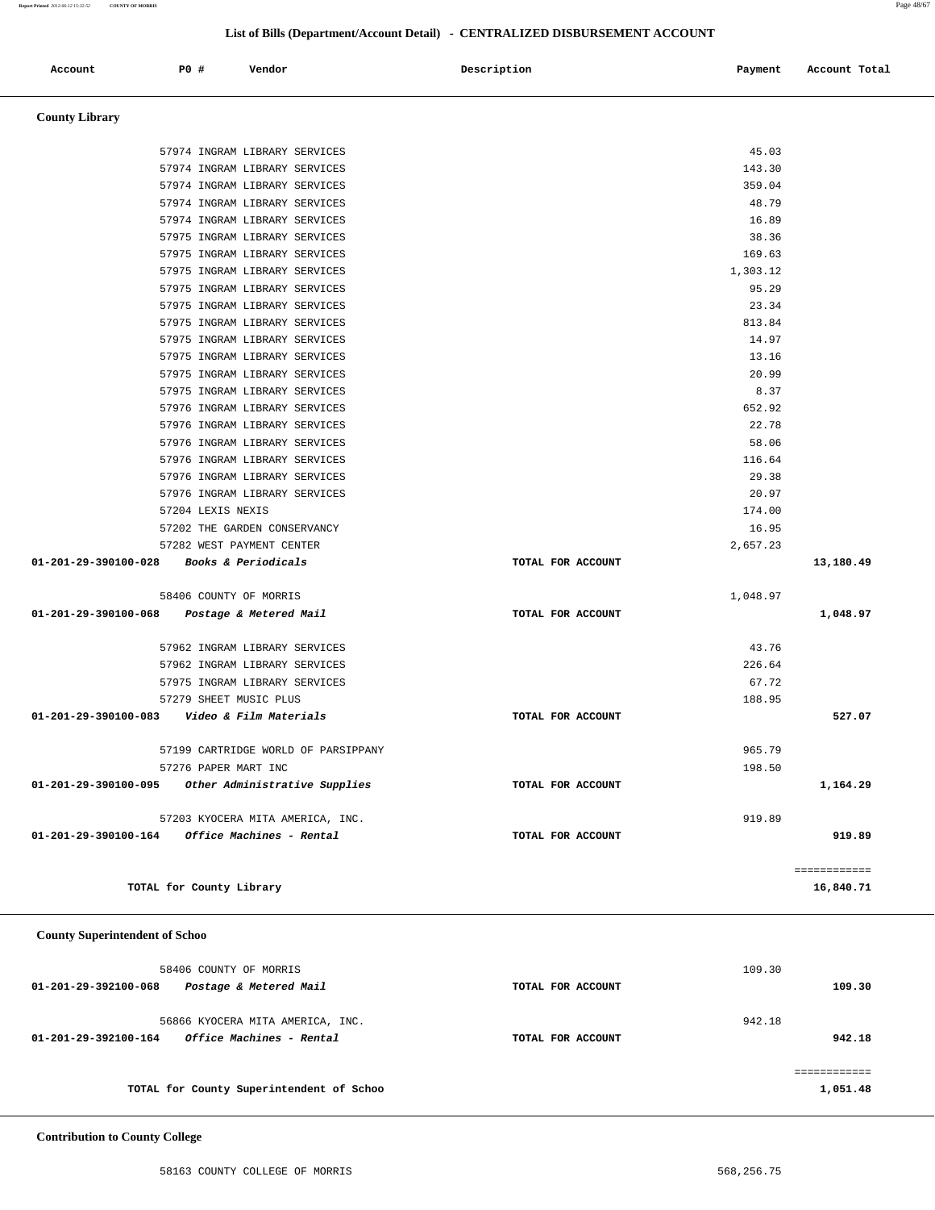## List of Bills (Department/Account Detail) - CENTRALIZED DISBURSEMENT ACCOUNT

| Account | PO # | Vendor | Description | Payment | Account Total |
|---|---|---|---|---|---|

### County Library

| Account | PO # | Vendor | Description | Payment | Account Total |
|---|---|---|---|---|---|
| | 57974 | INGRAM LIBRARY SERVICES | | 45.03 | |
| | 57974 | INGRAM LIBRARY SERVICES | | 143.30 | |
| | 57974 | INGRAM LIBRARY SERVICES | | 359.04 | |
| | 57974 | INGRAM LIBRARY SERVICES | | 48.79 | |
| | 57974 | INGRAM LIBRARY SERVICES | | 16.89 | |
| | 57975 | INGRAM LIBRARY SERVICES | | 38.36 | |
| | 57975 | INGRAM LIBRARY SERVICES | | 169.63 | |
| | 57975 | INGRAM LIBRARY SERVICES | | 1,303.12 | |
| | 57975 | INGRAM LIBRARY SERVICES | | 95.29 | |
| | 57975 | INGRAM LIBRARY SERVICES | | 23.34 | |
| | 57975 | INGRAM LIBRARY SERVICES | | 813.84 | |
| | 57975 | INGRAM LIBRARY SERVICES | | 14.97 | |
| | 57975 | INGRAM LIBRARY SERVICES | | 13.16 | |
| | 57975 | INGRAM LIBRARY SERVICES | | 20.99 | |
| | 57975 | INGRAM LIBRARY SERVICES | | 8.37 | |
| | 57976 | INGRAM LIBRARY SERVICES | | 652.92 | |
| | 57976 | INGRAM LIBRARY SERVICES | | 22.78 | |
| | 57976 | INGRAM LIBRARY SERVICES | | 58.06 | |
| | 57976 | INGRAM LIBRARY SERVICES | | 116.64 | |
| | 57976 | INGRAM LIBRARY SERVICES | | 29.38 | |
| | 57976 | INGRAM LIBRARY SERVICES | | 20.97 | |
| | 57204 | LEXIS NEXIS | | 174.00 | |
| | 57202 | THE GARDEN CONSERVANCY | | 16.95 | |
| | 57282 | WEST PAYMENT CENTER | | 2,657.23 | |
| **01-201-29-390100-028** | | ***Books & Periodicals*** | TOTAL FOR ACCOUNT | | **13,180.49** |
| | 58406 | COUNTY OF MORRIS | | 1,048.97 | |
| **01-201-29-390100-068** | | ***Postage & Metered Mail*** | TOTAL FOR ACCOUNT | | **1,048.97** |
| | 57962 | INGRAM LIBRARY SERVICES | | 43.76 | |
| | 57962 | INGRAM LIBRARY SERVICES | | 226.64 | |
| | 57975 | INGRAM LIBRARY SERVICES | | 67.72 | |
| | 57279 | SHEET MUSIC PLUS | | 188.95 | |
| **01-201-29-390100-083** | | ***Video & Film Materials*** | TOTAL FOR ACCOUNT | | **527.07** |
| | 57199 | CARTRIDGE WORLD OF PARSIPPANY | | 965.79 | |
| | 57276 | PAPER MART INC | | 198.50 | |
| **01-201-29-390100-095** | | ***Other Administrative Supplies*** | TOTAL FOR ACCOUNT | | **1,164.29** |
| | 57203 | KYOCERA MITA AMERICA, INC. | | 919.89 | |
| **01-201-29-390100-164** | | ***Office Machines - Rental*** | TOTAL FOR ACCOUNT | | **919.89** |
| | | | | | ============ |
| | | **TOTAL for County Library** | | | **16,840.71** |

### County Superintendent of Schoo

| Account | PO # | Vendor | Description | Payment | Account Total |
|---|---|---|---|---|---|
| | 58406 | COUNTY OF MORRIS | | 109.30 | |
| **01-201-29-392100-068** | | ***Postage & Metered Mail*** | TOTAL FOR ACCOUNT | | **109.30** |
| | 56866 | KYOCERA MITA AMERICA, INC. | | 942.18 | |
| **01-201-29-392100-164** | | ***Office Machines - Rental*** | TOTAL FOR ACCOUNT | | **942.18** |
| | | | | | ============ |
| | | **TOTAL for County Superintendent of Schoo** | | | **1,051.48** |

### Contribution to County College

| Account | PO # | Vendor | Description | Payment | Account Total |
|---|---|---|---|---|---|
| | 58163 | COUNTY COLLEGE OF MORRIS | | 568,256.75 | |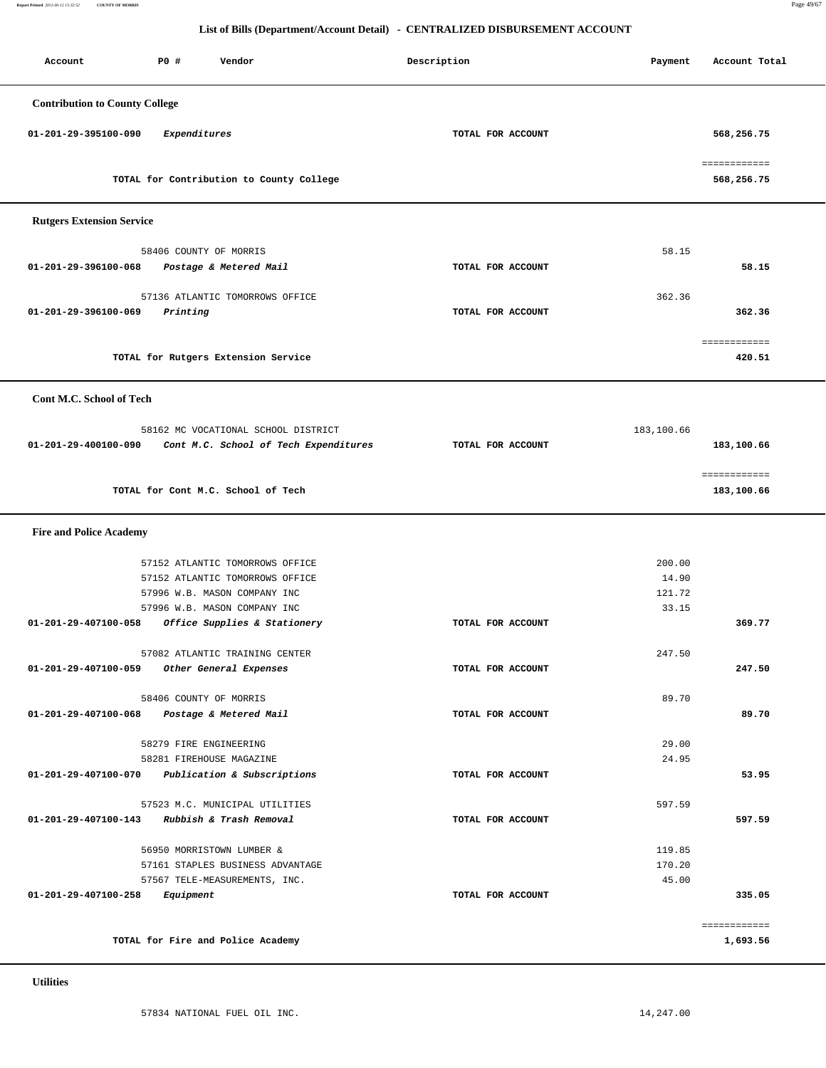## List of Bills (Department/Account Detail) - CENTRALIZED DISBURSEMENT ACCOUNT

| Account | PO # | Vendor | Description | Payment | Account Total |
|---|---|---|---|---|---|

### Contribution to County College

| Account | PO # | Vendor | Description | Payment | Account Total |
|---|---|---|---|---|---|
| 01-201-29-395100-090 | | *Expenditures* | TOTAL FOR ACCOUNT | | 568,256.75 |
| | | | | | ============ |
| | | TOTAL for Contribution to County College | | | 568,256.75 |

### Rutgers Extension Service

| Account | PO # | Vendor | Description | Payment | Account Total |
|---|---|---|---|---|---|
| | 58406 | COUNTY OF MORRIS | | 58.15 | |
| 01-201-29-396100-068 | | *Postage & Metered Mail* | TOTAL FOR ACCOUNT | | 58.15 |
| | 57136 | ATLANTIC TOMORROWS OFFICE | | 362.36 | |
| 01-201-29-396100-069 | | *Printing* | TOTAL FOR ACCOUNT | | 362.36 |
| | | | | | ============ |
| | | TOTAL for Rutgers Extension Service | | | 420.51 |

### Cont M.C. School of Tech

| Account | PO # | Vendor | Description | Payment | Account Total |
|---|---|---|---|---|---|
| | 58162 | MC VOCATIONAL SCHOOL DISTRICT | | 183,100.66 | |
| 01-201-29-400100-090 | | *Cont M.C. School of Tech Expenditures* | TOTAL FOR ACCOUNT | | 183,100.66 |
| | | | | | ============ |
| | | TOTAL for Cont M.C. School of Tech | | | 183,100.66 |

### Fire and Police Academy

| Account | PO # | Vendor | Description | Payment | Account Total |
|---|---|---|---|---|---|
| | 57152 | ATLANTIC TOMORROWS OFFICE | | 200.00 | |
| | 57152 | ATLANTIC TOMORROWS OFFICE | | 14.90 | |
| | 57996 | W.B. MASON COMPANY INC | | 121.72 | |
| | 57996 | W.B. MASON COMPANY INC | | 33.15 | |
| 01-201-29-407100-058 | | *Office Supplies & Stationery* | TOTAL FOR ACCOUNT | | 369.77 |
| | 57082 | ATLANTIC TRAINING CENTER | | 247.50 | |
| 01-201-29-407100-059 | | *Other General Expenses* | TOTAL FOR ACCOUNT | | 247.50 |
| | 58406 | COUNTY OF MORRIS | | 89.70 | |
| 01-201-29-407100-068 | | *Postage & Metered Mail* | TOTAL FOR ACCOUNT | | 89.70 |
| | 58279 | FIRE ENGINEERING | | 29.00 | |
| | 58281 | FIREHOUSE MAGAZINE | | 24.95 | |
| 01-201-29-407100-070 | | *Publication & Subscriptions* | TOTAL FOR ACCOUNT | | 53.95 |
| | 57523 | M.C. MUNICIPAL UTILITIES | | 597.59 | |
| 01-201-29-407100-143 | | *Rubbish & Trash Removal* | TOTAL FOR ACCOUNT | | 597.59 |
| | 56950 | MORRISTOWN LUMBER & | | 119.85 | |
| | 57161 | STAPLES BUSINESS ADVANTAGE | | 170.20 | |
| | 57567 | TELE-MEASUREMENTS, INC. | | 45.00 | |
| 01-201-29-407100-258 | | *Equipment* | TOTAL FOR ACCOUNT | | 335.05 |
| | | | | | ============ |
| | | TOTAL for Fire and Police Academy | | | 1,693.56 |

### Utilities

| Account | PO # | Vendor | Description | Payment | Account Total |
|---|---|---|---|---|---|
| | 57834 | NATIONAL FUEL OIL INC. | | 14,247.00 | |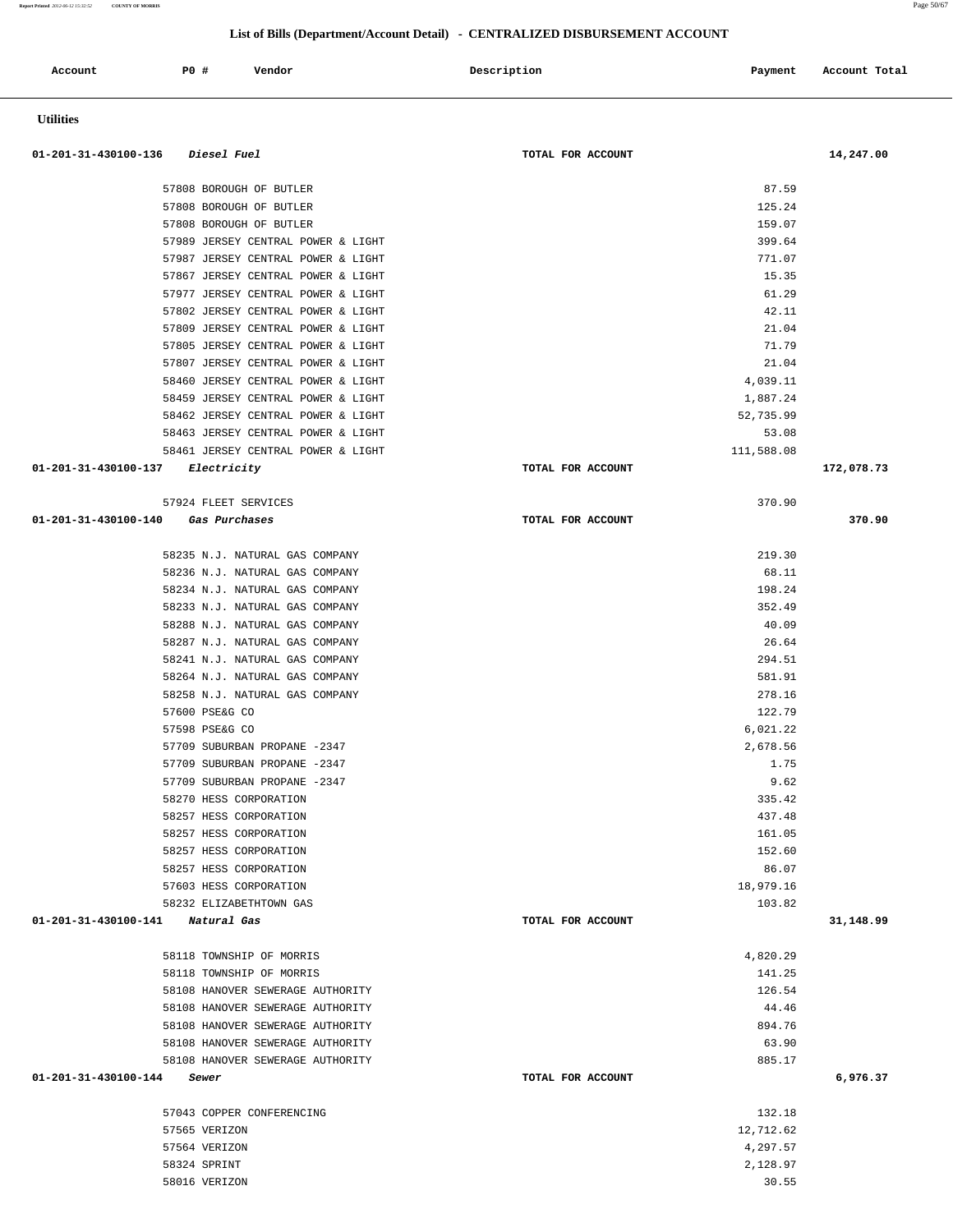## List of Bills (Department/Account Detail) - CENTRALIZED DISBURSEMENT ACCOUNT

| Account | PO # | Vendor | Description | Payment | Account Total |
|---|---|---|---|---|---|
| **Utilities** | | | | | |
| 01-201-31-430100-136 | | *Diesel Fuel* | TOTAL FOR ACCOUNT | | 14,247.00 |
| | 57808 | BOROUGH OF BUTLER | | 87.59 | |
| | 57808 | BOROUGH OF BUTLER | | 125.24 | |
| | 57808 | BOROUGH OF BUTLER | | 159.07 | |
| | 57989 | JERSEY CENTRAL POWER & LIGHT | | 399.64 | |
| | 57987 | JERSEY CENTRAL POWER & LIGHT | | 771.07 | |
| | 57867 | JERSEY CENTRAL POWER & LIGHT | | 15.35 | |
| | 57977 | JERSEY CENTRAL POWER & LIGHT | | 61.29 | |
| | 57802 | JERSEY CENTRAL POWER & LIGHT | | 42.11 | |
| | 57809 | JERSEY CENTRAL POWER & LIGHT | | 21.04 | |
| | 57805 | JERSEY CENTRAL POWER & LIGHT | | 71.79 | |
| | 57807 | JERSEY CENTRAL POWER & LIGHT | | 21.04 | |
| | 58460 | JERSEY CENTRAL POWER & LIGHT | | 4,039.11 | |
| | 58459 | JERSEY CENTRAL POWER & LIGHT | | 1,887.24 | |
| | 58462 | JERSEY CENTRAL POWER & LIGHT | | 52,735.99 | |
| | 58463 | JERSEY CENTRAL POWER & LIGHT | | 53.08 | |
| | 58461 | JERSEY CENTRAL POWER & LIGHT | | 111,588.08 | |
| 01-201-31-430100-137 | | *Electricity* | TOTAL FOR ACCOUNT | | 172,078.73 |
| | 57924 | FLEET SERVICES | | 370.90 | |
| 01-201-31-430100-140 | | *Gas Purchases* | TOTAL FOR ACCOUNT | | 370.90 |
| | 58235 | N.J. NATURAL GAS COMPANY | | 219.30 | |
| | 58236 | N.J. NATURAL GAS COMPANY | | 68.11 | |
| | 58234 | N.J. NATURAL GAS COMPANY | | 198.24 | |
| | 58233 | N.J. NATURAL GAS COMPANY | | 352.49 | |
| | 58288 | N.J. NATURAL GAS COMPANY | | 40.09 | |
| | 58287 | N.J. NATURAL GAS COMPANY | | 26.64 | |
| | 58241 | N.J. NATURAL GAS COMPANY | | 294.51 | |
| | 58264 | N.J. NATURAL GAS COMPANY | | 581.91 | |
| | 58258 | N.J. NATURAL GAS COMPANY | | 278.16 | |
| | 57600 | PSE&G CO | | 122.79 | |
| | 57598 | PSE&G CO | | 6,021.22 | |
| | 57709 | SUBURBAN PROPANE -2347 | | 2,678.56 | |
| | 57709 | SUBURBAN PROPANE -2347 | | 1.75 | |
| | 57709 | SUBURBAN PROPANE -2347 | | 9.62 | |
| | 58270 | HESS CORPORATION | | 335.42 | |
| | 58257 | HESS CORPORATION | | 437.48 | |
| | 58257 | HESS CORPORATION | | 161.05 | |
| | 58257 | HESS CORPORATION | | 152.60 | |
| | 58257 | HESS CORPORATION | | 86.07 | |
| | 57603 | HESS CORPORATION | | 18,979.16 | |
| | 58232 | ELIZABETHTOWN GAS | | 103.82 | |
| 01-201-31-430100-141 | | *Natural Gas* | TOTAL FOR ACCOUNT | | 31,148.99 |
| | 58118 | TOWNSHIP OF MORRIS | | 4,820.29 | |
| | 58118 | TOWNSHIP OF MORRIS | | 141.25 | |
| | 58108 | HANOVER SEWERAGE AUTHORITY | | 126.54 | |
| | 58108 | HANOVER SEWERAGE AUTHORITY | | 44.46 | |
| | 58108 | HANOVER SEWERAGE AUTHORITY | | 894.76 | |
| | 58108 | HANOVER SEWERAGE AUTHORITY | | 63.90 | |
| | 58108 | HANOVER SEWERAGE AUTHORITY | | 885.17 | |
| 01-201-31-430100-144 | | *Sewer* | TOTAL FOR ACCOUNT | | 6,976.37 |
| | 57043 | COPPER CONFERENCING | | 132.18 | |
| | 57565 | VERIZON | | 12,712.62 | |
| | 57564 | VERIZON | | 4,297.57 | |
| | 58324 | SPRINT | | 2,128.97 | |
| | 58016 | VERIZON | | 30.55 | |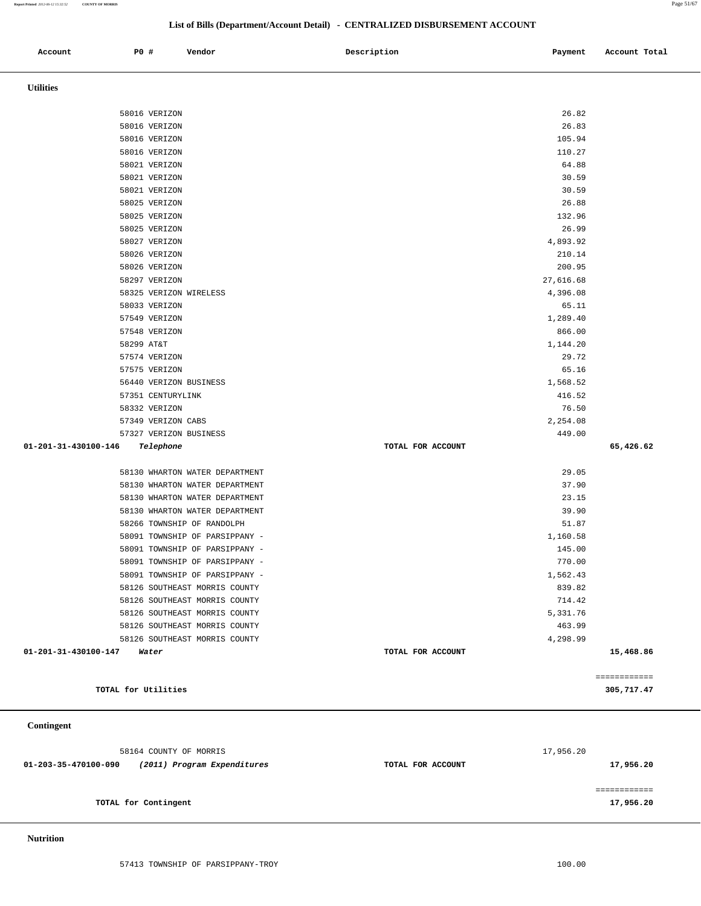## List of Bills (Department/Account Detail) - CENTRALIZED DISBURSEMENT ACCOUNT

| Account | PO # | Vendor | Description | Payment | Account Total |
|---|---|---|---|---|---|

### Utilities

| Account | PO # | Vendor | Description | Payment | Account Total |
|---|---|---|---|---|---|
| | 58016 | VERIZON | | 26.82 | |
| | 58016 | VERIZON | | 26.83 | |
| | 58016 | VERIZON | | 105.94 | |
| | 58016 | VERIZON | | 110.27 | |
| | 58021 | VERIZON | | 64.88 | |
| | 58021 | VERIZON | | 30.59 | |
| | 58021 | VERIZON | | 30.59 | |
| | 58025 | VERIZON | | 26.88 | |
| | 58025 | VERIZON | | 132.96 | |
| | 58025 | VERIZON | | 26.99 | |
| | 58027 | VERIZON | | 4,893.92 | |
| | 58026 | VERIZON | | 210.14 | |
| | 58026 | VERIZON | | 200.95 | |
| | 58297 | VERIZON | | 27,616.68 | |
| | 58325 | VERIZON WIRELESS | | 4,396.08 | |
| | 58033 | VERIZON | | 65.11 | |
| | 57549 | VERIZON | | 1,289.40 | |
| | 57548 | VERIZON | | 866.00 | |
| | 58299 | AT&T | | 1,144.20 | |
| | 57574 | VERIZON | | 29.72 | |
| | 57575 | VERIZON | | 65.16 | |
| | 56440 | VERIZON BUSINESS | | 1,568.52 | |
| | 57351 | CENTURYLINK | | 416.52 | |
| | 58332 | VERIZON | | 76.50 | |
| | 57349 | VERIZON CABS | | 2,254.08 | |
| | 57327 | VERIZON BUSINESS | | 449.00 | |
| 01-201-31-430100-146 | | *Telephone* | TOTAL FOR ACCOUNT | | 65,426.62 |
| | 58130 | WHARTON WATER DEPARTMENT | | 29.05 | |
| | 58130 | WHARTON WATER DEPARTMENT | | 37.90 | |
| | 58130 | WHARTON WATER DEPARTMENT | | 23.15 | |
| | 58130 | WHARTON WATER DEPARTMENT | | 39.90 | |
| | 58266 | TOWNSHIP OF RANDOLPH | | 51.87 | |
| | 58091 | TOWNSHIP OF PARSIPPANY - | | 1,160.58 | |
| | 58091 | TOWNSHIP OF PARSIPPANY - | | 145.00 | |
| | 58091 | TOWNSHIP OF PARSIPPANY - | | 770.00 | |
| | 58091 | TOWNSHIP OF PARSIPPANY - | | 1,562.43 | |
| | 58126 | SOUTHEAST MORRIS COUNTY | | 839.82 | |
| | 58126 | SOUTHEAST MORRIS COUNTY | | 714.42 | |
| | 58126 | SOUTHEAST MORRIS COUNTY | | 5,331.76 | |
| | 58126 | SOUTHEAST MORRIS COUNTY | | 463.99 | |
| | 58126 | SOUTHEAST MORRIS COUNTY | | 4,298.99 | |
| 01-201-31-430100-147 | | *Water* | TOTAL FOR ACCOUNT | | 15,468.86 |

**TOTAL for Utilities** ............ 305,717.47

### Contingent

| Account | PO # | Vendor | Description | Payment | Account Total |
|---|---|---|---|---|---|
| | 58164 | COUNTY OF MORRIS | | 17,956.20 | |
| 01-203-35-470100-090 | | *(2011) Program Expenditures* | TOTAL FOR ACCOUNT | | 17,956.20 |

**TOTAL for Contingent** ............ 17,956.20

### Nutrition

| Account | PO # | Vendor | Description | Payment | Account Total |
|---|---|---|---|---|---|
| | 57413 | TOWNSHIP OF PARSIPPANY-TROY | | 100.00 | |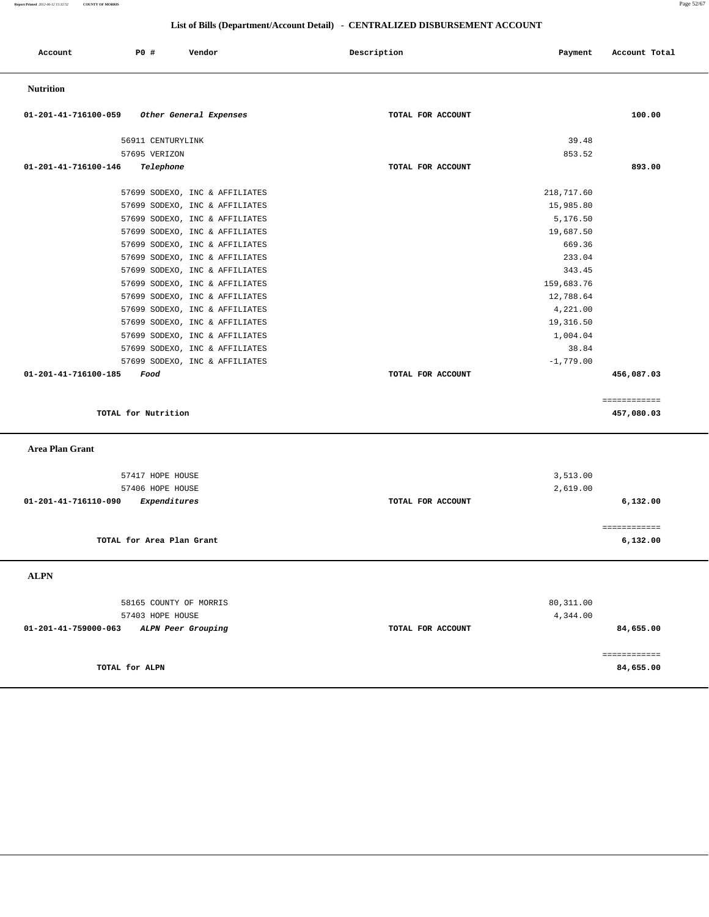## List of Bills (Department/Account Detail) - CENTRALIZED DISBURSEMENT ACCOUNT

| Account | PO # | Vendor | Description | Payment | Account Total |
|---|---|---|---|---|---|

### Nutrition

| Account | PO # | Vendor | Description | Payment | Account Total |
|---|---|---|---|---|---|
| 01-201-41-716100-059 | | *Other General Expenses* | TOTAL FOR ACCOUNT | | 100.00 |
| | 56911 | CENTURYLINK | | 39.48 | |
| | 57695 | VERIZON | | 853.52 | |
| 01-201-41-716100-146 | | *Telephone* | TOTAL FOR ACCOUNT | | 893.00 |
| | 57699 | SODEXO, INC & AFFILIATES | | 218,717.60 | |
| | 57699 | SODEXO, INC & AFFILIATES | | 15,985.80 | |
| | 57699 | SODEXO, INC & AFFILIATES | | 5,176.50 | |
| | 57699 | SODEXO, INC & AFFILIATES | | 19,687.50 | |
| | 57699 | SODEXO, INC & AFFILIATES | | 669.36 | |
| | 57699 | SODEXO, INC & AFFILIATES | | 233.04 | |
| | 57699 | SODEXO, INC & AFFILIATES | | 343.45 | |
| | 57699 | SODEXO, INC & AFFILIATES | | 159,683.76 | |
| | 57699 | SODEXO, INC & AFFILIATES | | 12,788.64 | |
| | 57699 | SODEXO, INC & AFFILIATES | | 4,221.00 | |
| | 57699 | SODEXO, INC & AFFILIATES | | 19,316.50 | |
| | 57699 | SODEXO, INC & AFFILIATES | | 1,004.04 | |
| | 57699 | SODEXO, INC & AFFILIATES | | 38.84 | |
| | 57699 | SODEXO, INC & AFFILIATES | | -1,779.00 | |
| 01-201-41-716100-185 | | *Food* | TOTAL FOR ACCOUNT | | 456,087.03 |
| | | TOTAL for Nutrition | | | 457,080.03 |

### Area Plan Grant

| Account | PO # | Vendor | Description | Payment | Account Total |
|---|---|---|---|---|---|
| | 57417 | HOPE HOUSE | | 3,513.00 | |
| | 57406 | HOPE HOUSE | | 2,619.00 | |
| 01-201-41-716110-090 | | *Expenditures* | TOTAL FOR ACCOUNT | | 6,132.00 |
| | | TOTAL for Area Plan Grant | | | 6,132.00 |

### ALPN

| Account | PO # | Vendor | Description | Payment | Account Total |
|---|---|---|---|---|---|
| | 58165 | COUNTY OF MORRIS | | 80,311.00 | |
| | 57403 | HOPE HOUSE | | 4,344.00 | |
| 01-201-41-759000-063 | | *ALPN Peer Grouping* | TOTAL FOR ACCOUNT | | 84,655.00 |
| | | TOTAL for ALPN | | | 84,655.00 |